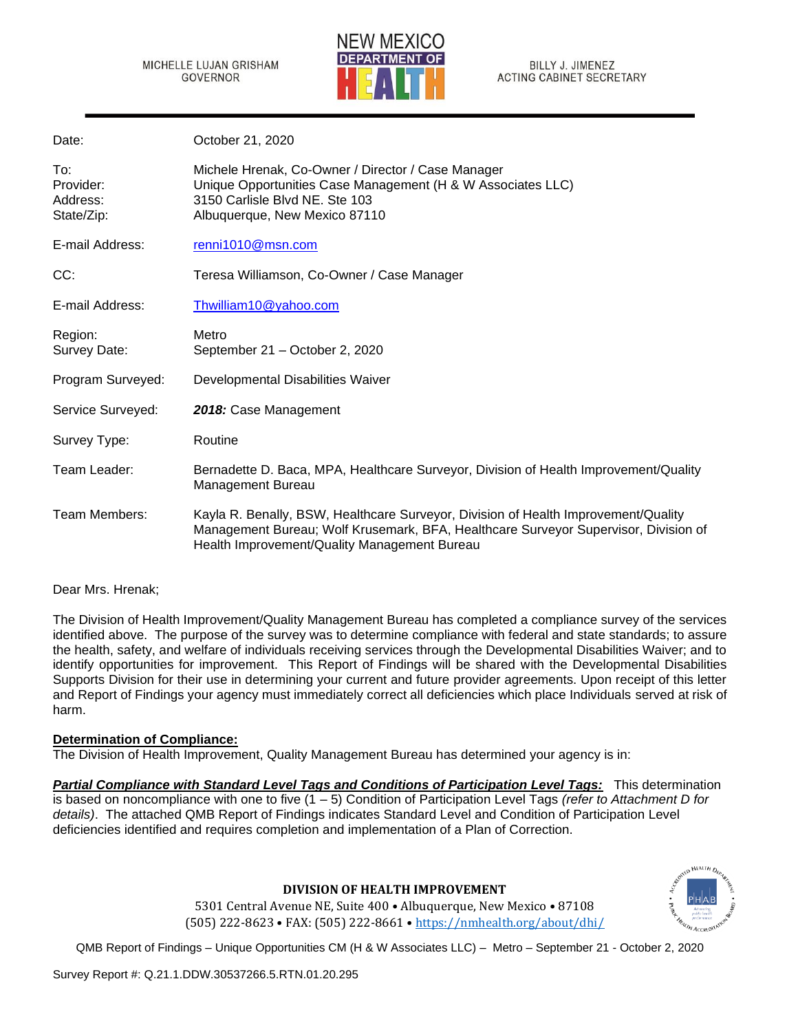MICHELLE LUJAN GRISHAM
GOVERNOR

NEW MEXICO DEPARTMENT OF HEALTH

BILLY J. JIMENEZ
ACTING CABINET SECRETARY

| | |
|---|---|
| Date: | October 21, 2020 |
| To: | Michele Hrenak, Co-Owner / Director / Case Manager |
| Provider: | Unique Opportunities Case Management (H & W Associates LLC) |
| Address: | 3150 Carlisle Blvd NE. Ste 103 |
| State/Zip: | Albuquerque, New Mexico 87110 |
| E-mail Address: | renni1010@msn.com |
| CC: | Teresa Williamson, Co-Owner / Case Manager |
| E-mail Address: | Thwilliam10@yahoo.com |
| Region: | Metro |
| Survey Date: | September 21 – October 2, 2020 |
| Program Surveyed: | Developmental Disabilities Waiver |
| Service Surveyed: | ***2018:*** Case Management |
| Survey Type: | Routine |
| Team Leader: | Bernadette D. Baca, MPA, Healthcare Surveyor, Division of Health Improvement/Quality Management Bureau |
| Team Members: | Kayla R. Benally, BSW, Healthcare Surveyor, Division of Health Improvement/Quality Management Bureau; Wolf Krusemark, BFA, Healthcare Surveyor Supervisor, Division of Health Improvement/Quality Management Bureau |

Dear Mrs. Hrenak;

The Division of Health Improvement/Quality Management Bureau has completed a compliance survey of the services identified above. The purpose of the survey was to determine compliance with federal and state standards; to assure the health, safety, and welfare of individuals receiving services through the Developmental Disabilities Waiver; and to identify opportunities for improvement. This Report of Findings will be shared with the Developmental Disabilities Supports Division for their use in determining your current and future provider agreements. Upon receipt of this letter and Report of Findings your agency must immediately correct all deficiencies which place Individuals served at risk of harm.

**Determination of Compliance:**

The Division of Health Improvement, Quality Management Bureau has determined your agency is in:

***Partial Compliance with Standard Level Tags and Conditions of Participation Level Tags:*** This determination is based on noncompliance with one to five (1 – 5) Condition of Participation Level Tags *(refer to Attachment D for details)*. The attached QMB Report of Findings indicates Standard Level and Condition of Participation Level deficiencies identified and requires completion and implementation of a Plan of Correction.

**DIVISION OF HEALTH IMPROVEMENT**
5301 Central Avenue NE, Suite 400 • Albuquerque, New Mexico • 87108
(505) 222-8623 • FAX: (505) 222-8661 • https://nmhealth.org/about/dhi/

Survey Report #: Q.21.1.DDW.30537266.5.RTN.01.20.295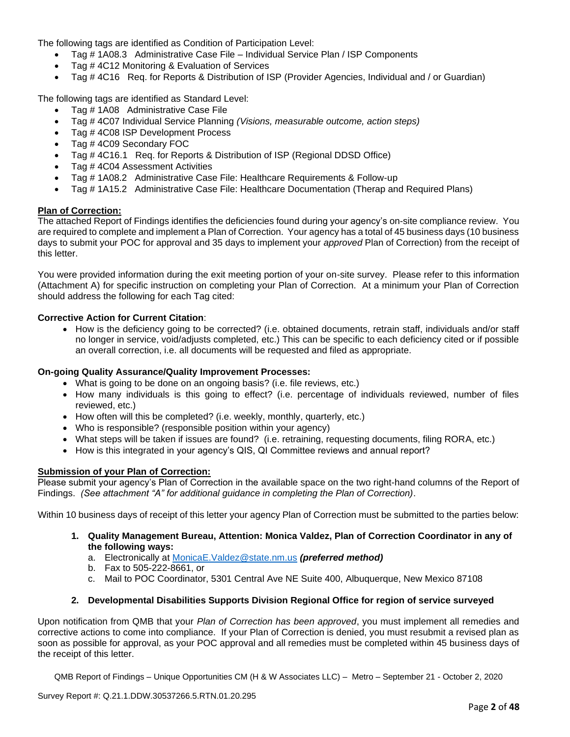The following tags are identified as Condition of Participation Level:

- Tag # 1A08.3 Administrative Case File – Individual Service Plan / ISP Components
- Tag # 4C12 Monitoring & Evaluation of Services
- Tag # 4C16 Req. for Reports & Distribution of ISP (Provider Agencies, Individual and / or Guardian)

The following tags are identified as Standard Level:

- Tag # 1A08 Administrative Case File
- Tag # 4C07 Individual Service Planning *(Visions, measurable outcome, action steps)*
- Tag # 4C08 ISP Development Process
- Tag # 4C09 Secondary FOC
- Tag # 4C16.1 Req. for Reports & Distribution of ISP (Regional DDSD Office)
- Tag # 4C04 Assessment Activities
- Tag # 1A08.2 Administrative Case File: Healthcare Requirements & Follow-up
- Tag # 1A15.2 Administrative Case File: Healthcare Documentation (Therap and Required Plans)

**Plan of Correction:**

The attached Report of Findings identifies the deficiencies found during your agency's on-site compliance review. You are required to complete and implement a Plan of Correction. Your agency has a total of 45 business days (10 business days to submit your POC for approval and 35 days to implement your *approved* Plan of Correction) from the receipt of this letter.

You were provided information during the exit meeting portion of your on-site survey. Please refer to this information (Attachment A) for specific instruction on completing your Plan of Correction. At a minimum your Plan of Correction should address the following for each Tag cited:

**Corrective Action for Current Citation**:

- How is the deficiency going to be corrected? (i.e. obtained documents, retrain staff, individuals and/or staff no longer in service, void/adjusts completed, etc.) This can be specific to each deficiency cited or if possible an overall correction, i.e. all documents will be requested and filed as appropriate.

**On-going Quality Assurance/Quality Improvement Processes:**

- What is going to be done on an ongoing basis? (i.e. file reviews, etc.)
- How many individuals is this going to effect? (i.e. percentage of individuals reviewed, number of files reviewed, etc.)
- How often will this be completed? (i.e. weekly, monthly, quarterly, etc.)
- Who is responsible? (responsible position within your agency)
- What steps will be taken if issues are found? (i.e. retraining, requesting documents, filing RORA, etc.)
- How is this integrated in your agency's QIS, QI Committee reviews and annual report?

**Submission of your Plan of Correction:**

Please submit your agency's Plan of Correction in the available space on the two right-hand columns of the Report of Findings. *(See attachment "A" for additional guidance in completing the Plan of Correction)*.

Within 10 business days of receipt of this letter your agency Plan of Correction must be submitted to the parties below:

1. **Quality Management Bureau, Attention: Monica Valdez, Plan of Correction Coordinator in any of the following ways:**
   a. Electronically at MonicaE.Valdez@state.nm.us ***(preferred method)***
   b. Fax to 505-222-8661, or
   c. Mail to POC Coordinator, 5301 Central Ave NE Suite 400, Albuquerque, New Mexico 87108

2. **Developmental Disabilities Supports Division Regional Office for region of service surveyed**

Upon notification from QMB that your *Plan of Correction has been approved*, you must implement all remedies and corrective actions to come into compliance. If your Plan of Correction is denied, you must resubmit a revised plan as soon as possible for approval, as your POC approval and all remedies must be completed within 45 business days of the receipt of this letter.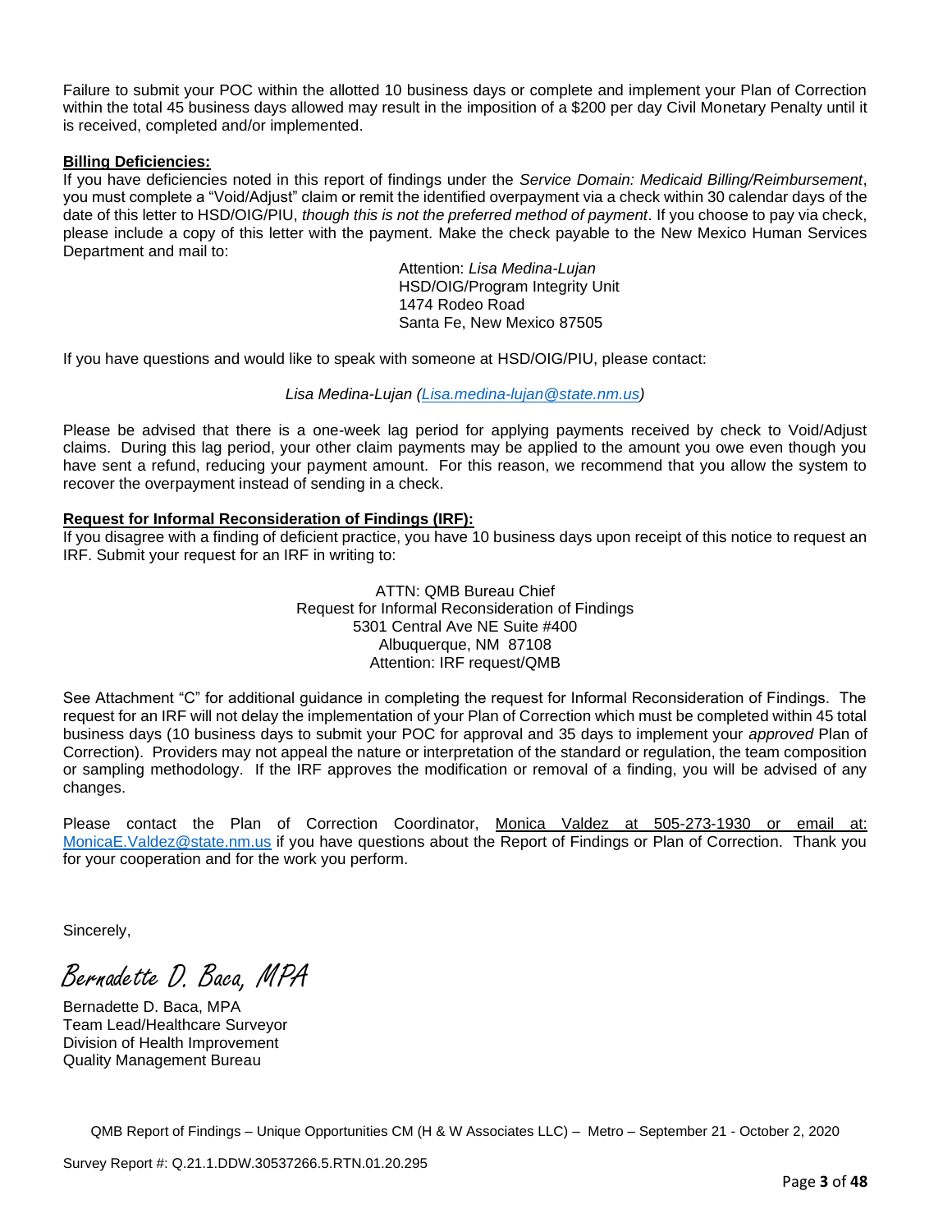Failure to submit your POC within the allotted 10 business days or complete and implement your Plan of Correction within the total 45 business days allowed may result in the imposition of a $200 per day Civil Monetary Penalty until it is received, completed and/or implemented.

**Billing Deficiencies:**

If you have deficiencies noted in this report of findings under the *Service Domain: Medicaid Billing/Reimbursement*, you must complete a "Void/Adjust" claim or remit the identified overpayment via a check within 30 calendar days of the date of this letter to HSD/OIG/PIU, *though this is not the preferred method of payment*. If you choose to pay via check, please include a copy of this letter with the payment. Make the check payable to the New Mexico Human Services Department and mail to:

Attention: *Lisa Medina-Lujan*
HSD/OIG/Program Integrity Unit
1474 Rodeo Road
Santa Fe, New Mexico 87505

If you have questions and would like to speak with someone at HSD/OIG/PIU, please contact:

*Lisa Medina-Lujan (Lisa.medina-lujan@state.nm.us)*

Please be advised that there is a one-week lag period for applying payments received by check to Void/Adjust claims. During this lag period, your other claim payments may be applied to the amount you owe even though you have sent a refund, reducing your payment amount. For this reason, we recommend that you allow the system to recover the overpayment instead of sending in a check.

**Request for Informal Reconsideration of Findings (IRF):**

If you disagree with a finding of deficient practice, you have 10 business days upon receipt of this notice to request an IRF. Submit your request for an IRF in writing to:

ATTN: QMB Bureau Chief
Request for Informal Reconsideration of Findings
5301 Central Ave NE Suite #400
Albuquerque, NM 87108
Attention: IRF request/QMB

See Attachment "C" for additional guidance in completing the request for Informal Reconsideration of Findings. The request for an IRF will not delay the implementation of your Plan of Correction which must be completed within 45 total business days (10 business days to submit your POC for approval and 35 days to implement your *approved* Plan of Correction). Providers may not appeal the nature or interpretation of the standard or regulation, the team composition or sampling methodology. If the IRF approves the modification or removal of a finding, you will be advised of any changes.

Please contact the Plan of Correction Coordinator, Monica Valdez at 505-273-1930 or email at: MonicaE.Valdez@state.nm.us if you have questions about the Report of Findings or Plan of Correction. Thank you for your cooperation and for the work you perform.

Sincerely,

*Bernadette D. Baca, MPA*

Bernadette D. Baca, MPA
Team Lead/Healthcare Surveyor
Division of Health Improvement
Quality Management Bureau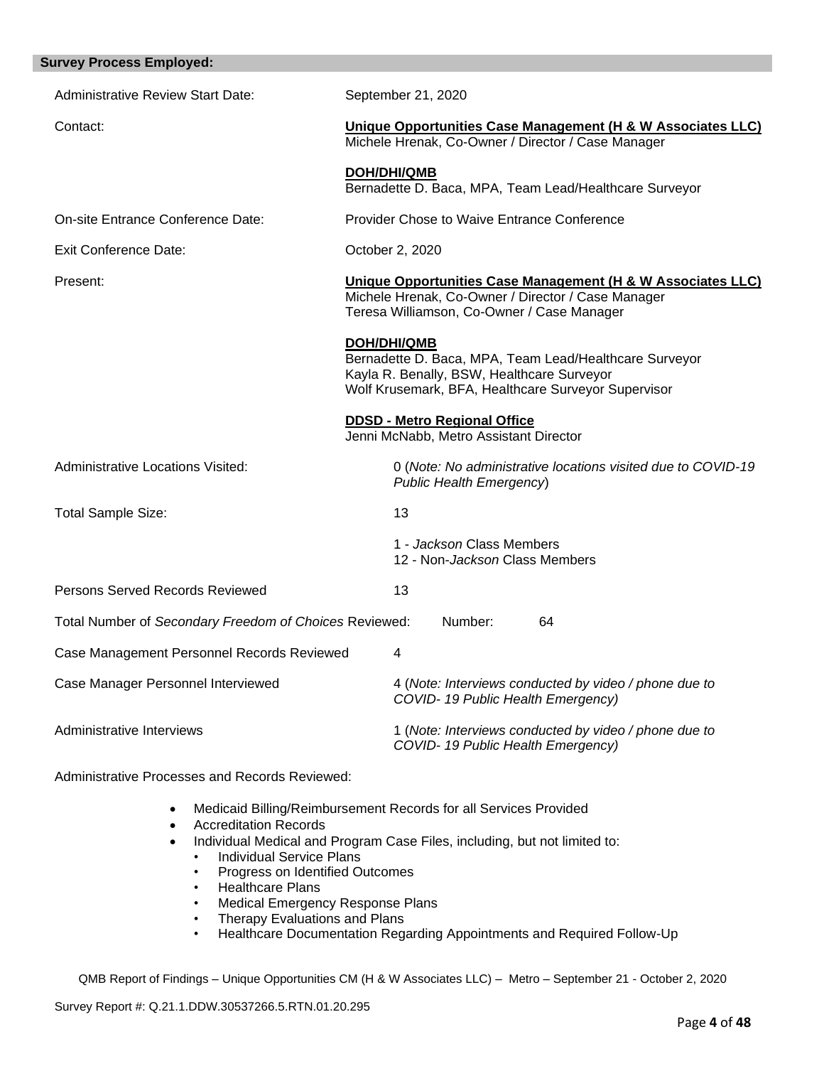**Survey Process Employed:**

| | |
|---|---|
| Administrative Review Start Date: | September 21, 2020 |
| Contact: | **Unique Opportunities Case Management (H & W Associates LLC)**<br>Michele Hrenak, Co-Owner / Director / Case Manager<br><br>**DOH/DHI/QMB**<br>Bernadette D. Baca, MPA, Team Lead/Healthcare Surveyor |
| On-site Entrance Conference Date: | Provider Chose to Waive Entrance Conference |
| Exit Conference Date: | October 2, 2020 |
| Present: | **Unique Opportunities Case Management (H & W Associates LLC)**<br>Michele Hrenak, Co-Owner / Director / Case Manager<br>Teresa Williamson, Co-Owner / Case Manager<br><br>**DOH/DHI/QMB**<br>Bernadette D. Baca, MPA, Team Lead/Healthcare Surveyor<br>Kayla R. Benally, BSW, Healthcare Surveyor<br>Wolf Krusemark, BFA, Healthcare Surveyor Supervisor<br><br>**DDSD - Metro Regional Office**<br>Jenni McNabb, Metro Assistant Director |
| Administrative Locations Visited: | 0 (*Note: No administrative locations visited due to COVID-19 Public Health Emergency*) |
| Total Sample Size: | 13<br><br>1 - *Jackson* Class Members<br>12 - Non-*Jackson* Class Members |
| Persons Served Records Reviewed | 13 |
| Total Number of *Secondary Freedom of Choices* Reviewed: | Number: 64 |
| Case Management Personnel Records Reviewed | 4 |
| Case Manager Personnel Interviewed | 4 (*Note: Interviews conducted by video / phone due to COVID- 19 Public Health Emergency)* |
| Administrative Interviews | 1 (*Note: Interviews conducted by video / phone due to COVID- 19 Public Health Emergency)* |

Administrative Processes and Records Reviewed:

- Medicaid Billing/Reimbursement Records for all Services Provided
- Accreditation Records
- Individual Medical and Program Case Files, including, but not limited to:
  - Individual Service Plans
  - Progress on Identified Outcomes
  - Healthcare Plans
  - Medical Emergency Response Plans
  - Therapy Evaluations and Plans
  - Healthcare Documentation Regarding Appointments and Required Follow-Up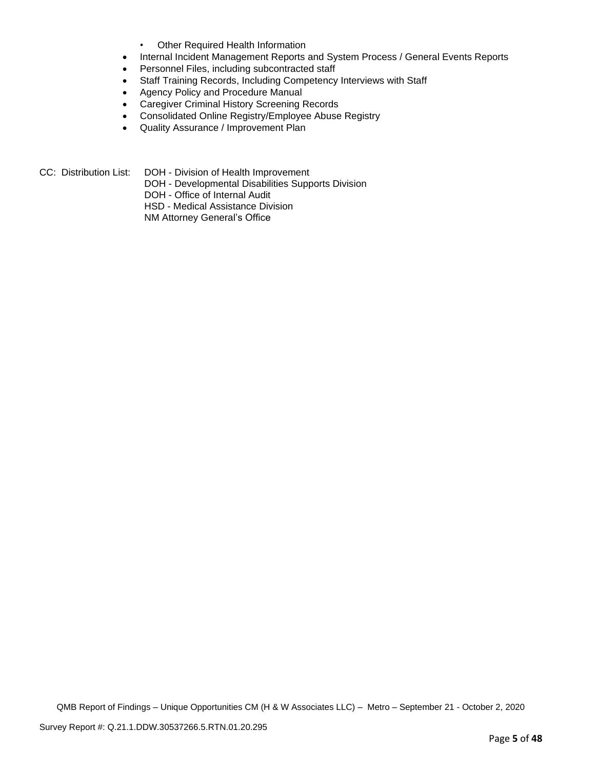- Other Required Health Information
- Internal Incident Management Reports and System Process / General Events Reports
- Personnel Files, including subcontracted staff
- Staff Training Records, Including Competency Interviews with Staff
- Agency Policy and Procedure Manual
- Caregiver Criminal History Screening Records
- Consolidated Online Registry/Employee Abuse Registry
- Quality Assurance / Improvement Plan

CC: Distribution List: DOH - Division of Health Improvement
DOH - Developmental Disabilities Supports Division
DOH - Office of Internal Audit
HSD - Medical Assistance Division
NM Attorney General's Office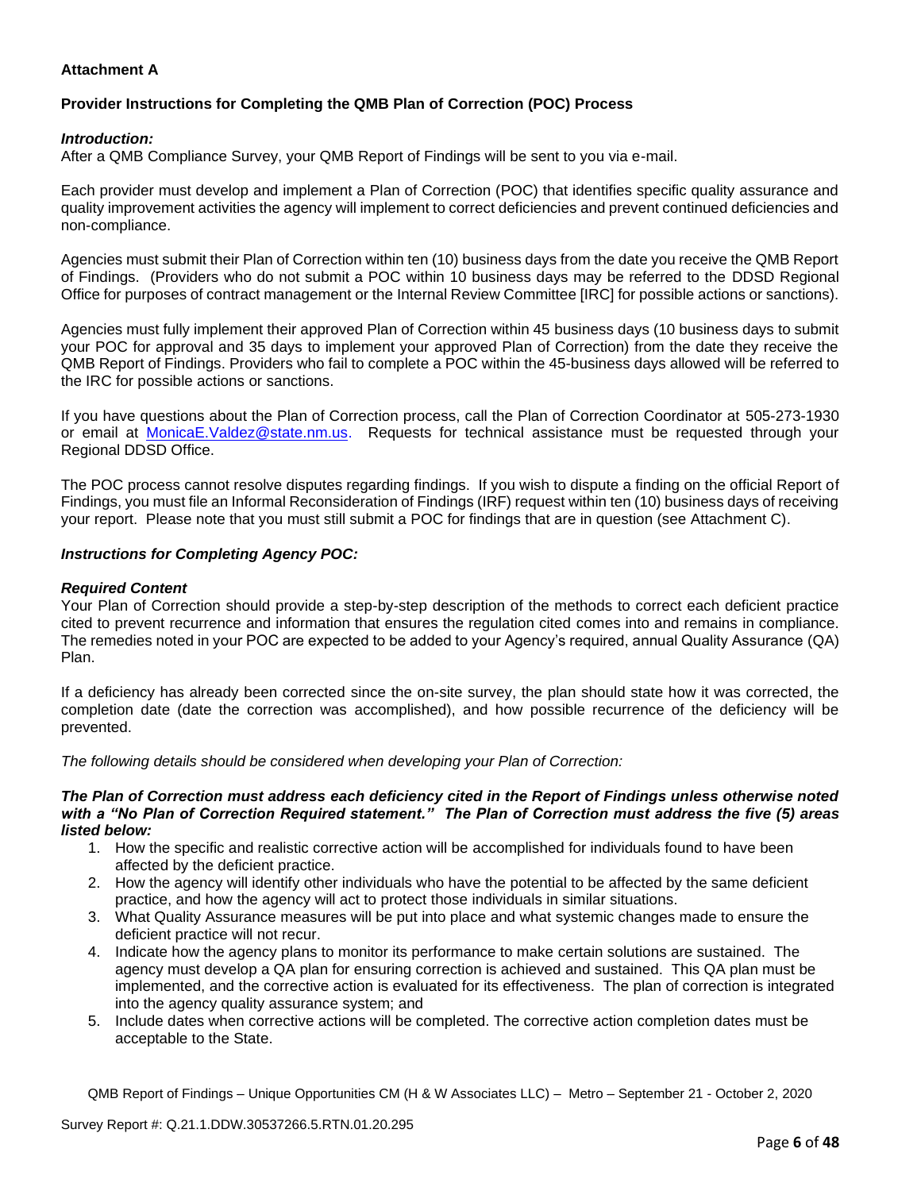**Attachment A**

**Provider Instructions for Completing the QMB Plan of Correction (POC) Process**

***Introduction:***

After a QMB Compliance Survey, your QMB Report of Findings will be sent to you via e-mail.

Each provider must develop and implement a Plan of Correction (POC) that identifies specific quality assurance and quality improvement activities the agency will implement to correct deficiencies and prevent continued deficiencies and non-compliance.

Agencies must submit their Plan of Correction within ten (10) business days from the date you receive the QMB Report of Findings. (Providers who do not submit a POC within 10 business days may be referred to the DDSD Regional Office for purposes of contract management or the Internal Review Committee [IRC] for possible actions or sanctions).

Agencies must fully implement their approved Plan of Correction within 45 business days (10 business days to submit your POC for approval and 35 days to implement your approved Plan of Correction) from the date they receive the QMB Report of Findings. Providers who fail to complete a POC within the 45-business days allowed will be referred to the IRC for possible actions or sanctions.

If you have questions about the Plan of Correction process, call the Plan of Correction Coordinator at 505-273-1930 or email at MonicaE.Valdez@state.nm.us. Requests for technical assistance must be requested through your Regional DDSD Office.

The POC process cannot resolve disputes regarding findings. If you wish to dispute a finding on the official Report of Findings, you must file an Informal Reconsideration of Findings (IRF) request within ten (10) business days of receiving your report. Please note that you must still submit a POC for findings that are in question (see Attachment C).

***Instructions for Completing Agency POC:***

***Required Content***

Your Plan of Correction should provide a step-by-step description of the methods to correct each deficient practice cited to prevent recurrence and information that ensures the regulation cited comes into and remains in compliance. The remedies noted in your POC are expected to be added to your Agency's required, annual Quality Assurance (QA) Plan.

If a deficiency has already been corrected since the on-site survey, the plan should state how it was corrected, the completion date (date the correction was accomplished), and how possible recurrence of the deficiency will be prevented.

*The following details should be considered when developing your Plan of Correction:*

***The Plan of Correction must address each deficiency cited in the Report of Findings unless otherwise noted with a "No Plan of Correction Required statement." The Plan of Correction must address the five (5) areas listed below:***

1. How the specific and realistic corrective action will be accomplished for individuals found to have been affected by the deficient practice.
2. How the agency will identify other individuals who have the potential to be affected by the same deficient practice, and how the agency will act to protect those individuals in similar situations.
3. What Quality Assurance measures will be put into place and what systemic changes made to ensure the deficient practice will not recur.
4. Indicate how the agency plans to monitor its performance to make certain solutions are sustained. The agency must develop a QA plan for ensuring correction is achieved and sustained. This QA plan must be implemented, and the corrective action is evaluated for its effectiveness. The plan of correction is integrated into the agency quality assurance system; and
5. Include dates when corrective actions will be completed. The corrective action completion dates must be acceptable to the State.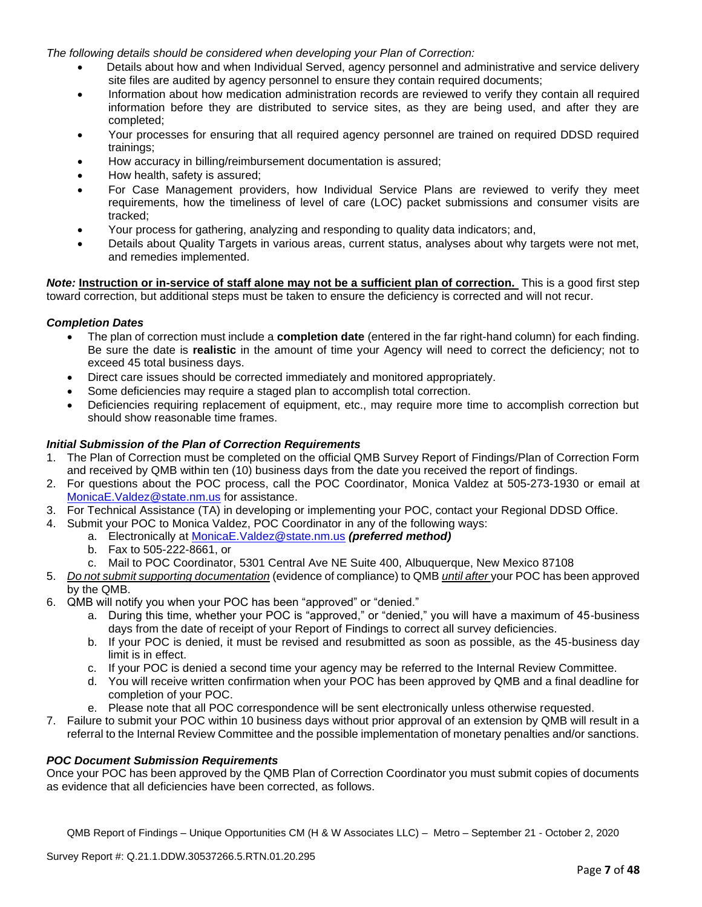*The following details should be considered when developing your Plan of Correction:*

- Details about how and when Individual Served, agency personnel and administrative and service delivery site files are audited by agency personnel to ensure they contain required documents;
- Information about how medication administration records are reviewed to verify they contain all required information before they are distributed to service sites, as they are being used, and after they are completed;
- Your processes for ensuring that all required agency personnel are trained on required DDSD required trainings;
- How accuracy in billing/reimbursement documentation is assured;
- How health, safety is assured;
- For Case Management providers, how Individual Service Plans are reviewed to verify they meet requirements, how the timeliness of level of care (LOC) packet submissions and consumer visits are tracked;
- Your process for gathering, analyzing and responding to quality data indicators; and,
- Details about Quality Targets in various areas, current status, analyses about why targets were not met, and remedies implemented.

***Note:*** **Instruction or in-service of staff alone may not be a sufficient plan of correction.** This is a good first step toward correction, but additional steps must be taken to ensure the deficiency is corrected and will not recur.

### *Completion Dates*

- The plan of correction must include a **completion date** (entered in the far right-hand column) for each finding. Be sure the date is **realistic** in the amount of time your Agency will need to correct the deficiency; not to exceed 45 total business days.
- Direct care issues should be corrected immediately and monitored appropriately.
- Some deficiencies may require a staged plan to accomplish total correction.
- Deficiencies requiring replacement of equipment, etc., may require more time to accomplish correction but should show reasonable time frames.

### *Initial Submission of the Plan of Correction Requirements*

1. The Plan of Correction must be completed on the official QMB Survey Report of Findings/Plan of Correction Form and received by QMB within ten (10) business days from the date you received the report of findings.
2. For questions about the POC process, call the POC Coordinator, Monica Valdez at 505-273-1930 or email at MonicaE.Valdez@state.nm.us for assistance.
3. For Technical Assistance (TA) in developing or implementing your POC, contact your Regional DDSD Office.
4. Submit your POC to Monica Valdez, POC Coordinator in any of the following ways:
   a. Electronically at MonicaE.Valdez@state.nm.us ***(preferred method)***
   b. Fax to 505-222-8661, or
   c. Mail to POC Coordinator, 5301 Central Ave NE Suite 400, Albuquerque, New Mexico 87108
5. *Do not submit supporting documentation* (evidence of compliance) to QMB *until after* your POC has been approved by the QMB.
6. QMB will notify you when your POC has been "approved" or "denied."
   a. During this time, whether your POC is "approved," or "denied," you will have a maximum of 45-business days from the date of receipt of your Report of Findings to correct all survey deficiencies.
   b. If your POC is denied, it must be revised and resubmitted as soon as possible, as the 45-business day limit is in effect.
   c. If your POC is denied a second time your agency may be referred to the Internal Review Committee.
   d. You will receive written confirmation when your POC has been approved by QMB and a final deadline for completion of your POC.
   e. Please note that all POC correspondence will be sent electronically unless otherwise requested.
7. Failure to submit your POC within 10 business days without prior approval of an extension by QMB will result in a referral to the Internal Review Committee and the possible implementation of monetary penalties and/or sanctions.

### *POC Document Submission Requirements*

Once your POC has been approved by the QMB Plan of Correction Coordinator you must submit copies of documents as evidence that all deficiencies have been corrected, as follows.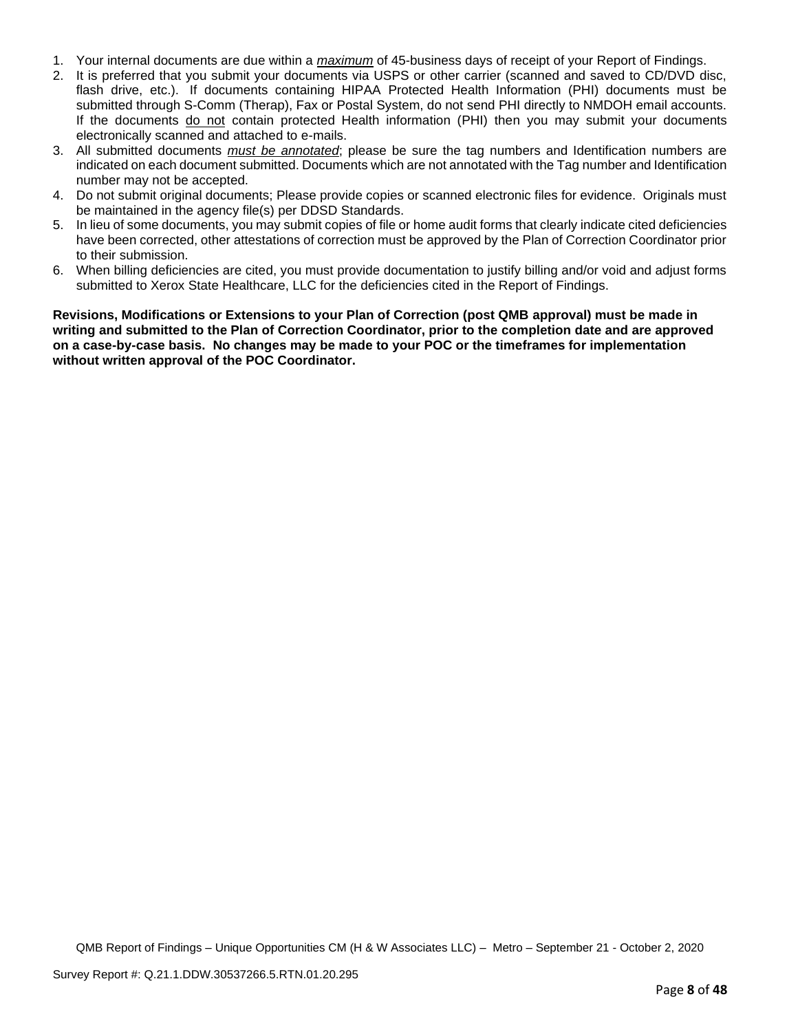1. Your internal documents are due within a *maximum* of 45-business days of receipt of your Report of Findings.
2. It is preferred that you submit your documents via USPS or other carrier (scanned and saved to CD/DVD disc, flash drive, etc.). If documents containing HIPAA Protected Health Information (PHI) documents must be submitted through S-Comm (Therap), Fax or Postal System, do not send PHI directly to NMDOH email accounts. If the documents do not contain protected Health information (PHI) then you may submit your documents electronically scanned and attached to e-mails.
3. All submitted documents *must be annotated*; please be sure the tag numbers and Identification numbers are indicated on each document submitted. Documents which are not annotated with the Tag number and Identification number may not be accepted.
4. Do not submit original documents; Please provide copies or scanned electronic files for evidence. Originals must be maintained in the agency file(s) per DDSD Standards.
5. In lieu of some documents, you may submit copies of file or home audit forms that clearly indicate cited deficiencies have been corrected, other attestations of correction must be approved by the Plan of Correction Coordinator prior to their submission.
6. When billing deficiencies are cited, you must provide documentation to justify billing and/or void and adjust forms submitted to Xerox State Healthcare, LLC for the deficiencies cited in the Report of Findings.

**Revisions, Modifications or Extensions to your Plan of Correction (post QMB approval) must be made in writing and submitted to the Plan of Correction Coordinator, prior to the completion date and are approved on a case-by-case basis. No changes may be made to your POC or the timeframes for implementation without written approval of the POC Coordinator.**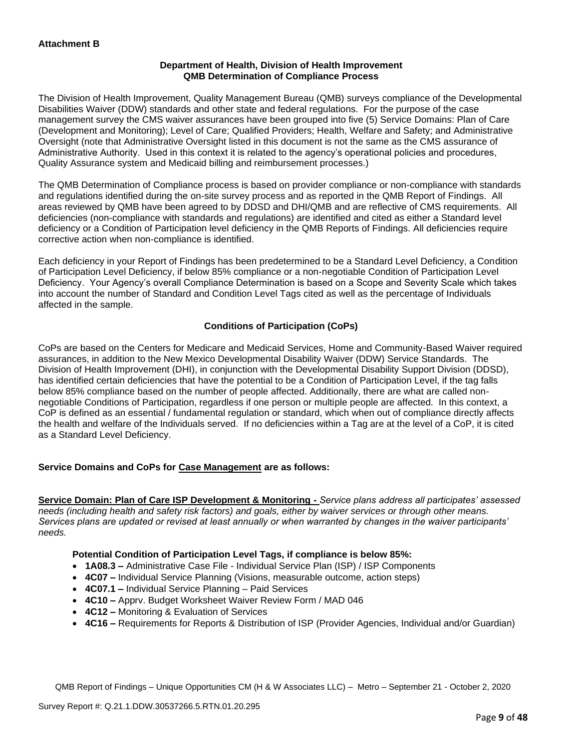**Attachment B**

**Department of Health, Division of Health Improvement**
**QMB Determination of Compliance Process**

The Division of Health Improvement, Quality Management Bureau (QMB) surveys compliance of the Developmental Disabilities Waiver (DDW) standards and other state and federal regulations. For the purpose of the case management survey the CMS waiver assurances have been grouped into five (5) Service Domains: Plan of Care (Development and Monitoring); Level of Care; Qualified Providers; Health, Welfare and Safety; and Administrative Oversight (note that Administrative Oversight listed in this document is not the same as the CMS assurance of Administrative Authority. Used in this context it is related to the agency's operational policies and procedures, Quality Assurance system and Medicaid billing and reimbursement processes.)

The QMB Determination of Compliance process is based on provider compliance or non-compliance with standards and regulations identified during the on-site survey process and as reported in the QMB Report of Findings. All areas reviewed by QMB have been agreed to by DDSD and DHI/QMB and are reflective of CMS requirements. All deficiencies (non-compliance with standards and regulations) are identified and cited as either a Standard level deficiency or a Condition of Participation level deficiency in the QMB Reports of Findings. All deficiencies require corrective action when non-compliance is identified.

Each deficiency in your Report of Findings has been predetermined to be a Standard Level Deficiency, a Condition of Participation Level Deficiency, if below 85% compliance or a non-negotiable Condition of Participation Level Deficiency. Your Agency's overall Compliance Determination is based on a Scope and Severity Scale which takes into account the number of Standard and Condition Level Tags cited as well as the percentage of Individuals affected in the sample.

**Conditions of Participation (CoPs)**

CoPs are based on the Centers for Medicare and Medicaid Services, Home and Community-Based Waiver required assurances, in addition to the New Mexico Developmental Disability Waiver (DDW) Service Standards. The Division of Health Improvement (DHI), in conjunction with the Developmental Disability Support Division (DDSD), has identified certain deficiencies that have the potential to be a Condition of Participation Level, if the tag falls below 85% compliance based on the number of people affected. Additionally, there are what are called non-negotiable Conditions of Participation, regardless if one person or multiple people are affected. In this context, a CoP is defined as an essential / fundamental regulation or standard, which when out of compliance directly affects the health and welfare of the Individuals served. If no deficiencies within a Tag are at the level of a CoP, it is cited as a Standard Level Deficiency.

**Service Domains and CoPs for Case Management are as follows:**

**Service Domain: Plan of Care ISP Development & Monitoring -** *Service plans address all participates' assessed needs (including health and safety risk factors) and goals, either by waiver services or through other means. Services plans are updated or revised at least annually or when warranted by changes in the waiver participants' needs.*

**Potential Condition of Participation Level Tags, if compliance is below 85%:**

- **1A08.3 –** Administrative Case File - Individual Service Plan (ISP) / ISP Components
- **4C07 –** Individual Service Planning (Visions, measurable outcome, action steps)
- **4C07.1 –** Individual Service Planning – Paid Services
- **4C10 –** Apprv. Budget Worksheet Waiver Review Form / MAD 046
- **4C12 –** Monitoring & Evaluation of Services
- **4C16 –** Requirements for Reports & Distribution of ISP (Provider Agencies, Individual and/or Guardian)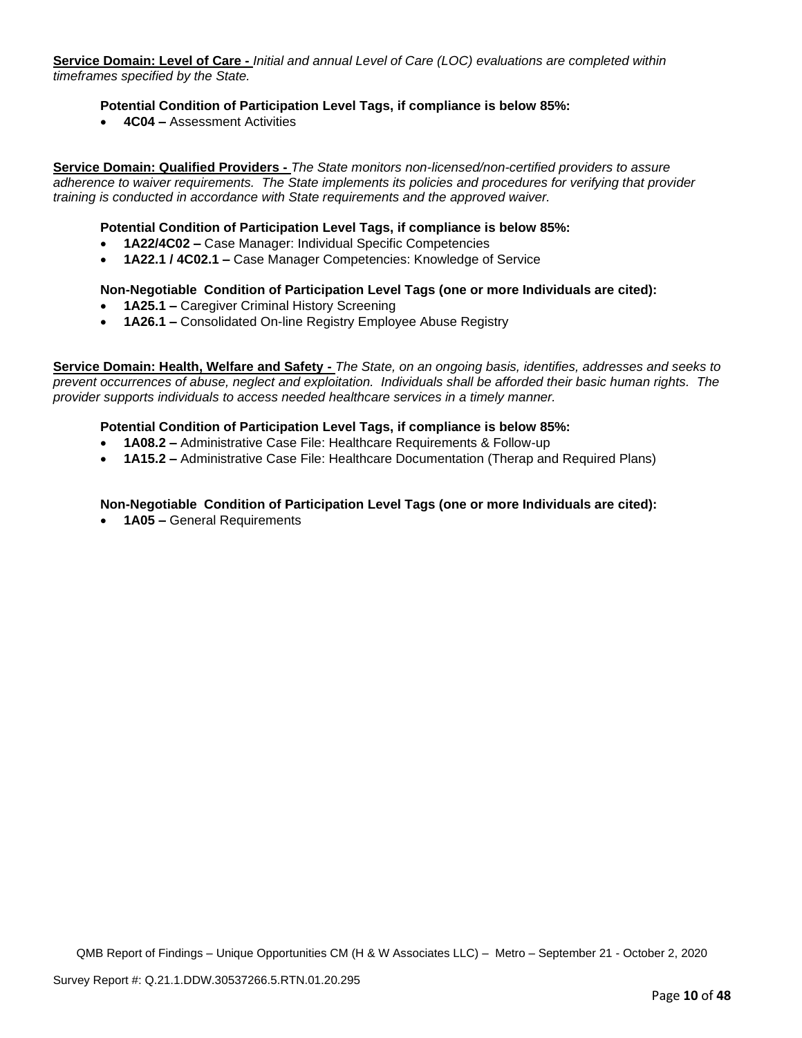**Service Domain: Level of Care -** *Initial and annual Level of Care (LOC) evaluations are completed within timeframes specified by the State.*

**Potential Condition of Participation Level Tags, if compliance is below 85%:**

- **4C04 –** Assessment Activities

**Service Domain: Qualified Providers -** *The State monitors non-licensed/non-certified providers to assure adherence to waiver requirements. The State implements its policies and procedures for verifying that provider training is conducted in accordance with State requirements and the approved waiver.*

**Potential Condition of Participation Level Tags, if compliance is below 85%:**

- **1A22/4C02 –** Case Manager: Individual Specific Competencies
- **1A22.1 / 4C02.1 –** Case Manager Competencies: Knowledge of Service

**Non-Negotiable Condition of Participation Level Tags (one or more Individuals are cited):**

- **1A25.1 –** Caregiver Criminal History Screening
- **1A26.1 –** Consolidated On-line Registry Employee Abuse Registry

**Service Domain: Health, Welfare and Safety -** *The State, on an ongoing basis, identifies, addresses and seeks to prevent occurrences of abuse, neglect and exploitation. Individuals shall be afforded their basic human rights. The provider supports individuals to access needed healthcare services in a timely manner.*

**Potential Condition of Participation Level Tags, if compliance is below 85%:**

- **1A08.2 –** Administrative Case File: Healthcare Requirements & Follow-up
- **1A15.2 –** Administrative Case File: Healthcare Documentation (Therap and Required Plans)

**Non-Negotiable Condition of Participation Level Tags (one or more Individuals are cited):**

- **1A05 –** General Requirements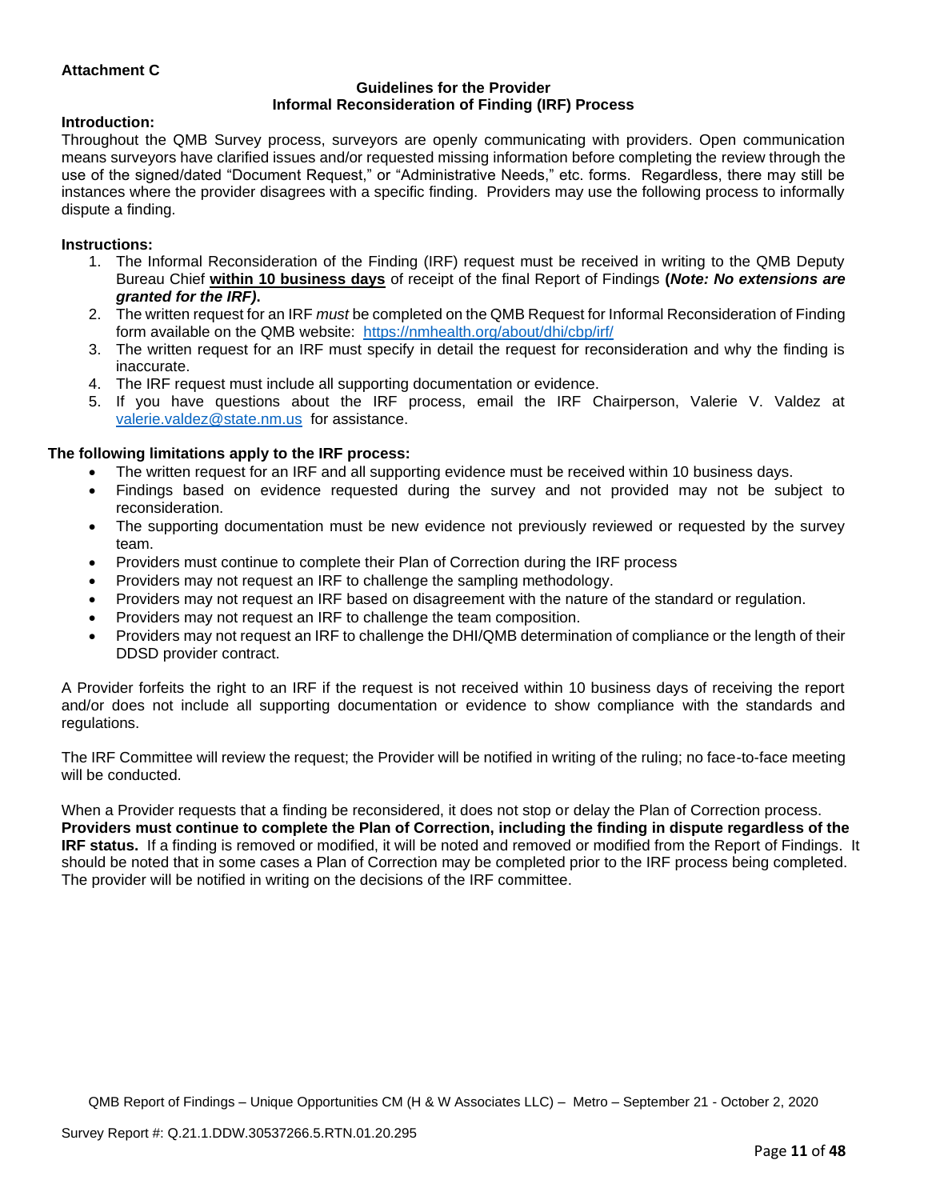**Attachment C**

**Guidelines for the Provider**
**Informal Reconsideration of Finding (IRF) Process**

**Introduction:**

Throughout the QMB Survey process, surveyors are openly communicating with providers. Open communication means surveyors have clarified issues and/or requested missing information before completing the review through the use of the signed/dated "Document Request," or "Administrative Needs," etc. forms. Regardless, there may still be instances where the provider disagrees with a specific finding. Providers may use the following process to informally dispute a finding.

**Instructions:**

1. The Informal Reconsideration of the Finding (IRF) request must be received in writing to the QMB Deputy Bureau Chief **within 10 business days** of receipt of the final Report of Findings **(*Note: No extensions are granted for the IRF)*.**
2. The written request for an IRF *must* be completed on the QMB Request for Informal Reconsideration of Finding form available on the QMB website: https://nmhealth.org/about/dhi/cbp/irf/
3. The written request for an IRF must specify in detail the request for reconsideration and why the finding is inaccurate.
4. The IRF request must include all supporting documentation or evidence.
5. If you have questions about the IRF process, email the IRF Chairperson, Valerie V. Valdez at valerie.valdez@state.nm.us for assistance.

**The following limitations apply to the IRF process:**

- The written request for an IRF and all supporting evidence must be received within 10 business days.
- Findings based on evidence requested during the survey and not provided may not be subject to reconsideration.
- The supporting documentation must be new evidence not previously reviewed or requested by the survey team.
- Providers must continue to complete their Plan of Correction during the IRF process
- Providers may not request an IRF to challenge the sampling methodology.
- Providers may not request an IRF based on disagreement with the nature of the standard or regulation.
- Providers may not request an IRF to challenge the team composition.
- Providers may not request an IRF to challenge the DHI/QMB determination of compliance or the length of their DDSD provider contract.

A Provider forfeits the right to an IRF if the request is not received within 10 business days of receiving the report and/or does not include all supporting documentation or evidence to show compliance with the standards and regulations.

The IRF Committee will review the request; the Provider will be notified in writing of the ruling; no face-to-face meeting will be conducted.

When a Provider requests that a finding be reconsidered, it does not stop or delay the Plan of Correction process. **Providers must continue to complete the Plan of Correction, including the finding in dispute regardless of the IRF status.** If a finding is removed or modified, it will be noted and removed or modified from the Report of Findings. It should be noted that in some cases a Plan of Correction may be completed prior to the IRF process being completed. The provider will be notified in writing on the decisions of the IRF committee.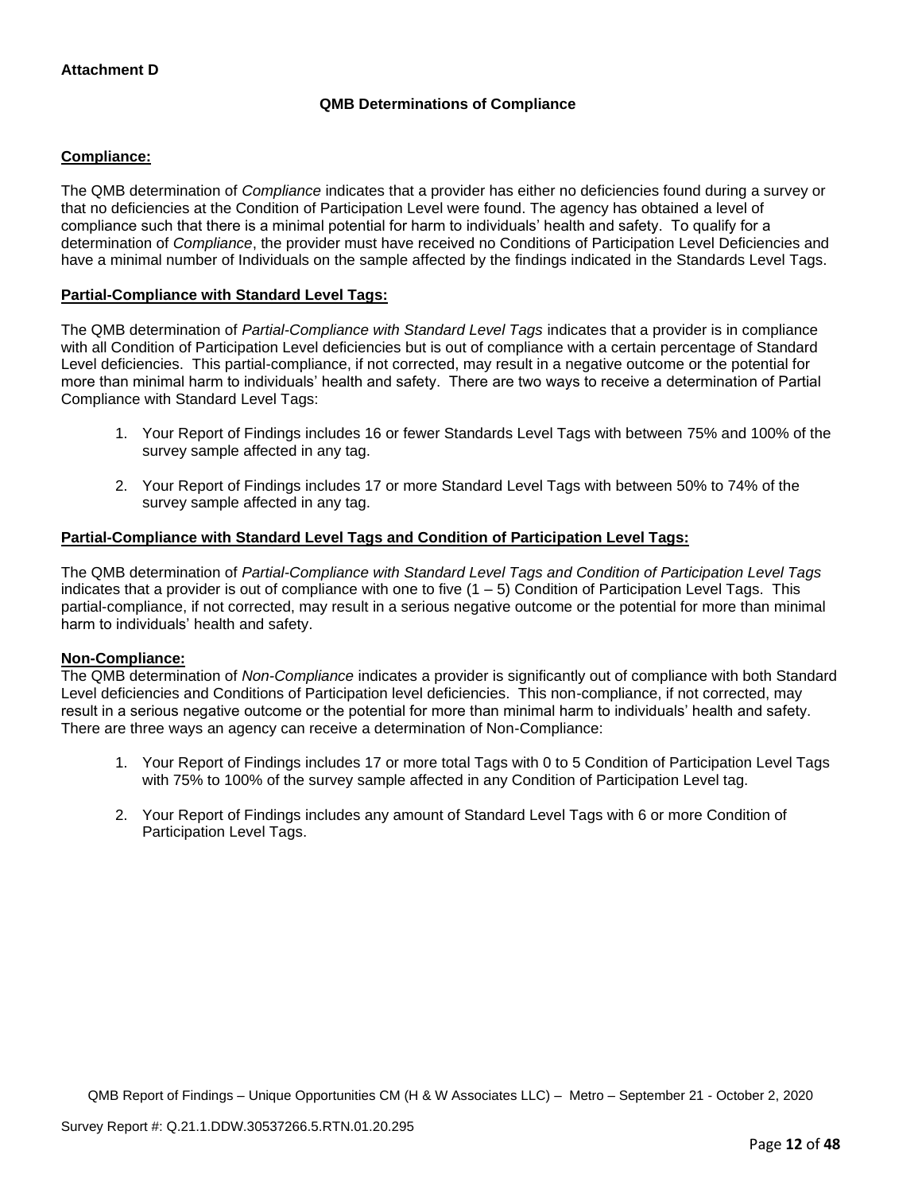**Attachment D**

**QMB Determinations of Compliance**

**Compliance:**

The QMB determination of *Compliance* indicates that a provider has either no deficiencies found during a survey or that no deficiencies at the Condition of Participation Level were found. The agency has obtained a level of compliance such that there is a minimal potential for harm to individuals' health and safety. To qualify for a determination of *Compliance*, the provider must have received no Conditions of Participation Level Deficiencies and have a minimal number of Individuals on the sample affected by the findings indicated in the Standards Level Tags.

**Partial-Compliance with Standard Level Tags:**

The QMB determination of *Partial-Compliance with Standard Level Tags* indicates that a provider is in compliance with all Condition of Participation Level deficiencies but is out of compliance with a certain percentage of Standard Level deficiencies. This partial-compliance, if not corrected, may result in a negative outcome or the potential for more than minimal harm to individuals' health and safety. There are two ways to receive a determination of Partial Compliance with Standard Level Tags:

1. Your Report of Findings includes 16 or fewer Standards Level Tags with between 75% and 100% of the survey sample affected in any tag.

2. Your Report of Findings includes 17 or more Standard Level Tags with between 50% to 74% of the survey sample affected in any tag.

**Partial-Compliance with Standard Level Tags and Condition of Participation Level Tags:**

The QMB determination of *Partial-Compliance with Standard Level Tags and Condition of Participation Level Tags* indicates that a provider is out of compliance with one to five (1 – 5) Condition of Participation Level Tags. This partial-compliance, if not corrected, may result in a serious negative outcome or the potential for more than minimal harm to individuals' health and safety.

**Non-Compliance:**

The QMB determination of *Non-Compliance* indicates a provider is significantly out of compliance with both Standard Level deficiencies and Conditions of Participation level deficiencies. This non-compliance, if not corrected, may result in a serious negative outcome or the potential for more than minimal harm to individuals' health and safety. There are three ways an agency can receive a determination of Non-Compliance:

1. Your Report of Findings includes 17 or more total Tags with 0 to 5 Condition of Participation Level Tags with 75% to 100% of the survey sample affected in any Condition of Participation Level tag.

2. Your Report of Findings includes any amount of Standard Level Tags with 6 or more Condition of Participation Level Tags.

QMB Report of Findings – Unique Opportunities CM (H & W Associates LLC) – Metro – September 21 - October 2, 2020

Survey Report #: Q.21.1.DDW.30537266.5.RTN.01.20.295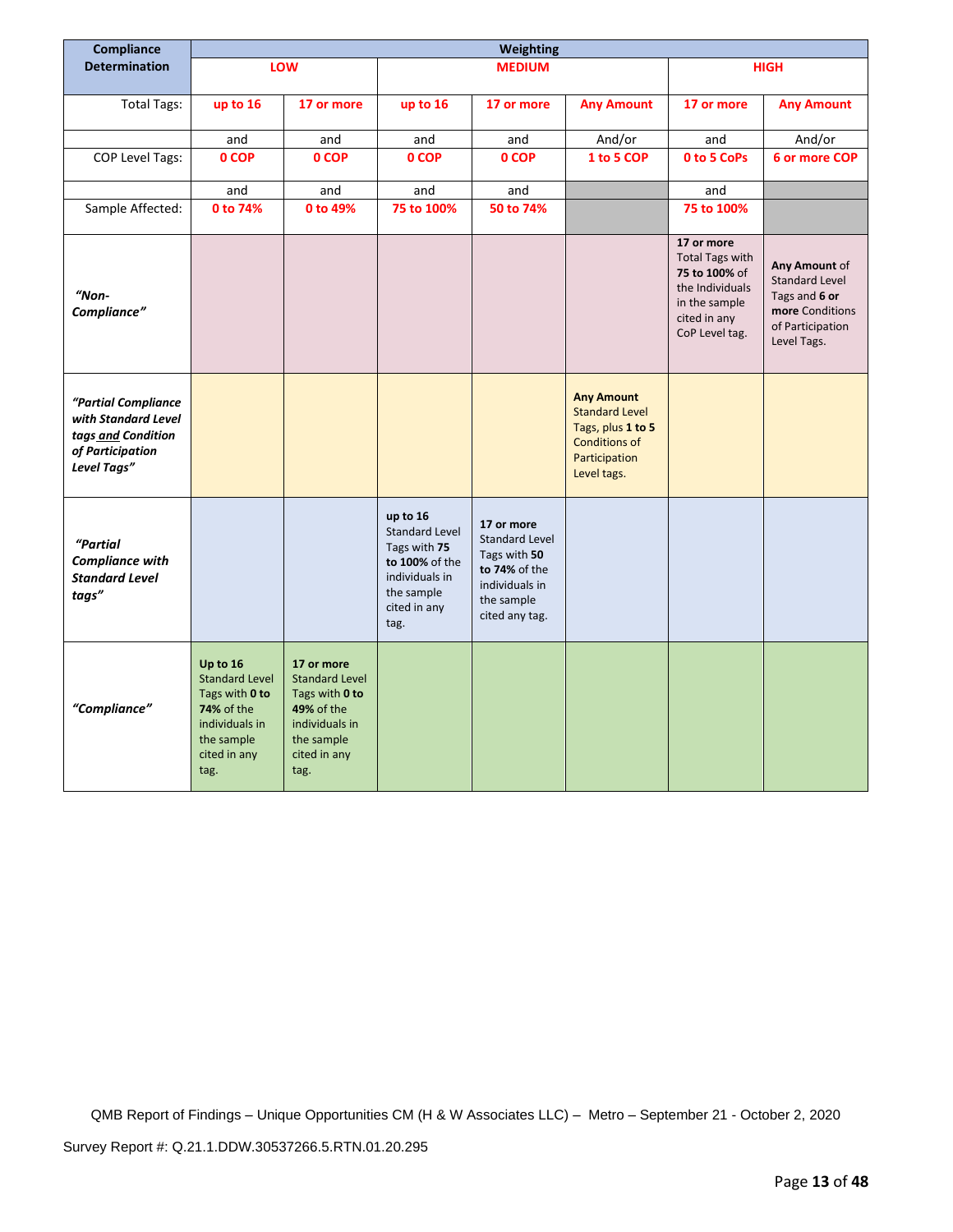| Compliance Determination | Weighting | | | | | | |
|---|---|---|---|---|---|---|---|
| | **LOW** | | **MEDIUM** | | | **HIGH** | |
| Total Tags: | **up to 16** | **17 or more** | **up to 16** | **17 or more** | **Any Amount** | **17 or more** | **Any Amount** |
| | and | and | and | and | And/or | and | And/or |
| COP Level Tags: | **0 COP** | **0 COP** | **0 COP** | **0 COP** | **1 to 5 COP** | **0 to 5 CoPs** | **6 or more COP** |
| | and | and | and | and | | and | |
| Sample Affected: | **0 to 74%** | **0 to 49%** | **75 to 100%** | **50 to 74%** | | **75 to 100%** | |
| ***"Non-Compliance"*** | | | | | | **17 or more** Total Tags with **75 to 100%** of the Individuals in the sample cited in any CoP Level tag. | **Any Amount** of Standard Level Tags and **6 or more** Conditions of Participation Level Tags. |
| ***"Partial Compliance with Standard Level tags and Condition of Participation Level Tags"*** | | | | | **Any Amount** Standard Level Tags, plus **1 to 5** Conditions of Participation Level tags. | | |
| ***"Partial Compliance with Standard Level tags"*** | | | **up to 16** Standard Level Tags with **75 to 100%** of the individuals in the sample cited in any tag. | **17 or more** Standard Level Tags with **50 to 74%** of the individuals in the sample cited any tag. | | | |
| ***"Compliance"*** | **Up to 16** Standard Level Tags with **0 to 74%** of the individuals in the sample cited in any tag. | **17 or more** Standard Level Tags with **0 to 49%** of the individuals in the sample cited in any tag. | | | | | |

QMB Report of Findings – Unique Opportunities CM (H & W Associates LLC) – Metro – September 21 - October 2, 2020

Survey Report #: Q.21.1.DDW.30537266.5.RTN.01.20.295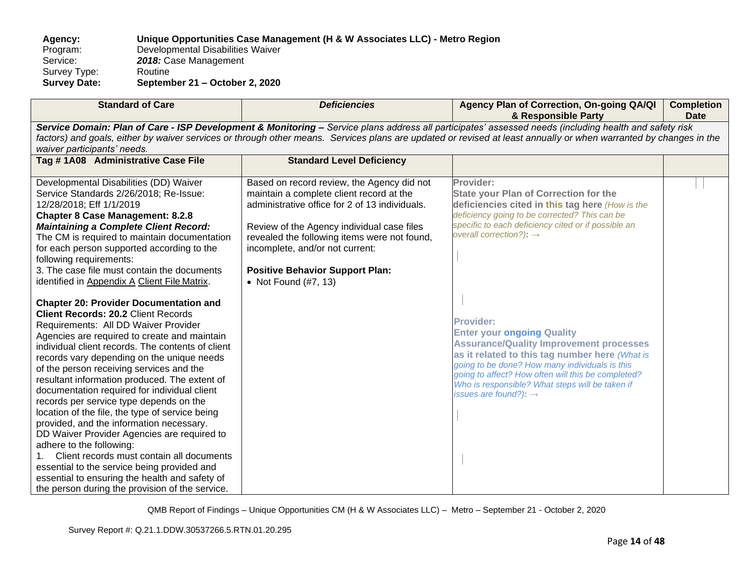**Agency:** **Unique Opportunities Case Management (H & W Associates LLC) - Metro Region**
Program: Developmental Disabilities Waiver
Service: ***2018:*** Case Management
Survey Type: Routine
**Survey Date:** **September 21 – October 2, 2020**

| Standard of Care | *Deficiencies* | Agency Plan of Correction, On-going QA/QI & Responsible Party | Completion Date |
|---|---|---|---|
| ***Service Domain: Plan of Care - ISP Development & Monitoring –*** *Service plans address all participates' assessed needs (including health and safety risk factors) and goals, either by waiver services or through other means. Services plans are updated or revised at least annually or when warranted by changes in the waiver participants' needs.* | | | |
| **Tag # 1A08 Administrative Case File** | **Standard Level Deficiency** | | |
| Developmental Disabilities (DD) Waiver Service Standards 2/26/2018; Re-Issue: 12/28/2018; Eff 1/1/2019<br>**Chapter 8 Case Management: 8.2.8** ***Maintaining a Complete Client Record:*** The CM is required to maintain documentation for each person supported according to the following requirements:<br>3. The case file must contain the documents identified in Appendix A Client File Matrix.<br><br>**Chapter 20: Provider Documentation and Client Records: 20.2** Client Records Requirements: All DD Waiver Provider Agencies are required to create and maintain individual client records. The contents of client records vary depending on the unique needs of the person receiving services and the resultant information produced. The extent of documentation required for individual client records per service type depends on the location of the file, the type of service being provided, and the information necessary.<br>DD Waiver Provider Agencies are required to adhere to the following:<br>1. Client records must contain all documents essential to the service being provided and essential to ensuring the health and safety of the person during the provision of the service. | Based on record review, the Agency did not maintain a complete client record at the administrative office for 2 of 13 individuals.<br><br>Review of the Agency individual case files revealed the following items were not found, incomplete, and/or not current:<br><br>**Positive Behavior Support Plan:**<br>• Not Found (#7, 13) | **Provider:**<br>**State your Plan of Correction for the deficiencies cited in this tag here** *(How is the deficiency going to be corrected? This can be specific to each deficiency cited or if possible an overall correction?)*: →<br><br>**Provider:**<br>**Enter your ongoing Quality Assurance/Quality Improvement processes as it related to this tag number here** *(What is going to be done? How many individuals is this going to affect? How often will this be completed? Who is responsible? What steps will be taken if issues are found?)*: → | |

QMB Report of Findings – Unique Opportunities CM (H & W Associates LLC) – Metro – September 21 - October 2, 2020

Survey Report #: Q.21.1.DDW.30537266.5.RTN.01.20.295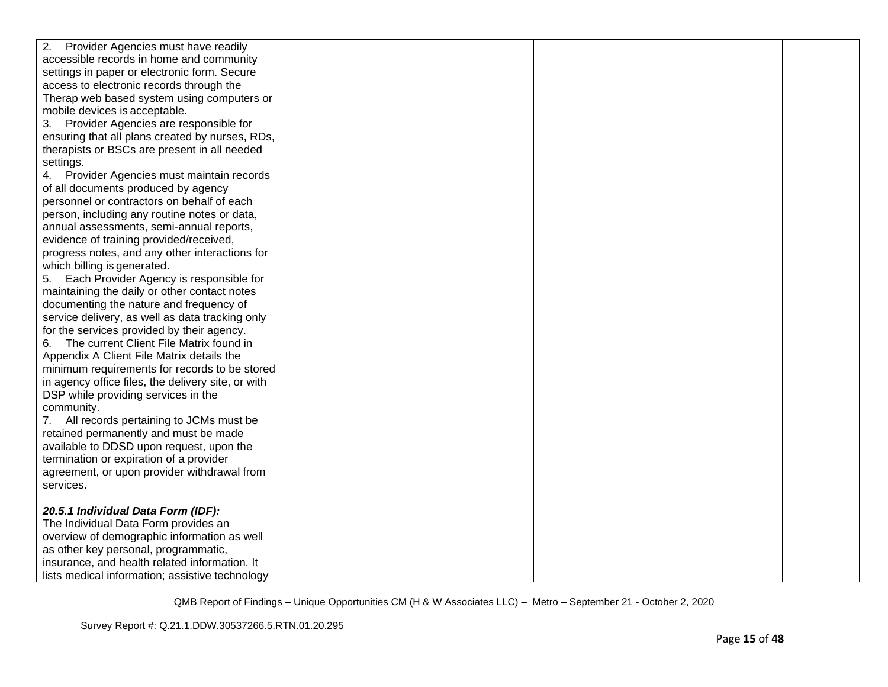| | | | |
|---|---|---|---|
| 2. Provider Agencies must have readily accessible records in home and community settings in paper or electronic form. Secure access to electronic records through the Therap web based system using computers or mobile devices is acceptable.<br>3. Provider Agencies are responsible for ensuring that all plans created by nurses, RDs, therapists or BSCs are present in all needed settings.<br>4. Provider Agencies must maintain records of all documents produced by agency personnel or contractors on behalf of each person, including any routine notes or data, annual assessments, semi-annual reports, evidence of training provided/received, progress notes, and any other interactions for which billing is generated.<br>5. Each Provider Agency is responsible for maintaining the daily or other contact notes documenting the nature and frequency of service delivery, as well as data tracking only for the services provided by their agency.<br>6. The current Client File Matrix found in Appendix A Client File Matrix details the minimum requirements for records to be stored in agency office files, the delivery site, or with DSP while providing services in the community.<br>7. All records pertaining to JCMs must be retained permanently and must be made available to DDSD upon request, upon the termination or expiration of a provider agreement, or upon provider withdrawal from services.<br><br>***20.5.1 Individual Data Form (IDF):***<br>The Individual Data Form provides an overview of demographic information as well as other key personal, programmatic, insurance, and health related information. It lists medical information; assistive technology | | | |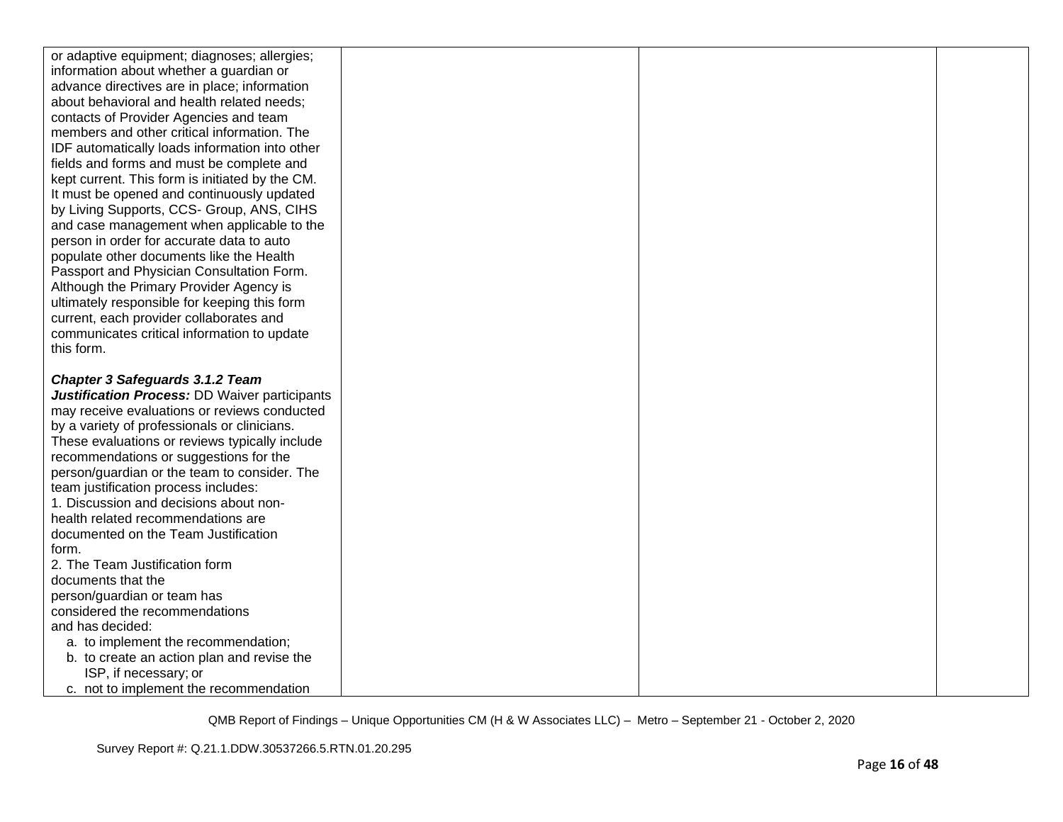| | | | |
|---|---|---|---|
| or adaptive equipment; diagnoses; allergies; information about whether a guardian or advance directives are in place; information about behavioral and health related needs; contacts of Provider Agencies and team members and other critical information. The IDF automatically loads information into other fields and forms and must be complete and kept current. This form is initiated by the CM. It must be opened and continuously updated by Living Supports, CCS- Group, ANS, CIHS and case management when applicable to the person in order for accurate data to auto populate other documents like the Health Passport and Physician Consultation Form. Although the Primary Provider Agency is ultimately responsible for keeping this form current, each provider collaborates and communicates critical information to update this form.<br><br>***Chapter 3 Safeguards 3.1.2 Team Justification Process:*** DD Waiver participants may receive evaluations or reviews conducted by a variety of professionals or clinicians. These evaluations or reviews typically include recommendations or suggestions for the person/guardian or the team to consider. The team justification process includes:<br>1. Discussion and decisions about non-health related recommendations are documented on the Team Justification form.<br>2. The Team Justification form documents that the person/guardian or team has considered the recommendations and has decided:<br>a. to implement the recommendation;<br>b. to create an action plan and revise the ISP, if necessary; or<br>c. not to implement the recommendation | | | |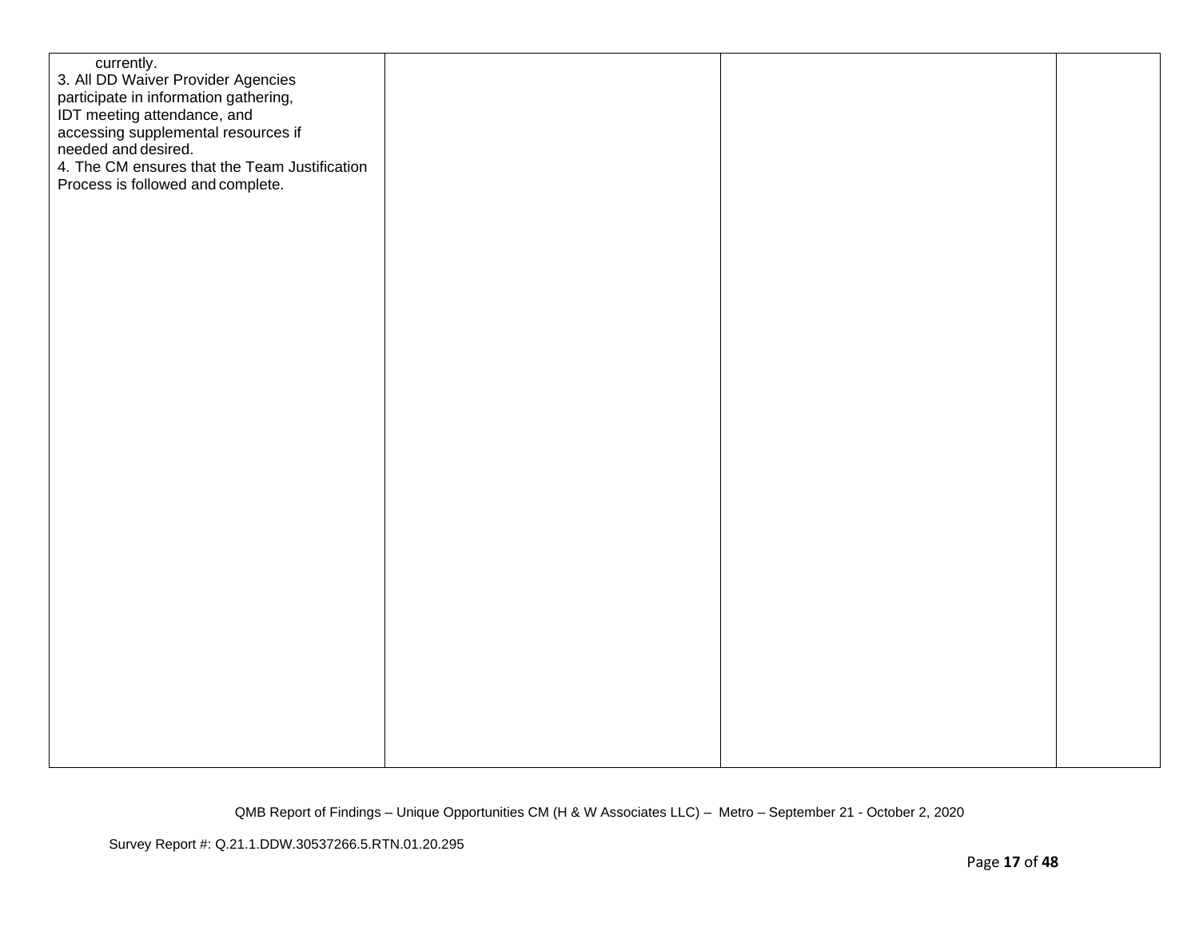| | | | |
|---|---|---|---|
| currently.<br>3. All DD Waiver Provider Agencies participate in information gathering, IDT meeting attendance, and accessing supplemental resources if needed and desired.<br>4. The CM ensures that the Team Justification Process is followed and complete. | | | |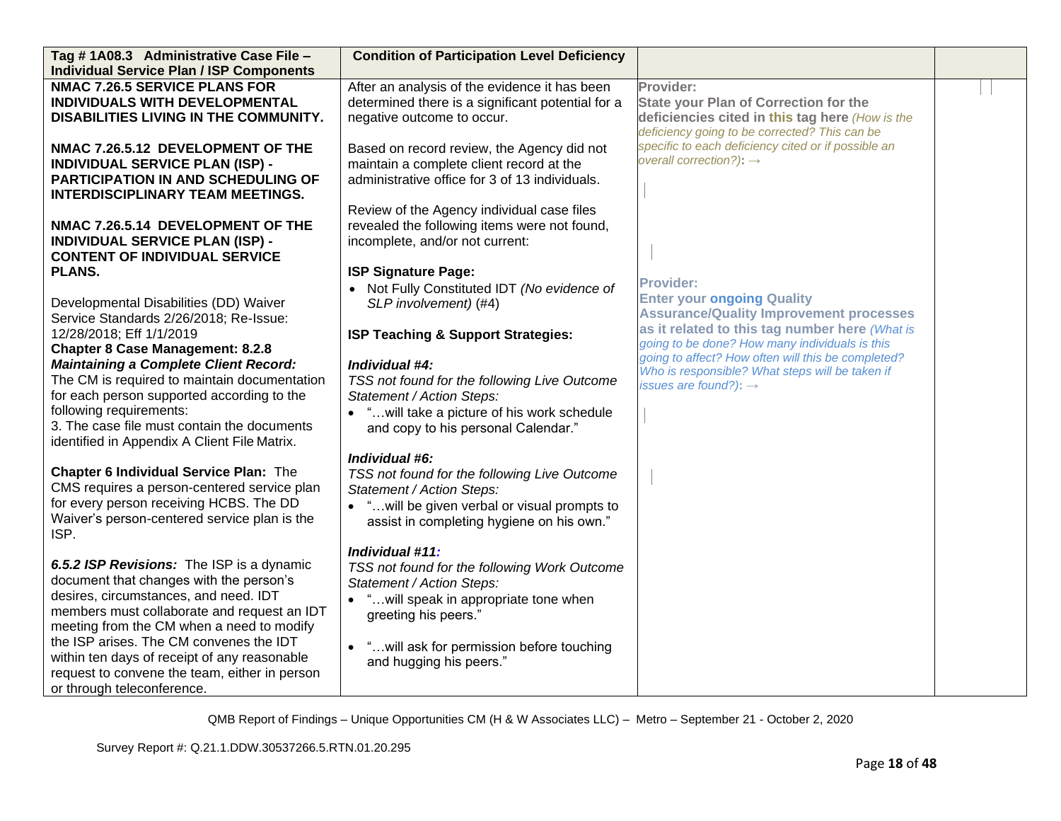| Tag # 1A08.3 Administrative Case File – Individual Service Plan / ISP Components | Condition of Participation Level Deficiency | | |
|---|---|---|---|
| **NMAC 7.26.5 SERVICE PLANS FOR INDIVIDUALS WITH DEVELOPMENTAL DISABILITIES LIVING IN THE COMMUNITY.**<br><br>**NMAC 7.26.5.12 DEVELOPMENT OF THE INDIVIDUAL SERVICE PLAN (ISP) - PARTICIPATION IN AND SCHEDULING OF INTERDISCIPLINARY TEAM MEETINGS.**<br><br>**NMAC 7.26.5.14 DEVELOPMENT OF THE INDIVIDUAL SERVICE PLAN (ISP) - CONTENT OF INDIVIDUAL SERVICE PLANS.**<br><br>Developmental Disabilities (DD) Waiver Service Standards 2/26/2018; Re-Issue: 12/28/2018; Eff 1/1/2019<br>**Chapter 8 Case Management: 8.2.8 *Maintaining a Complete Client Record:*** The CM is required to maintain documentation for each person supported according to the following requirements:<br>3. The case file must contain the documents identified in Appendix A Client File Matrix.<br><br>**Chapter 6 Individual Service Plan:** The CMS requires a person-centered service plan for every person receiving HCBS. The DD Waiver's person-centered service plan is the ISP.<br><br>***6.5.2 ISP Revisions:*** The ISP is a dynamic document that changes with the person's desires, circumstances, and need. IDT members must collaborate and request an IDT meeting from the CM when a need to modify the ISP arises. The CM convenes the IDT within ten days of receipt of any reasonable request to convene the team, either in person or through teleconference. | After an analysis of the evidence it has been determined there is a significant potential for a negative outcome to occur.<br><br>Based on record review, the Agency did not maintain a complete client record at the administrative office for 3 of 13 individuals.<br><br>Review of the Agency individual case files revealed the following items were not found, incomplete, and/or not current:<br><br>**ISP Signature Page:**<br>• Not Fully Constituted IDT *(No evidence of SLP involvement)* (#4)<br><br>**ISP Teaching & Support Strategies:**<br><br>***Individual #4:***<br>*TSS not found for the following Live Outcome Statement / Action Steps:*<br>• "…will take a picture of his work schedule and copy to his personal Calendar."<br><br>***Individual #6:***<br>*TSS not found for the following Live Outcome Statement / Action Steps:*<br>• "…will be given verbal or visual prompts to assist in completing hygiene on his own."<br><br>***Individual #11:***<br>*TSS not found for the following Work Outcome Statement / Action Steps:*<br>• "…will speak in appropriate tone when greeting his peers."<br>• "…will ask for permission before touching and hugging his peers." | **Provider:**<br>**State your Plan of Correction for the deficiencies cited in this tag here** *(How is the deficiency going to be corrected? This can be specific to each deficiency cited or if possible an overall correction?)*: →<br><br>**Provider:**<br>**Enter your ongoing Quality Assurance/Quality Improvement processes as it related to this tag number here** *(What is going to be done? How many individuals is this going to affect? How often will this be completed? Who is responsible? What steps will be taken if issues are found?)*: → | |

QMB Report of Findings – Unique Opportunities CM (H & W Associates LLC) – Metro – September 21 - October 2, 2020

Survey Report #: Q.21.1.DDW.30537266.5.RTN.01.20.295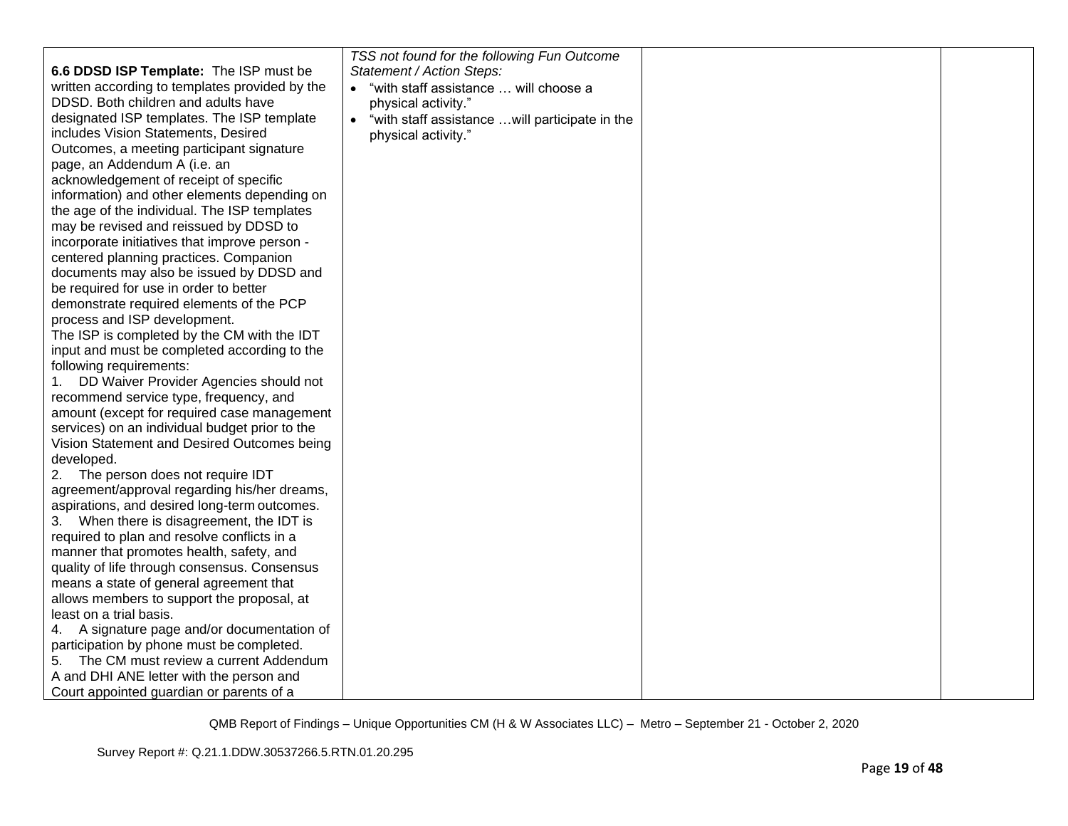| | | | |
|---|---|---|---|
| **6.6 DDSD ISP Template:** The ISP must be written according to templates provided by the DDSD. Both children and adults have designated ISP templates. The ISP template includes Vision Statements, Desired Outcomes, a meeting participant signature page, an Addendum A (i.e. an acknowledgement of receipt of specific information) and other elements depending on the age of the individual. The ISP templates may be revised and reissued by DDSD to incorporate initiatives that improve person - centered planning practices. Companion documents may also be issued by DDSD and be required for use in order to better demonstrate required elements of the PCP process and ISP development.<br>The ISP is completed by the CM with the IDT input and must be completed according to the following requirements:<br>1. DD Waiver Provider Agencies should not recommend service type, frequency, and amount (except for required case management services) on an individual budget prior to the Vision Statement and Desired Outcomes being developed.<br>2. The person does not require IDT agreement/approval regarding his/her dreams, aspirations, and desired long-term outcomes.<br>3. When there is disagreement, the IDT is required to plan and resolve conflicts in a manner that promotes health, safety, and quality of life through consensus. Consensus means a state of general agreement that allows members to support the proposal, at least on a trial basis.<br>4. A signature page and/or documentation of participation by phone must be completed.<br>5. The CM must review a current Addendum A and DHI ANE letter with the person and Court appointed guardian or parents of a | *TSS not found for the following Fun Outcome Statement / Action Steps:*<br>• "with staff assistance … will choose a physical activity."<br>• "with staff assistance …will participate in the physical activity." | | |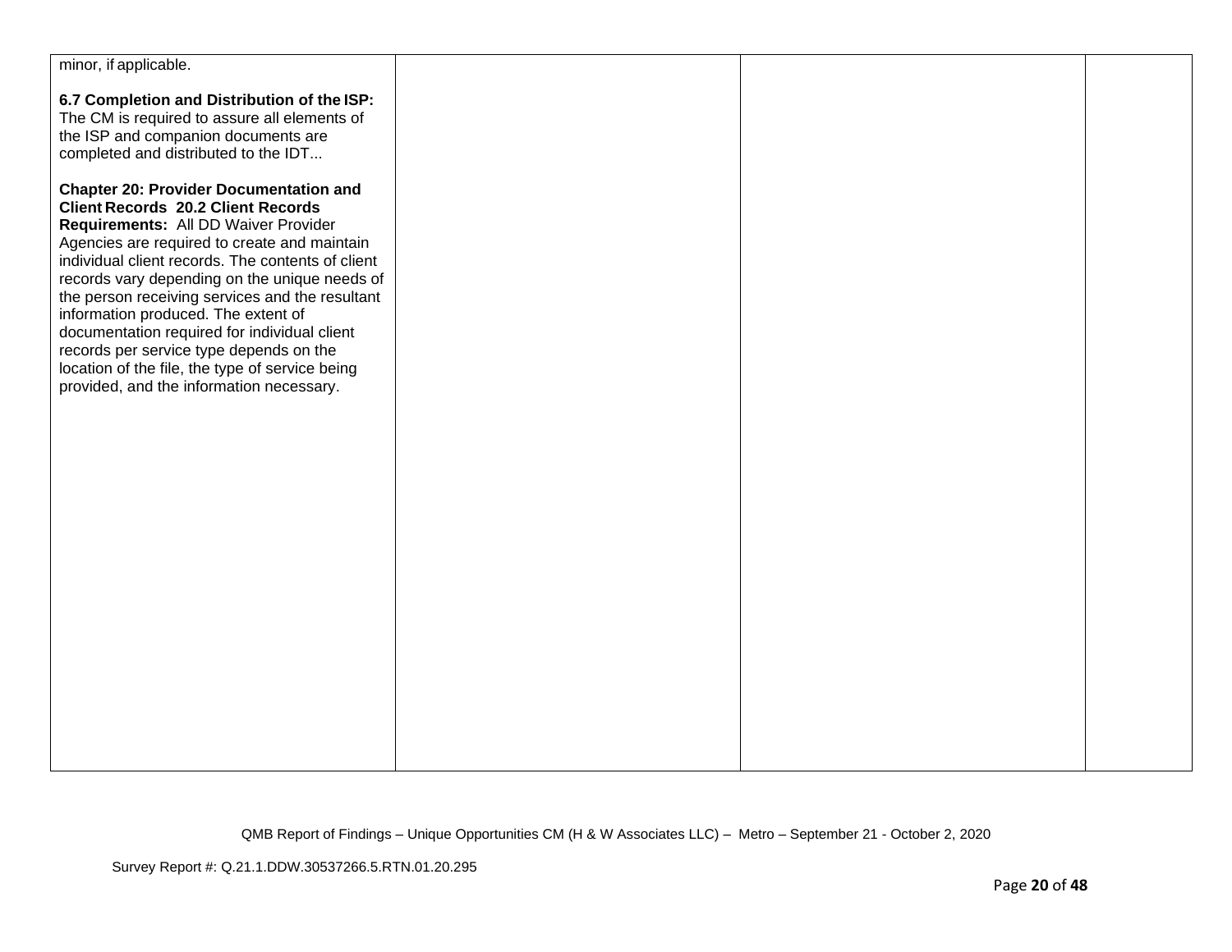| | | | |
|---|---|---|---|
| minor, if applicable.<br><br>**6.7 Completion and Distribution of the ISP:** The CM is required to assure all elements of the ISP and companion documents are completed and distributed to the IDT...<br><br>**Chapter 20: Provider Documentation and Client Records 20.2 Client Records Requirements:** All DD Waiver Provider Agencies are required to create and maintain individual client records. The contents of client records vary depending on the unique needs of the person receiving services and the resultant information produced. The extent of documentation required for individual client records per service type depends on the location of the file, the type of service being provided, and the information necessary. | | | |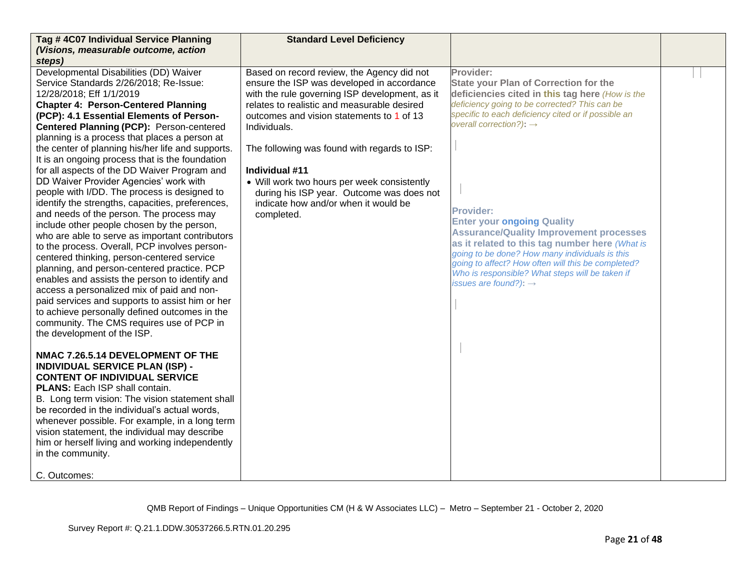| Tag # 4C07 Individual Service Planning *(Visions, measurable outcome, action steps)* | Standard Level Deficiency | | |
|---|---|---|---|
| Developmental Disabilities (DD) Waiver Service Standards 2/26/2018; Re-Issue: 12/28/2018; Eff 1/1/2019<br>**Chapter 4: Person-Centered Planning (PCP): 4.1 Essential Elements of Person-Centered Planning (PCP):** Person-centered planning is a process that places a person at the center of planning his/her life and supports. It is an ongoing process that is the foundation for all aspects of the DD Waiver Program and DD Waiver Provider Agencies' work with people with I/DD. The process is designed to identify the strengths, capacities, preferences, and needs of the person. The process may include other people chosen by the person, who are able to serve as important contributors to the process. Overall, PCP involves person-centered thinking, person-centered service planning, and person-centered practice. PCP enables and assists the person to identify and access a personalized mix of paid and non-paid services and supports to assist him or her to achieve personally defined outcomes in the community. The CMS requires use of PCP in the development of the ISP.<br><br>**NMAC 7.26.5.14 DEVELOPMENT OF THE INDIVIDUAL SERVICE PLAN (ISP) - CONTENT OF INDIVIDUAL SERVICE PLANS:** Each ISP shall contain.<br>B. Long term vision: The vision statement shall be recorded in the individual's actual words, whenever possible. For example, in a long term vision statement, the individual may describe him or herself living and working independently in the community.<br><br>C. Outcomes: | Based on record review, the Agency did not ensure the ISP was developed in accordance with the rule governing ISP development, as it relates to realistic and measurable desired outcomes and vision statements to 1 of 13 Individuals.<br><br>The following was found with regards to ISP:<br><br>**Individual #11**<br>• Will work two hours per week consistently during his ISP year. Outcome was does not indicate how and/or when it would be completed. | **Provider:**<br>**State your Plan of Correction for the deficiencies cited in this tag here** *(How is the deficiency going to be corrected? This can be specific to each deficiency cited or if possible an overall correction?)*: →<br><br>**Provider:**<br>**Enter your ongoing Quality Assurance/Quality Improvement processes as it related to this tag number here** *(What is going to be done? How many individuals is this going to affect? How often will this be completed? Who is responsible? What steps will be taken if issues are found?)*: → | |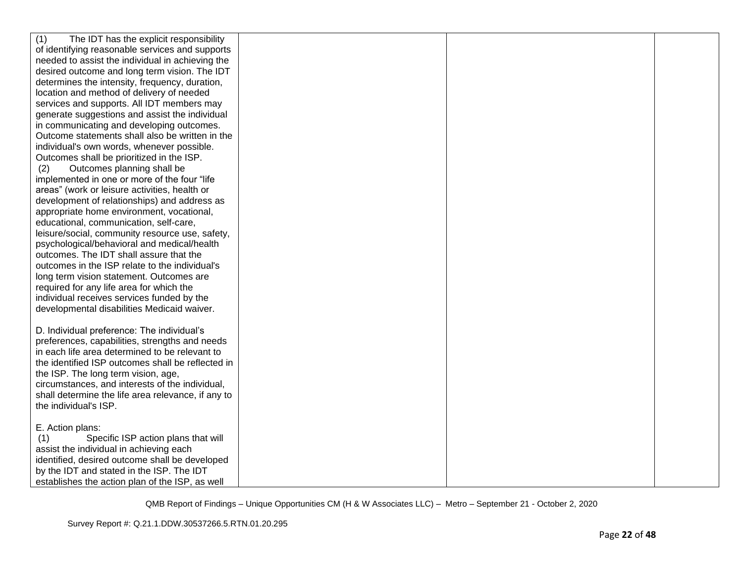| | | | |
|---|---|---|---|
| (1) The IDT has the explicit responsibility of identifying reasonable services and supports needed to assist the individual in achieving the desired outcome and long term vision. The IDT determines the intensity, frequency, duration, location and method of delivery of needed services and supports. All IDT members may generate suggestions and assist the individual in communicating and developing outcomes. Outcome statements shall also be written in the individual's own words, whenever possible. Outcomes shall be prioritized in the ISP.<br>(2) Outcomes planning shall be implemented in one or more of the four "life areas" (work or leisure activities, health or development of relationships) and address as appropriate home environment, vocational, educational, communication, self-care, leisure/social, community resource use, safety, psychological/behavioral and medical/health outcomes. The IDT shall assure that the outcomes in the ISP relate to the individual's long term vision statement. Outcomes are required for any life area for which the individual receives services funded by the developmental disabilities Medicaid waiver.<br><br>D. Individual preference: The individual's preferences, capabilities, strengths and needs in each life area determined to be relevant to the identified ISP outcomes shall be reflected in the ISP. The long term vision, age, circumstances, and interests of the individual, shall determine the life area relevance, if any to the individual's ISP.<br><br>E. Action plans:<br>(1) Specific ISP action plans that will assist the individual in achieving each identified, desired outcome shall be developed by the IDT and stated in the ISP. The IDT establishes the action plan of the ISP, as well | | | |

QMB Report of Findings – Unique Opportunities CM (H & W Associates LLC) – Metro – September 21 - October 2, 2020

Survey Report #: Q.21.1.DDW.30537266.5.RTN.01.20.295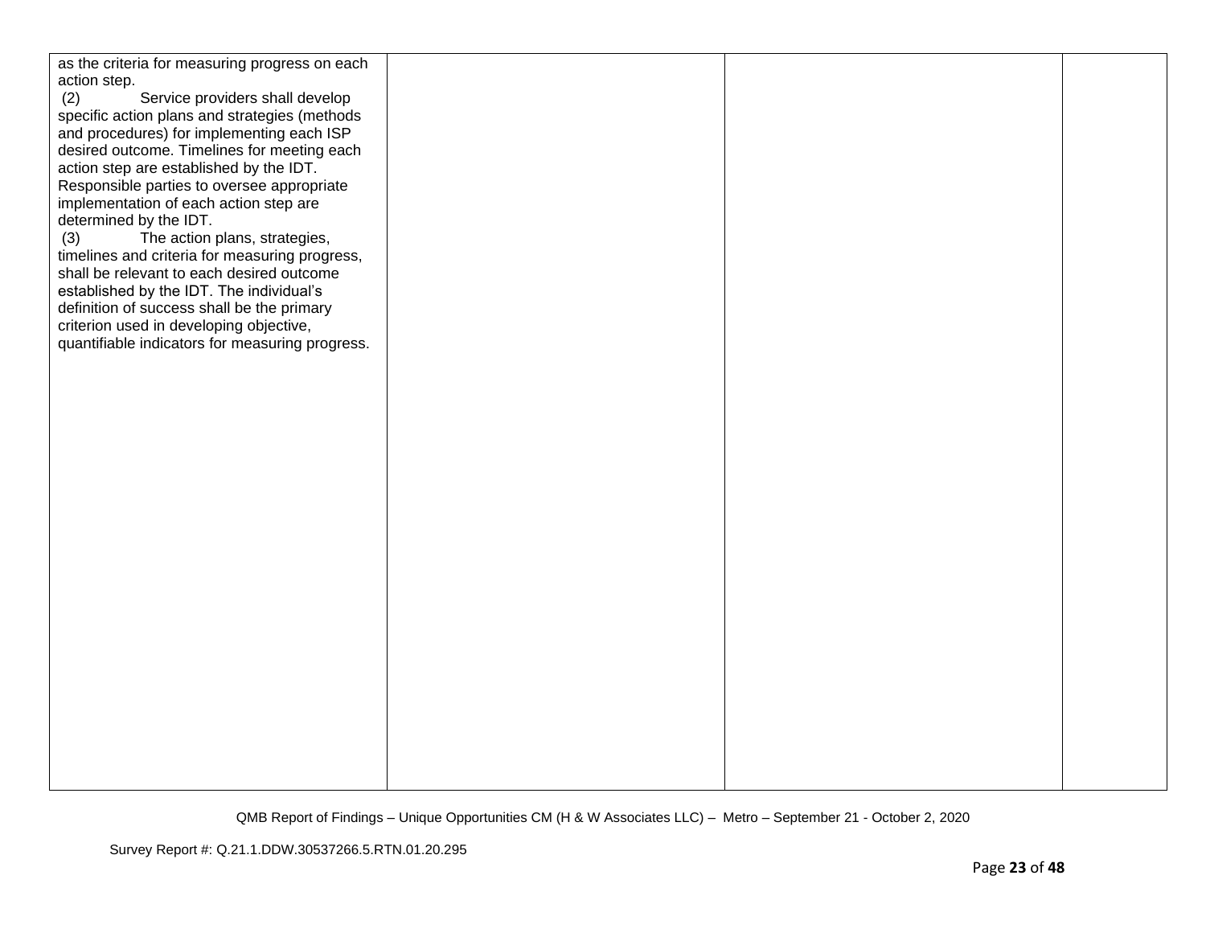| | | | |
|---|---|---|---|
| as the criteria for measuring progress on each action step.<br>(2) Service providers shall develop specific action plans and strategies (methods and procedures) for implementing each ISP desired outcome. Timelines for meeting each action step are established by the IDT. Responsible parties to oversee appropriate implementation of each action step are determined by the IDT.<br>(3) The action plans, strategies, timelines and criteria for measuring progress, shall be relevant to each desired outcome established by the IDT. The individual's definition of success shall be the primary criterion used in developing objective, quantifiable indicators for measuring progress. | | | |

QMB Report of Findings – Unique Opportunities CM (H & W Associates LLC) – Metro – September 21 - October 2, 2020

Survey Report #: Q.21.1.DDW.30537266.5.RTN.01.20.295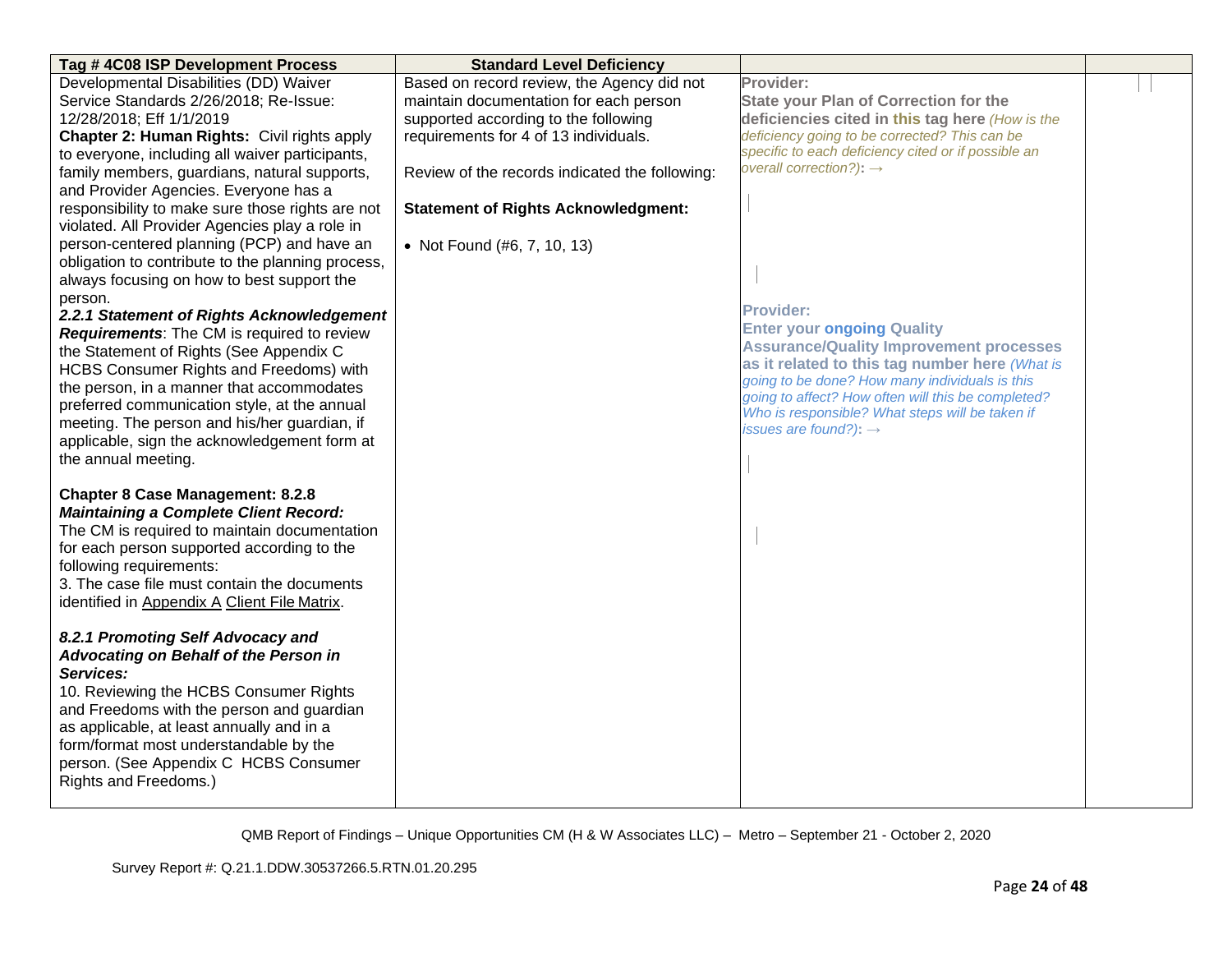| Tag # 4C08 ISP Development Process | Standard Level Deficiency | | |
|---|---|---|---|
| Developmental Disabilities (DD) Waiver Service Standards 2/26/2018; Re-Issue: 12/28/2018; Eff 1/1/2019<br>**Chapter 2: Human Rights:** Civil rights apply to everyone, including all waiver participants, family members, guardians, natural supports, and Provider Agencies. Everyone has a responsibility to make sure those rights are not violated. All Provider Agencies play a role in person-centered planning (PCP) and have an obligation to contribute to the planning process, always focusing on how to best support the person.<br>***2.2.1 Statement of Rights Acknowledgement Requirements***: The CM is required to review the Statement of Rights (See Appendix C HCBS Consumer Rights and Freedoms) with the person, in a manner that accommodates preferred communication style, at the annual meeting. The person and his/her guardian, if applicable, sign the acknowledgement form at the annual meeting.<br><br>**Chapter 8 Case Management: 8.2.8** ***Maintaining a Complete Client Record:*** The CM is required to maintain documentation for each person supported according to the following requirements:<br>3. The case file must contain the documents identified in Appendix A Client File Matrix.<br><br>***8.2.1 Promoting Self Advocacy and Advocating on Behalf of the Person in Services:***<br>10. Reviewing the HCBS Consumer Rights and Freedoms with the person and guardian as applicable, at least annually and in a form/format most understandable by the person. (See Appendix C HCBS Consumer Rights and Freedoms.) | Based on record review, the Agency did not maintain documentation for each person supported according to the following requirements for 4 of 13 individuals.<br><br>Review of the records indicated the following:<br><br>**Statement of Rights Acknowledgment:**<br><br>• Not Found (#6, 7, 10, 13) | **Provider:**<br>**State your Plan of Correction for the deficiencies cited in this tag here** *(How is the deficiency going to be corrected? This can be specific to each deficiency cited or if possible an overall correction?)*: →<br><br>**Provider:**<br>**Enter your ongoing Quality Assurance/Quality Improvement processes as it related to this tag number here** *(What is going to be done? How many individuals is this going to affect? How often will this be completed? Who is responsible? What steps will be taken if issues are found?)*: → | |

QMB Report of Findings – Unique Opportunities CM (H & W Associates LLC) – Metro – September 21 - October 2, 2020

Survey Report #: Q.21.1.DDW.30537266.5.RTN.01.20.295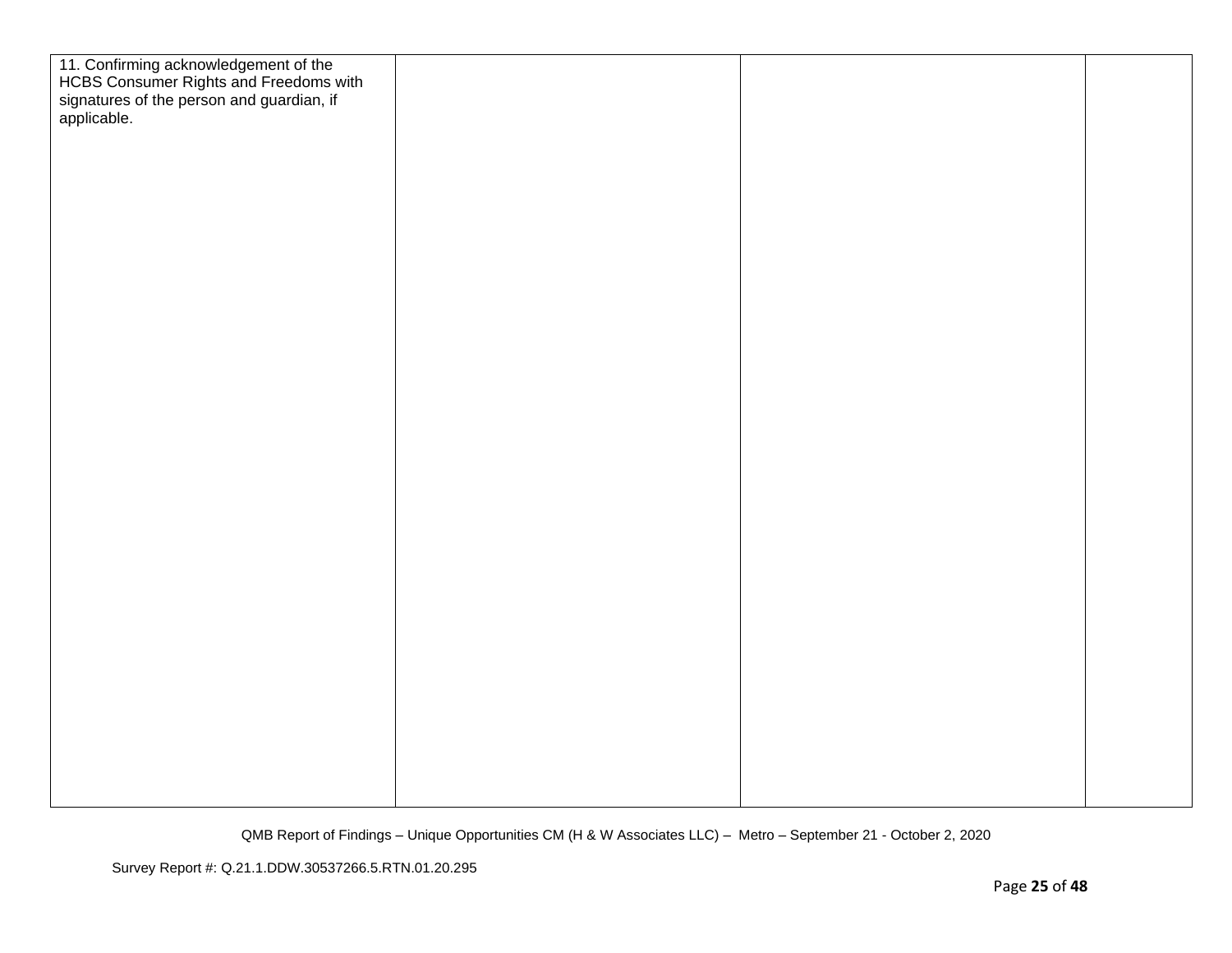| | | | |
|---|---|---|---|
| 11. Confirming acknowledgement of the HCBS Consumer Rights and Freedoms with signatures of the person and guardian, if applicable. | | | |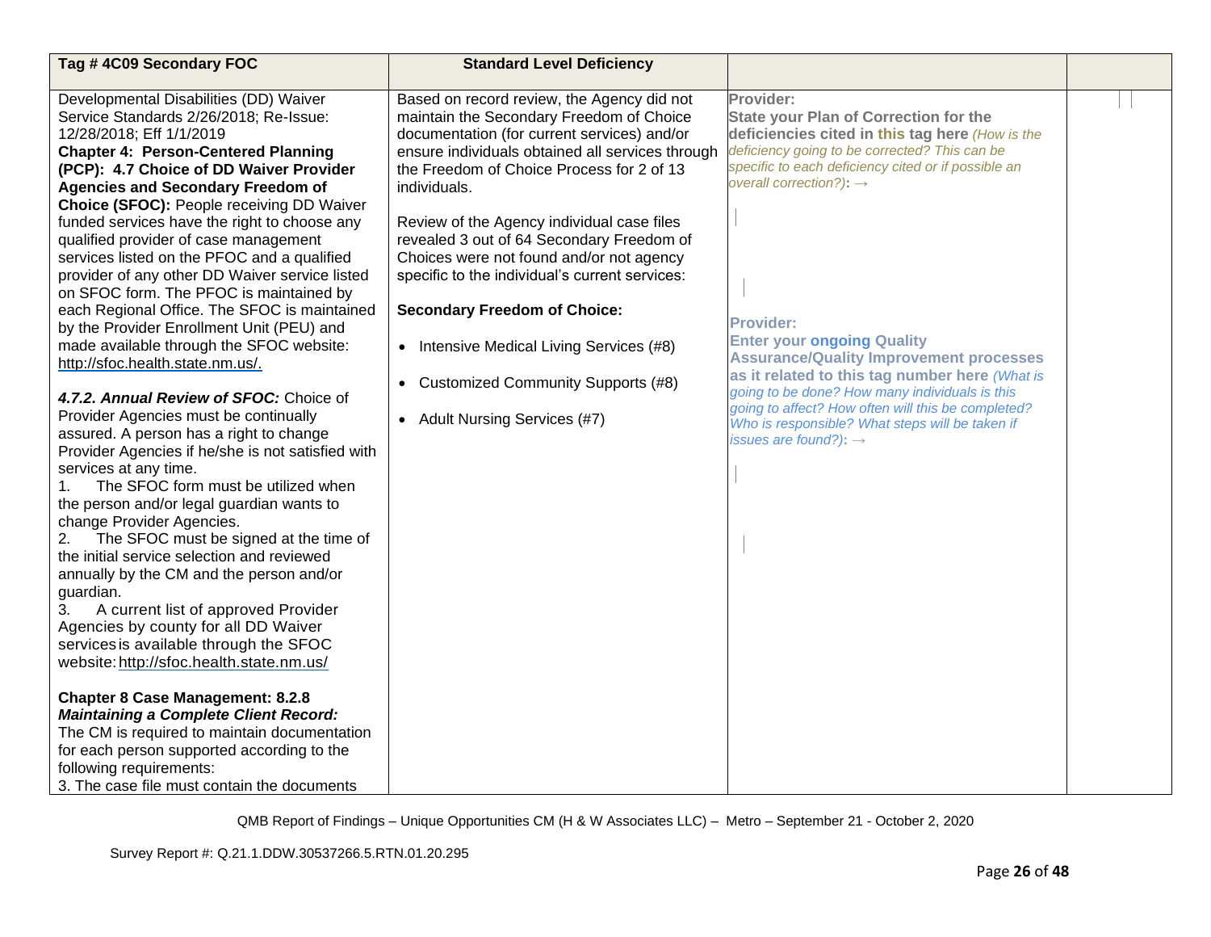| Tag # 4C09 Secondary FOC | Standard Level Deficiency | | |
|---|---|---|---|
| Developmental Disabilities (DD) Waiver Service Standards 2/26/2018; Re-Issue: 12/28/2018; Eff 1/1/2019<br>**Chapter 4: Person-Centered Planning (PCP): 4.7 Choice of DD Waiver Provider Agencies and Secondary Freedom of Choice (SFOC):** People receiving DD Waiver funded services have the right to choose any qualified provider of case management services listed on the PFOC and a qualified provider of any other DD Waiver service listed on SFOC form. The PFOC is maintained by each Regional Office. The SFOC is maintained by the Provider Enrollment Unit (PEU) and made available through the SFOC website: http://sfoc.health.state.nm.us/.<br><br>***4.7.2. Annual Review of SFOC:*** Choice of Provider Agencies must be continually assured. A person has a right to change Provider Agencies if he/she is not satisfied with services at any time.<br>1. The SFOC form must be utilized when the person and/or legal guardian wants to change Provider Agencies.<br>2. The SFOC must be signed at the time of the initial service selection and reviewed annually by the CM and the person and/or guardian.<br>3. A current list of approved Provider Agencies by county for all DD Waiver services is available through the SFOC website: http://sfoc.health.state.nm.us/<br><br>**Chapter 8 Case Management: 8.2.8 *Maintaining a Complete Client Record:*** The CM is required to maintain documentation for each person supported according to the following requirements:<br>3. The case file must contain the documents | Based on record review, the Agency did not maintain the Secondary Freedom of Choice documentation (for current services) and/or ensure individuals obtained all services through the Freedom of Choice Process for 2 of 13 individuals.<br><br>Review of the Agency individual case files revealed 3 out of 64 Secondary Freedom of Choices were not found and/or not agency specific to the individual's current services:<br><br>**Secondary Freedom of Choice:**<br><br>• Intensive Medical Living Services (#8)<br><br>• Customized Community Supports (#8)<br><br>• Adult Nursing Services (#7) | **Provider:**<br>**State your Plan of Correction for the deficiencies cited in this tag here** *(How is the deficiency going to be corrected? This can be specific to each deficiency cited or if possible an overall correction?)*: →<br><br><br><br>**Provider:**<br>**Enter your ongoing Quality Assurance/Quality Improvement processes as it related to this tag number here** *(What is going to be done? How many individuals is this going to affect? How often will this be completed? Who is responsible? What steps will be taken if issues are found?)*: → | |

QMB Report of Findings – Unique Opportunities CM (H & W Associates LLC) – Metro – September 21 - October 2, 2020

Survey Report #: Q.21.1.DDW.30537266.5.RTN.01.20.295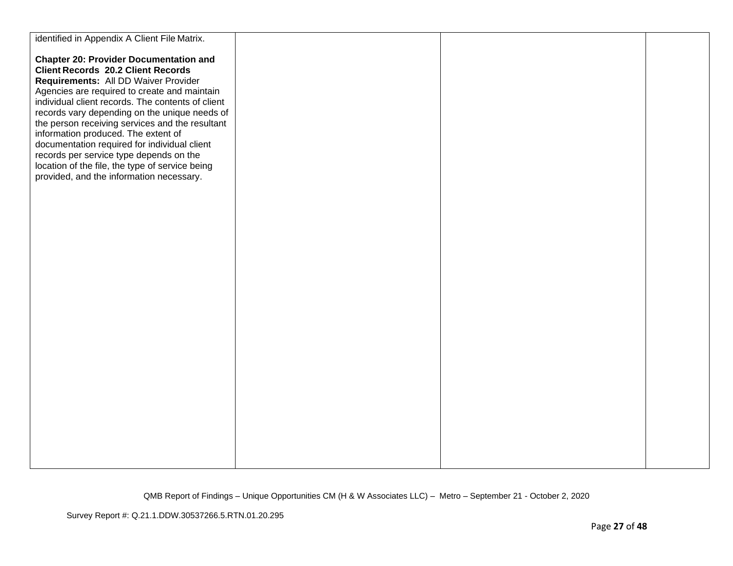| | | | |
|---|---|---|---|
| identified in Appendix A Client File Matrix.<br><br>**Chapter 20: Provider Documentation and Client Records 20.2 Client Records Requirements:** All DD Waiver Provider Agencies are required to create and maintain individual client records. The contents of client records vary depending on the unique needs of the person receiving services and the resultant information produced. The extent of documentation required for individual client records per service type depends on the location of the file, the type of service being provided, and the information necessary. | | | |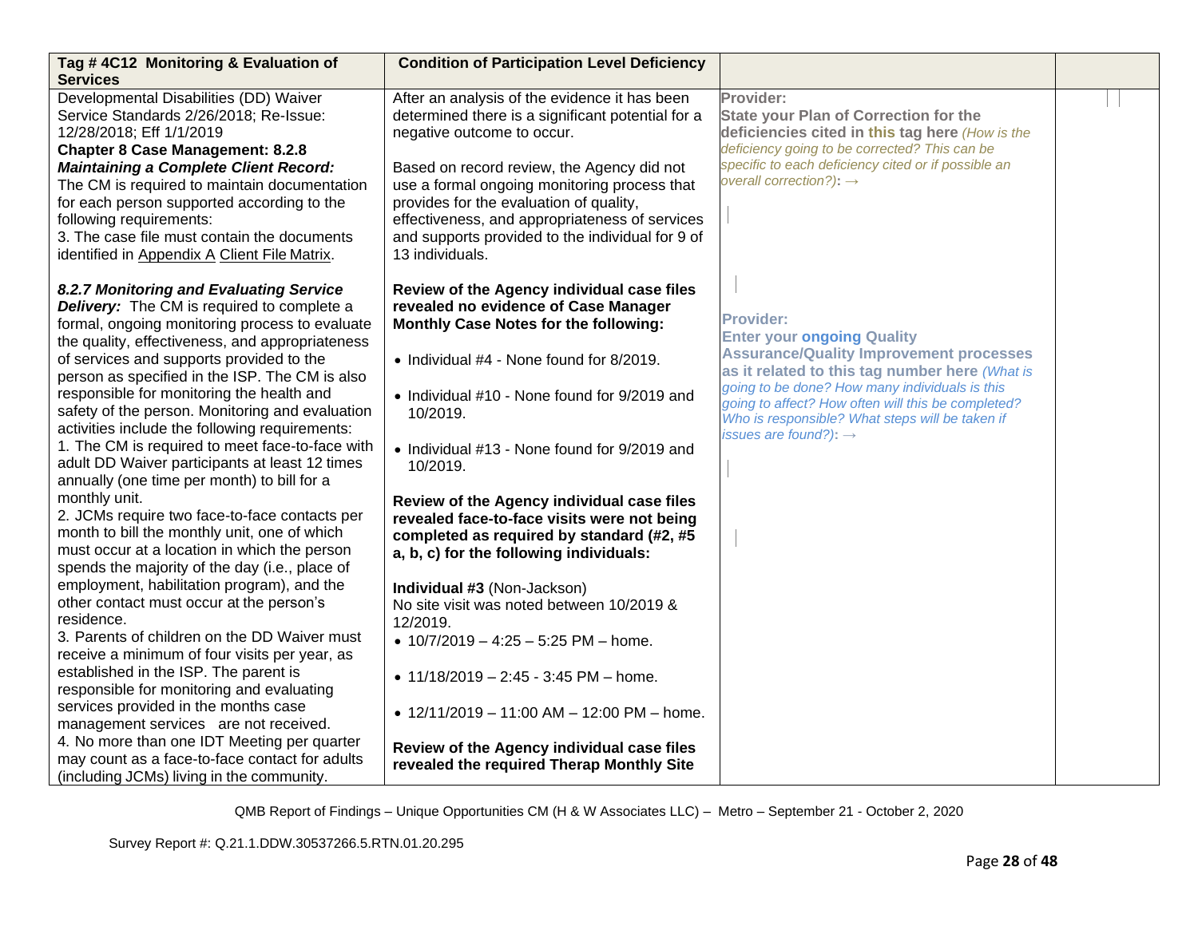| Tag # 4C12 Monitoring & Evaluation of Services | Condition of Participation Level Deficiency | | |
|---|---|---|---|
| Developmental Disabilities (DD) Waiver Service Standards 2/26/2018; Re-Issue: 12/28/2018; Eff 1/1/2019<br>**Chapter 8 Case Management: 8.2.8 *Maintaining a Complete Client Record:*** The CM is required to maintain documentation for each person supported according to the following requirements:<br>3. The case file must contain the documents identified in Appendix A Client File Matrix.<br><br>***8.2.7 Monitoring and Evaluating Service Delivery:*** The CM is required to complete a formal, ongoing monitoring process to evaluate the quality, effectiveness, and appropriateness of services and supports provided to the person as specified in the ISP. The CM is also responsible for monitoring the health and safety of the person. Monitoring and evaluation activities include the following requirements:<br>1. The CM is required to meet face-to-face with adult DD Waiver participants at least 12 times annually (one time per month) to bill for a monthly unit.<br>2. JCMs require two face-to-face contacts per month to bill the monthly unit, one of which must occur at a location in which the person spends the majority of the day (i.e., place of employment, habilitation program), and the other contact must occur at the person's residence.<br>3. Parents of children on the DD Waiver must receive a minimum of four visits per year, as established in the ISP. The parent is responsible for monitoring and evaluating services provided in the months case management services are not received.<br>4. No more than one IDT Meeting per quarter may count as a face-to-face contact for adults (including JCMs) living in the community. | After an analysis of the evidence it has been determined there is a significant potential for a negative outcome to occur.<br><br>Based on record review, the Agency did not use a formal ongoing monitoring process that provides for the evaluation of quality, effectiveness, and appropriateness of services and supports provided to the individual for 9 of 13 individuals.<br><br>**Review of the Agency individual case files revealed no evidence of Case Manager Monthly Case Notes for the following:**<br><br>• Individual #4 - None found for 8/2019.<br><br>• Individual #10 - None found for 9/2019 and 10/2019.<br><br>• Individual #13 - None found for 9/2019 and 10/2019.<br><br>**Review of the Agency individual case files revealed face-to-face visits were not being completed as required by standard (#2, #5 a, b, c) for the following individuals:**<br><br>**Individual #3** (Non-Jackson)<br>No site visit was noted between 10/2019 & 12/2019.<br>• 10/7/2019 – 4:25 – 5:25 PM – home.<br><br>• 11/18/2019 – 2:45 - 3:45 PM – home.<br><br>• 12/11/2019 – 11:00 AM – 12:00 PM – home.<br><br>**Review of the Agency individual case files revealed the required Therap Monthly Site** | **Provider:**<br>**State your Plan of Correction for the deficiencies cited in this tag here** *(How is the deficiency going to be corrected? This can be specific to each deficiency cited or if possible an overall correction?)*: →<br><br><br>**Provider:**<br>**Enter your ongoing Quality Assurance/Quality Improvement processes as it related to this tag number here** *(What is going to be done? How many individuals is this going to affect? How often will this be completed? Who is responsible? What steps will be taken if issues are found?)*: → | |

QMB Report of Findings – Unique Opportunities CM (H & W Associates LLC) – Metro – September 21 - October 2, 2020

Survey Report #: Q.21.1.DDW.30537266.5.RTN.01.20.295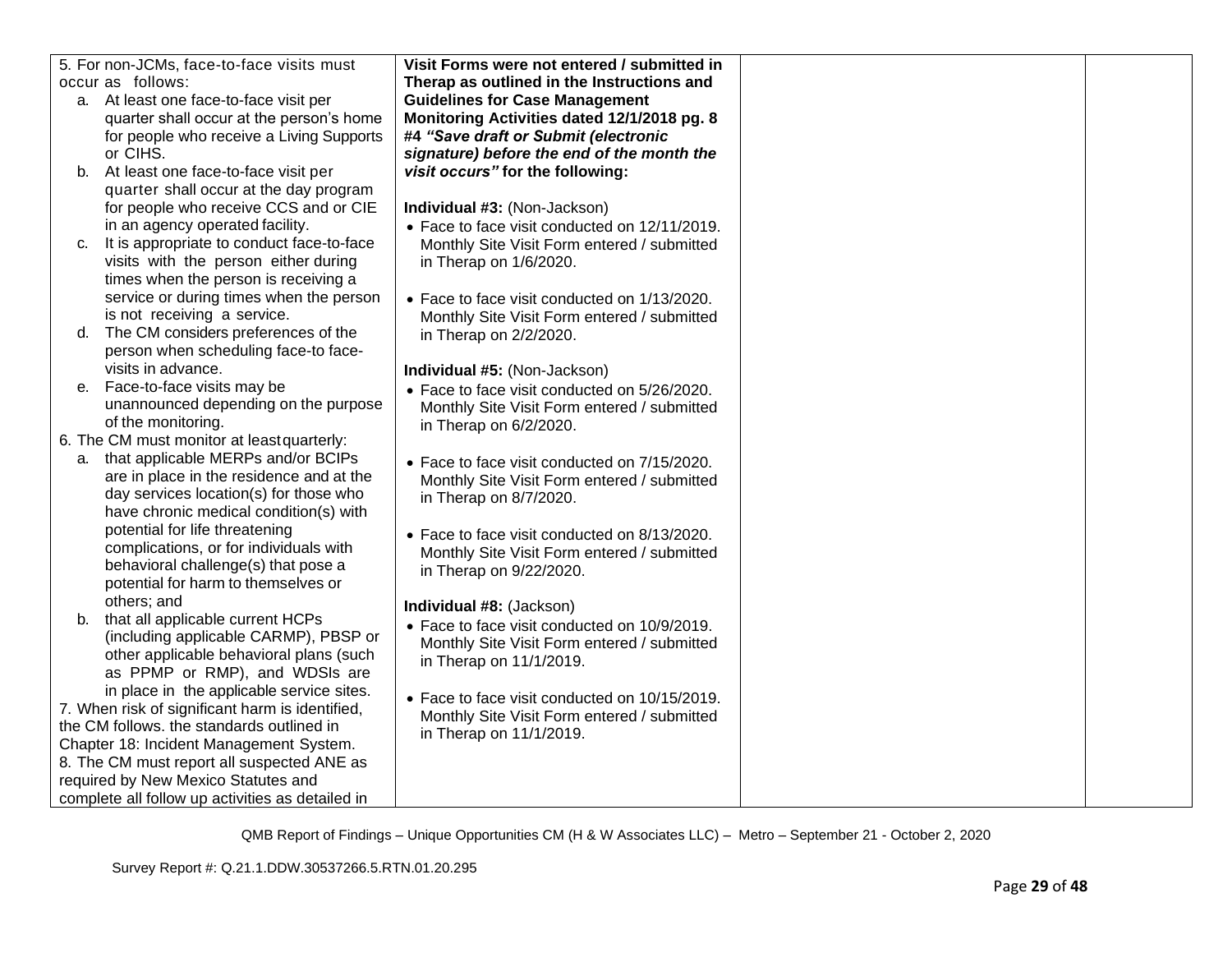| | | | |
|---|---|---|---|
| 5. For non-JCMs, face-to-face visits must occur as follows:<br>a. At least one face-to-face visit per quarter shall occur at the person's home for people who receive a Living Supports or CIHS.<br>b. At least one face-to-face visit per quarter shall occur at the day program for people who receive CCS and or CIE in an agency operated facility.<br>c. It is appropriate to conduct face-to-face visits with the person either during times when the person is receiving a service or during times when the person is not receiving a service.<br>d. The CM considers preferences of the person when scheduling face-to face-visits in advance.<br>e. Face-to-face visits may be unannounced depending on the purpose of the monitoring.<br>6. The CM must monitor at least quarterly:<br>a. that applicable MERPs and/or BCIPs are in place in the residence and at the day services location(s) for those who have chronic medical condition(s) with potential for life threatening complications, or for individuals with behavioral challenge(s) that pose a potential for harm to themselves or others; and<br>b. that all applicable current HCPs (including applicable CARMP), PBSP or other applicable behavioral plans (such as PPMP or RMP), and WDSIs are in place in the applicable service sites.<br>7. When risk of significant harm is identified, the CM follows. the standards outlined in Chapter 18: Incident Management System.<br>8. The CM must report all suspected ANE as required by New Mexico Statutes and complete all follow up activities as detailed in | **Visit Forms were not entered / submitted in Therap as outlined in the Instructions and Guidelines for Case Management Monitoring Activities dated 12/1/2018 pg. 8 #4 *"Save draft or Submit (electronic signature) before the end of the month the visit occurs"* for the following:**<br><br>**Individual #3:** (Non-Jackson)<br>• Face to face visit conducted on 12/11/2019. Monthly Site Visit Form entered / submitted in Therap on 1/6/2020.<br><br>• Face to face visit conducted on 1/13/2020. Monthly Site Visit Form entered / submitted in Therap on 2/2/2020.<br><br>**Individual #5:** (Non-Jackson)<br>• Face to face visit conducted on 5/26/2020. Monthly Site Visit Form entered / submitted in Therap on 6/2/2020.<br><br>• Face to face visit conducted on 7/15/2020. Monthly Site Visit Form entered / submitted in Therap on 8/7/2020.<br><br>• Face to face visit conducted on 8/13/2020. Monthly Site Visit Form entered / submitted in Therap on 9/22/2020.<br><br>**Individual #8:** (Jackson)<br>• Face to face visit conducted on 10/9/2019. Monthly Site Visit Form entered / submitted in Therap on 11/1/2019.<br><br>• Face to face visit conducted on 10/15/2019. Monthly Site Visit Form entered / submitted in Therap on 11/1/2019. | | |

QMB Report of Findings – Unique Opportunities CM (H & W Associates LLC) – Metro – September 21 - October 2, 2020

Survey Report #: Q.21.1.DDW.30537266.5.RTN.01.20.295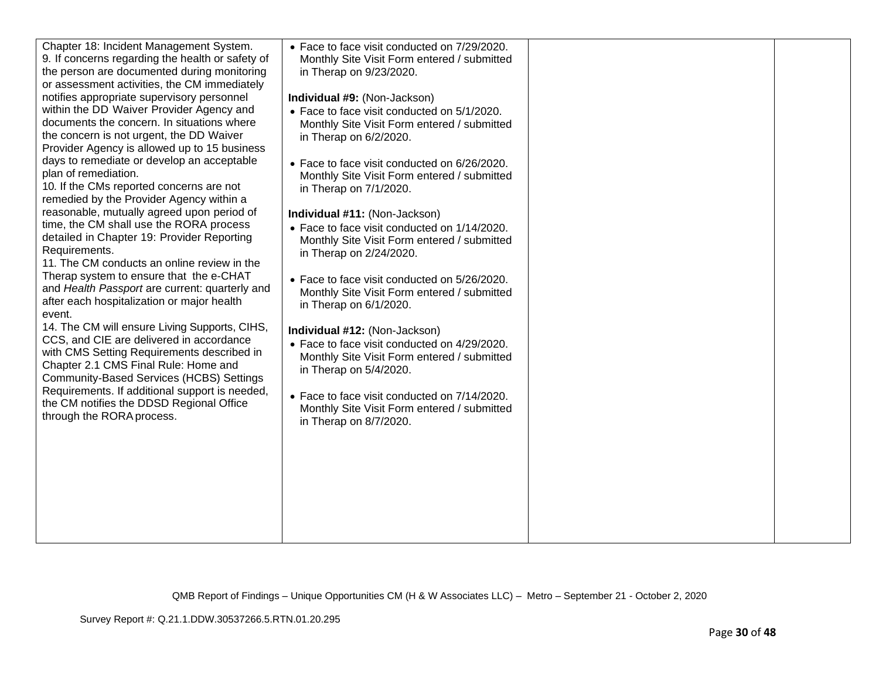| | | | |
|---|---|---|---|
| Chapter 18: Incident Management System.<br>9. If concerns regarding the health or safety of the person are documented during monitoring or assessment activities, the CM immediately notifies appropriate supervisory personnel within the DD Waiver Provider Agency and documents the concern. In situations where the concern is not urgent, the DD Waiver Provider Agency is allowed up to 15 business days to remediate or develop an acceptable plan of remediation.<br>10. If the CMs reported concerns are not remedied by the Provider Agency within a reasonable, mutually agreed upon period of time, the CM shall use the RORA process detailed in Chapter 19: Provider Reporting Requirements.<br>11. The CM conducts an online review in the Therap system to ensure that the e-CHAT and *Health Passport* are current: quarterly and after each hospitalization or major health event.<br>14. The CM will ensure Living Supports, CIHS, CCS, and CIE are delivered in accordance with CMS Setting Requirements described in Chapter 2.1 CMS Final Rule: Home and Community-Based Services (HCBS) Settings Requirements. If additional support is needed, the CM notifies the DDSD Regional Office through the RORA process. | • Face to face visit conducted on 7/29/2020. Monthly Site Visit Form entered / submitted in Therap on 9/23/2020.<br><br>**Individual #9:** (Non-Jackson)<br>• Face to face visit conducted on 5/1/2020. Monthly Site Visit Form entered / submitted in Therap on 6/2/2020.<br><br>• Face to face visit conducted on 6/26/2020. Monthly Site Visit Form entered / submitted in Therap on 7/1/2020.<br><br>**Individual #11:** (Non-Jackson)<br>• Face to face visit conducted on 1/14/2020. Monthly Site Visit Form entered / submitted in Therap on 2/24/2020.<br><br>• Face to face visit conducted on 5/26/2020. Monthly Site Visit Form entered / submitted in Therap on 6/1/2020.<br><br>**Individual #12:** (Non-Jackson)<br>• Face to face visit conducted on 4/29/2020. Monthly Site Visit Form entered / submitted in Therap on 5/4/2020.<br><br>• Face to face visit conducted on 7/14/2020. Monthly Site Visit Form entered / submitted in Therap on 8/7/2020. | | |

QMB Report of Findings – Unique Opportunities CM (H & W Associates LLC) – Metro – September 21 - October 2, 2020

Survey Report #: Q.21.1.DDW.30537266.5.RTN.01.20.295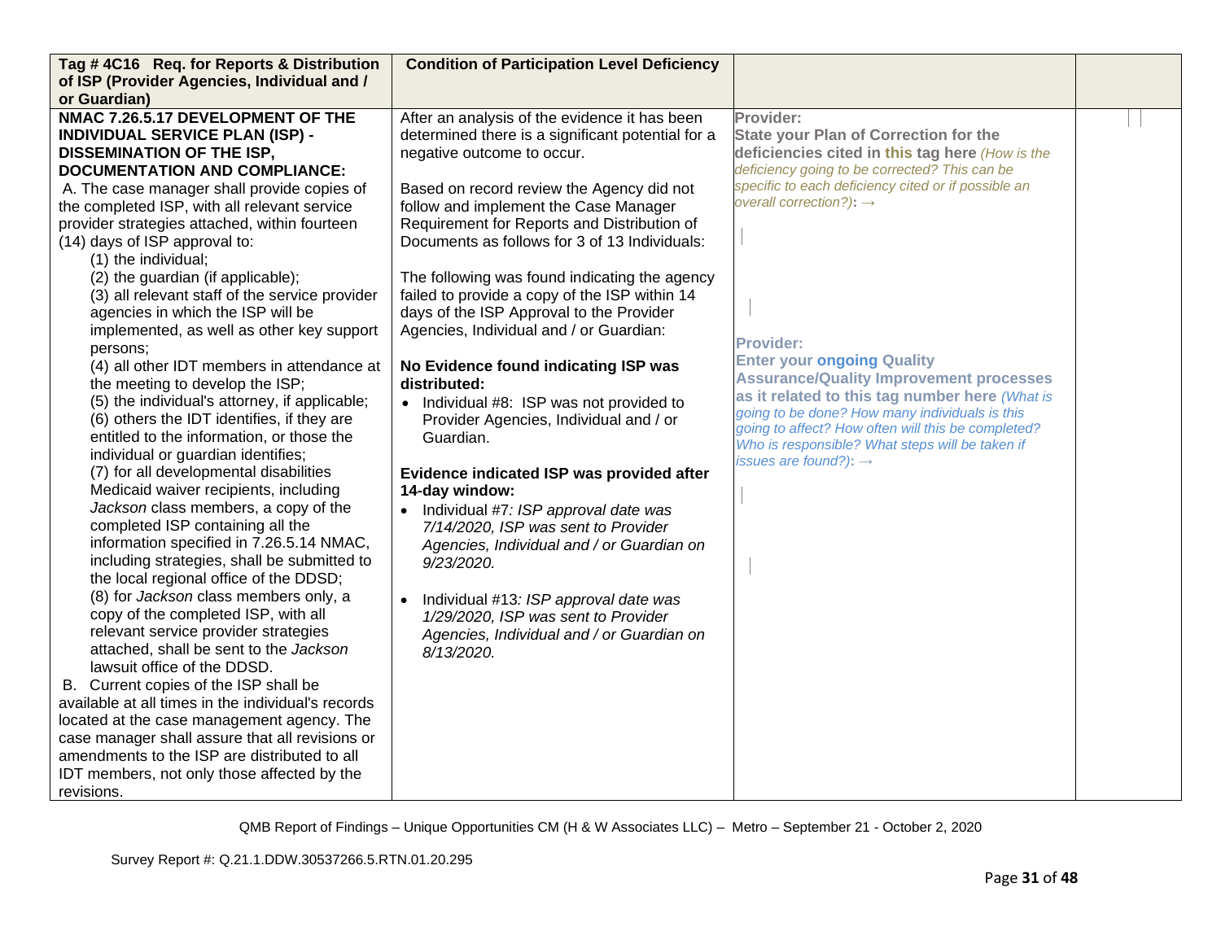| **Tag # 4C16 Req. for Reports & Distribution of ISP (Provider Agencies, Individual and / or Guardian)** | **Condition of Participation Level Deficiency** | | |
|---|---|---|---|
| **NMAC 7.26.5.17 DEVELOPMENT OF THE INDIVIDUAL SERVICE PLAN (ISP) - DISSEMINATION OF THE ISP, DOCUMENTATION AND COMPLIANCE:**<br>A. The case manager shall provide copies of the completed ISP, with all relevant service provider strategies attached, within fourteen (14) days of ISP approval to:<br>(1) the individual;<br>(2) the guardian (if applicable);<br>(3) all relevant staff of the service provider agencies in which the ISP will be implemented, as well as other key support persons;<br>(4) all other IDT members in attendance at the meeting to develop the ISP;<br>(5) the individual's attorney, if applicable;<br>(6) others the IDT identifies, if they are entitled to the information, or those the individual or guardian identifies;<br>(7) for all developmental disabilities Medicaid waiver recipients, including *Jackson* class members, a copy of the completed ISP containing all the information specified in 7.26.5.14 NMAC, including strategies, shall be submitted to the local regional office of the DDSD;<br>(8) for *Jackson* class members only, a copy of the completed ISP, with all relevant service provider strategies attached, shall be sent to the *Jackson* lawsuit office of the DDSD.<br>B. Current copies of the ISP shall be available at all times in the individual's records located at the case management agency. The case manager shall assure that all revisions or amendments to the ISP are distributed to all IDT members, not only those affected by the revisions. | After an analysis of the evidence it has been determined there is a significant potential for a negative outcome to occur.<br><br>Based on record review the Agency did not follow and implement the Case Manager Requirement for Reports and Distribution of Documents as follows for 3 of 13 Individuals:<br><br>The following was found indicating the agency failed to provide a copy of the ISP within 14 days of the ISP Approval to the Provider Agencies, Individual and / or Guardian:<br><br>**No Evidence found indicating ISP was distributed:**<br>• Individual #8: ISP was not provided to Provider Agencies, Individual and / or Guardian.<br><br>**Evidence indicated ISP was provided after 14-day window:**<br>• Individual #7*: ISP approval date was 7/14/2020, ISP was sent to Provider Agencies, Individual and / or Guardian on 9/23/2020.*<br><br>• Individual #13*: ISP approval date was 1/29/2020, ISP was sent to Provider Agencies, Individual and / or Guardian on 8/13/2020.* | **Provider:**<br>**State your Plan of Correction for the deficiencies cited in this tag here** *(How is the deficiency going to be corrected? This can be specific to each deficiency cited or if possible an overall correction?)*: →<br><br>**Provider:**<br>**Enter your ongoing Quality Assurance/Quality Improvement processes as it related to this tag number here** *(What is going to be done? How many individuals is this going to affect? How often will this be completed? Who is responsible? What steps will be taken if issues are found?)*: → | |

QMB Report of Findings – Unique Opportunities CM (H & W Associates LLC) – Metro – September 21 - October 2, 2020

Survey Report #: Q.21.1.DDW.30537266.5.RTN.01.20.295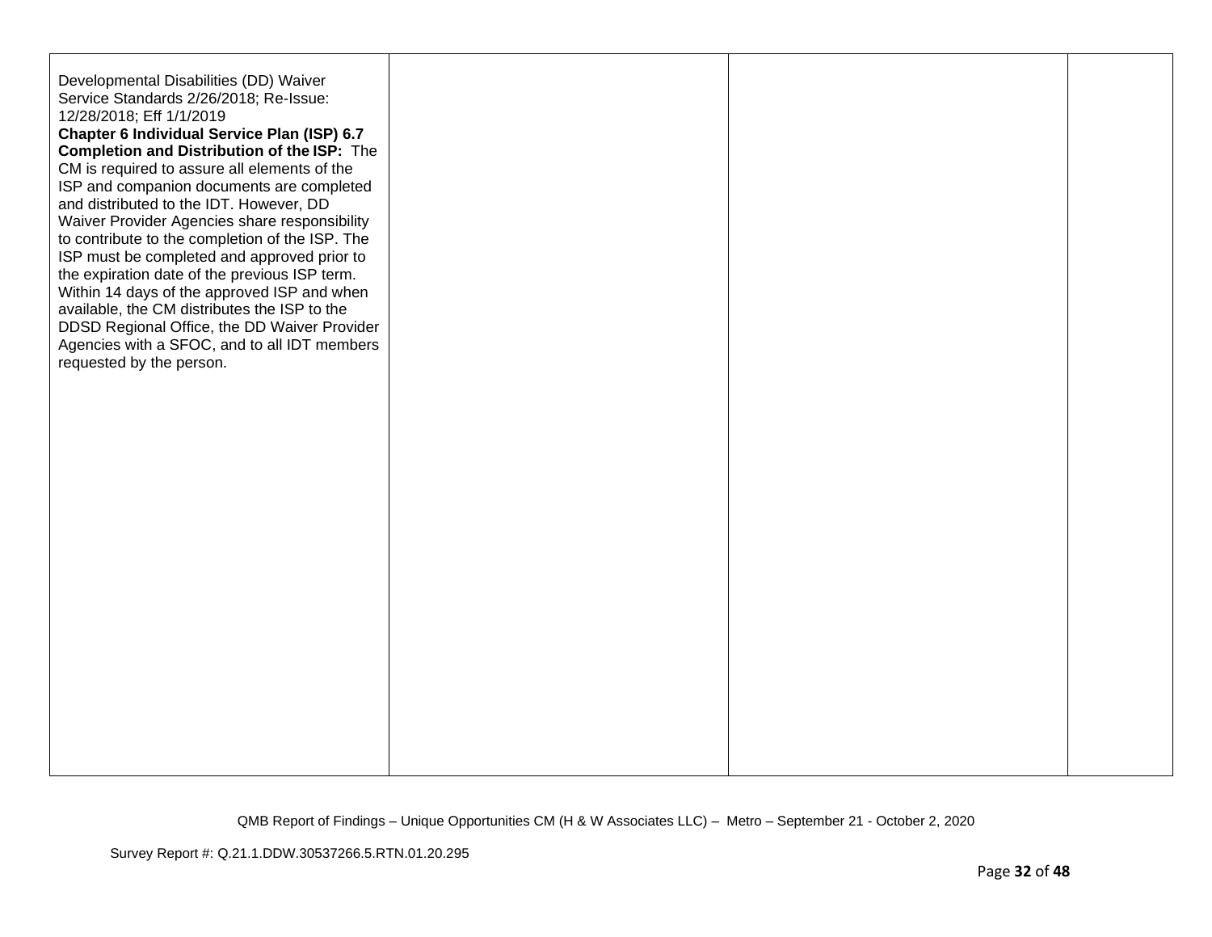| | | | |
|---|---|---|---|
| Developmental Disabilities (DD) Waiver Service Standards 2/26/2018; Re-Issue: 12/28/2018; Eff 1/1/2019<br>**Chapter 6 Individual Service Plan (ISP) 6.7 Completion and Distribution of the ISP:** The CM is required to assure all elements of the ISP and companion documents are completed and distributed to the IDT. However, DD Waiver Provider Agencies share responsibility to contribute to the completion of the ISP. The ISP must be completed and approved prior to the expiration date of the previous ISP term. Within 14 days of the approved ISP and when available, the CM distributes the ISP to the DDSD Regional Office, the DD Waiver Provider Agencies with a SFOC, and to all IDT members requested by the person. | | | |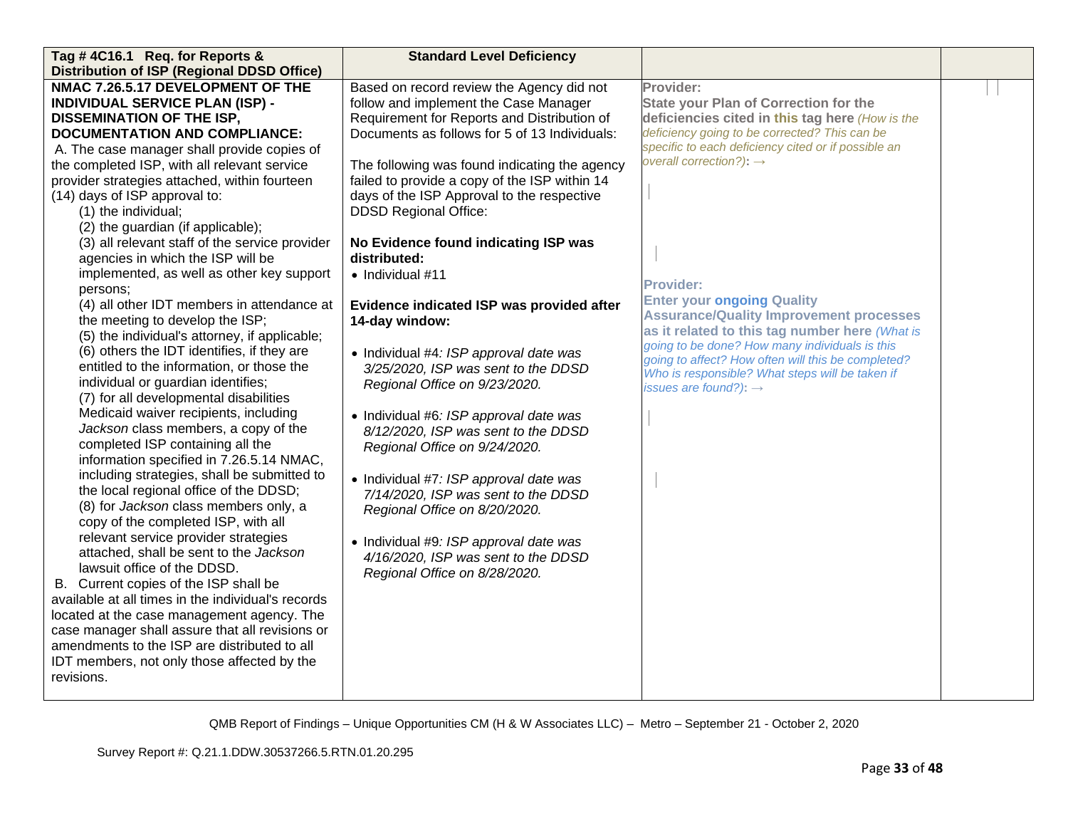| Tag # 4C16.1 Req. for Reports & Distribution of ISP (Regional DDSD Office) | Standard Level Deficiency | | |
|---|---|---|---|
| **NMAC 7.26.5.17 DEVELOPMENT OF THE INDIVIDUAL SERVICE PLAN (ISP) - DISSEMINATION OF THE ISP, DOCUMENTATION AND COMPLIANCE:**<br>A. The case manager shall provide copies of the completed ISP, with all relevant service provider strategies attached, within fourteen (14) days of ISP approval to:<br>(1) the individual;<br>(2) the guardian (if applicable);<br>(3) all relevant staff of the service provider agencies in which the ISP will be implemented, as well as other key support persons;<br>(4) all other IDT members in attendance at the meeting to develop the ISP;<br>(5) the individual's attorney, if applicable;<br>(6) others the IDT identifies, if they are entitled to the information, or those the individual or guardian identifies;<br>(7) for all developmental disabilities Medicaid waiver recipients, including *Jackson* class members, a copy of the completed ISP containing all the information specified in 7.26.5.14 NMAC, including strategies, shall be submitted to the local regional office of the DDSD;<br>(8) for *Jackson* class members only, a copy of the completed ISP, with all relevant service provider strategies attached, shall be sent to the *Jackson* lawsuit office of the DDSD.<br>B. Current copies of the ISP shall be available at all times in the individual's records located at the case management agency. The case manager shall assure that all revisions or amendments to the ISP are distributed to all IDT members, not only those affected by the revisions. | Based on record review the Agency did not follow and implement the Case Manager Requirement for Reports and Distribution of Documents as follows for 5 of 13 Individuals:<br><br>The following was found indicating the agency failed to provide a copy of the ISP within 14 days of the ISP Approval to the respective DDSD Regional Office:<br><br>**No Evidence found indicating ISP was distributed:**<br>• Individual #11<br><br>**Evidence indicated ISP was provided after 14-day window:**<br>• Individual #4*: ISP approval date was 3/25/2020, ISP was sent to the DDSD Regional Office on 9/23/2020.*<br>• Individual #6*: ISP approval date was 8/12/2020, ISP was sent to the DDSD Regional Office on 9/24/2020.*<br>• Individual #7*: ISP approval date was 7/14/2020, ISP was sent to the DDSD Regional Office on 8/20/2020.*<br>• Individual #9*: ISP approval date was 4/16/2020, ISP was sent to the DDSD Regional Office on 8/28/2020.* | **Provider:**<br>**State your Plan of Correction for the deficiencies cited in this tag here** *(How is the deficiency going to be corrected? This can be specific to each deficiency cited or if possible an overall correction?)*: →<br><br>**Provider:**<br>**Enter your ongoing Quality Assurance/Quality Improvement processes as it related to this tag number here** *(What is going to be done? How many individuals is this going to affect? How often will this be completed? Who is responsible? What steps will be taken if issues are found?)*: → | |

QMB Report of Findings – Unique Opportunities CM (H & W Associates LLC) – Metro – September 21 - October 2, 2020

Survey Report #: Q.21.1.DDW.30537266.5.RTN.01.20.295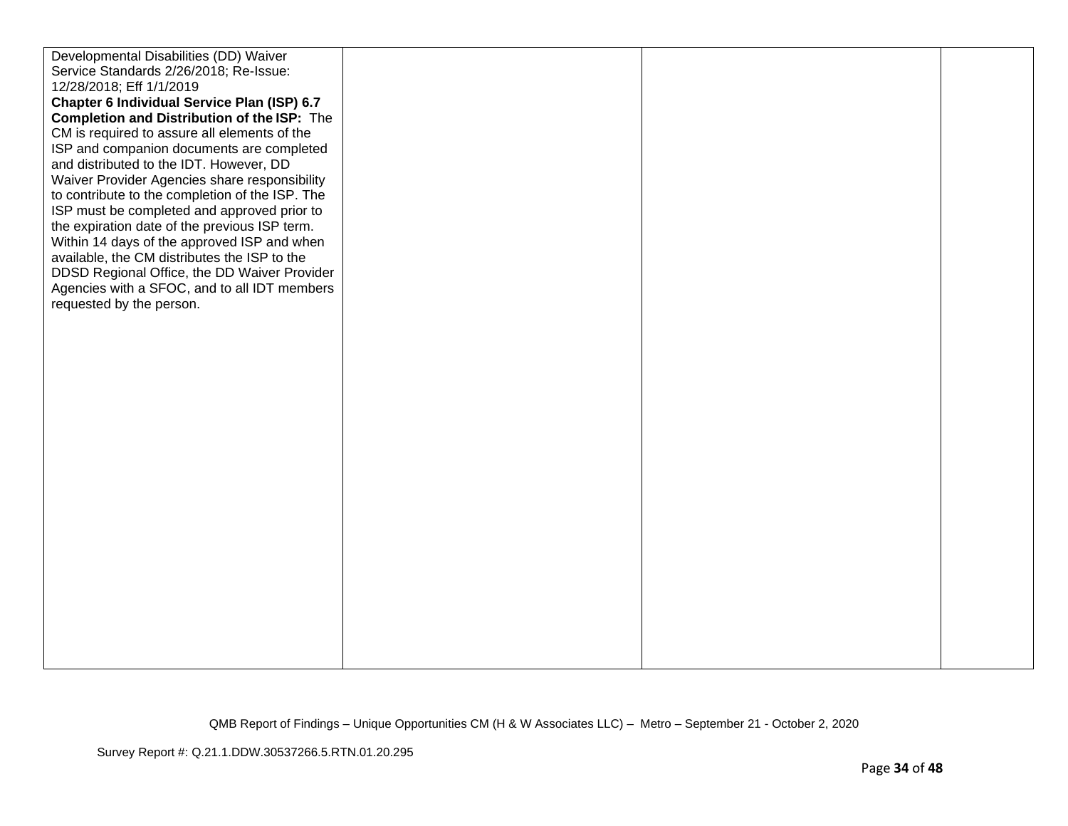| | | | |
|---|---|---|---|
| Developmental Disabilities (DD) Waiver Service Standards 2/26/2018; Re-Issue: 12/28/2018; Eff 1/1/2019<br>**Chapter 6 Individual Service Plan (ISP) 6.7 Completion and Distribution of the ISP:** The CM is required to assure all elements of the ISP and companion documents are completed and distributed to the IDT. However, DD Waiver Provider Agencies share responsibility to contribute to the completion of the ISP. The ISP must be completed and approved prior to the expiration date of the previous ISP term. Within 14 days of the approved ISP and when available, the CM distributes the ISP to the DDSD Regional Office, the DD Waiver Provider Agencies with a SFOC, and to all IDT members requested by the person. | | | |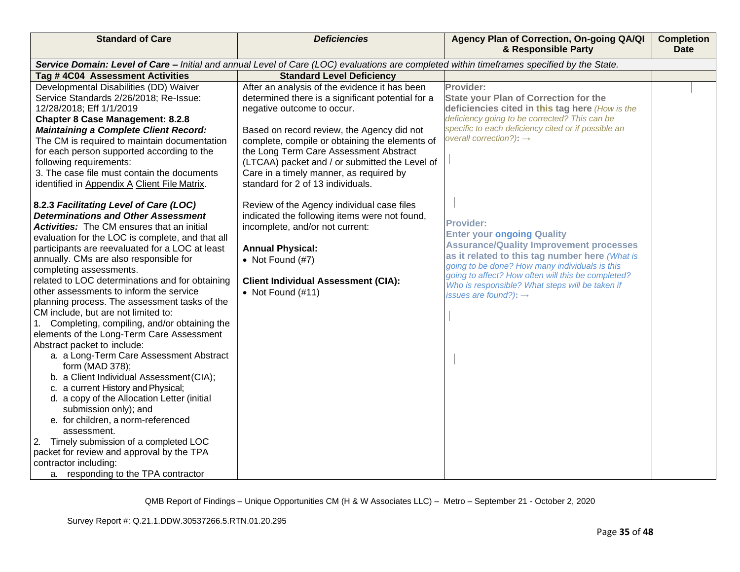| Standard of Care | *Deficiencies* | Agency Plan of Correction, On-going QA/QI & Responsible Party | Completion Date |
|---|---|---|---|
| ***Service Domain: Level of Care –*** *Initial and annual Level of Care (LOC) evaluations are completed within timeframes specified by the State.* | | | |
| **Tag # 4C04 Assessment Activities** | **Standard Level Deficiency** | | |
| Developmental Disabilities (DD) Waiver Service Standards 2/26/2018; Re-Issue: 12/28/2018; Eff 1/1/2019<br>**Chapter 8 Case Management: 8.2.8 *Maintaining a Complete Client Record:*** The CM is required to maintain documentation for each person supported according to the following requirements:<br>3. The case file must contain the documents identified in Appendix A Client File Matrix.<br><br>**8.2.3 *Facilitating Level of Care (LOC) Determinations and Other Assessment Activities:*** The CM ensures that an initial evaluation for the LOC is complete, and that all participants are reevaluated for a LOC at least annually. CMs are also responsible for completing assessments.<br>related to LOC determinations and for obtaining other assessments to inform the service planning process. The assessment tasks of the CM include, but are not limited to:<br>1. Completing, compiling, and/or obtaining the elements of the Long-Term Care Assessment Abstract packet to include:<br>a. a Long-Term Care Assessment Abstract form (MAD 378);<br>b. a Client Individual Assessment (CIA);<br>c. a current History and Physical;<br>d. a copy of the Allocation Letter (initial submission only); and<br>e. for children, a norm-referenced assessment.<br>2. Timely submission of a completed LOC packet for review and approval by the TPA contractor including:<br>a. responding to the TPA contractor | After an analysis of the evidence it has been determined there is a significant potential for a negative outcome to occur.<br><br>Based on record review, the Agency did not complete, compile or obtaining the elements of the Long Term Care Assessment Abstract (LTCAA) packet and / or submitted the Level of Care in a timely manner, as required by standard for 2 of 13 individuals.<br><br>Review of the Agency individual case files indicated the following items were not found, incomplete, and/or not current:<br><br>**Annual Physical:**<br>• Not Found (#7)<br><br>**Client Individual Assessment (CIA):**<br>• Not Found (#11) | **Provider:**<br>**State your Plan of Correction for the deficiencies cited in this tag here** *(How is the deficiency going to be corrected? This can be specific to each deficiency cited or if possible an overall correction?):* →<br><br>**Provider:**<br>**Enter your ongoing Quality Assurance/Quality Improvement processes as it related to this tag number here** *(What is going to be done? How many individuals is this going to affect? How often will this be completed? Who is responsible? What steps will be taken if issues are found?):* → | |

QMB Report of Findings – Unique Opportunities CM (H & W Associates LLC) – Metro – September 21 - October 2, 2020

Survey Report #: Q.21.1.DDW.30537266.5.RTN.01.20.295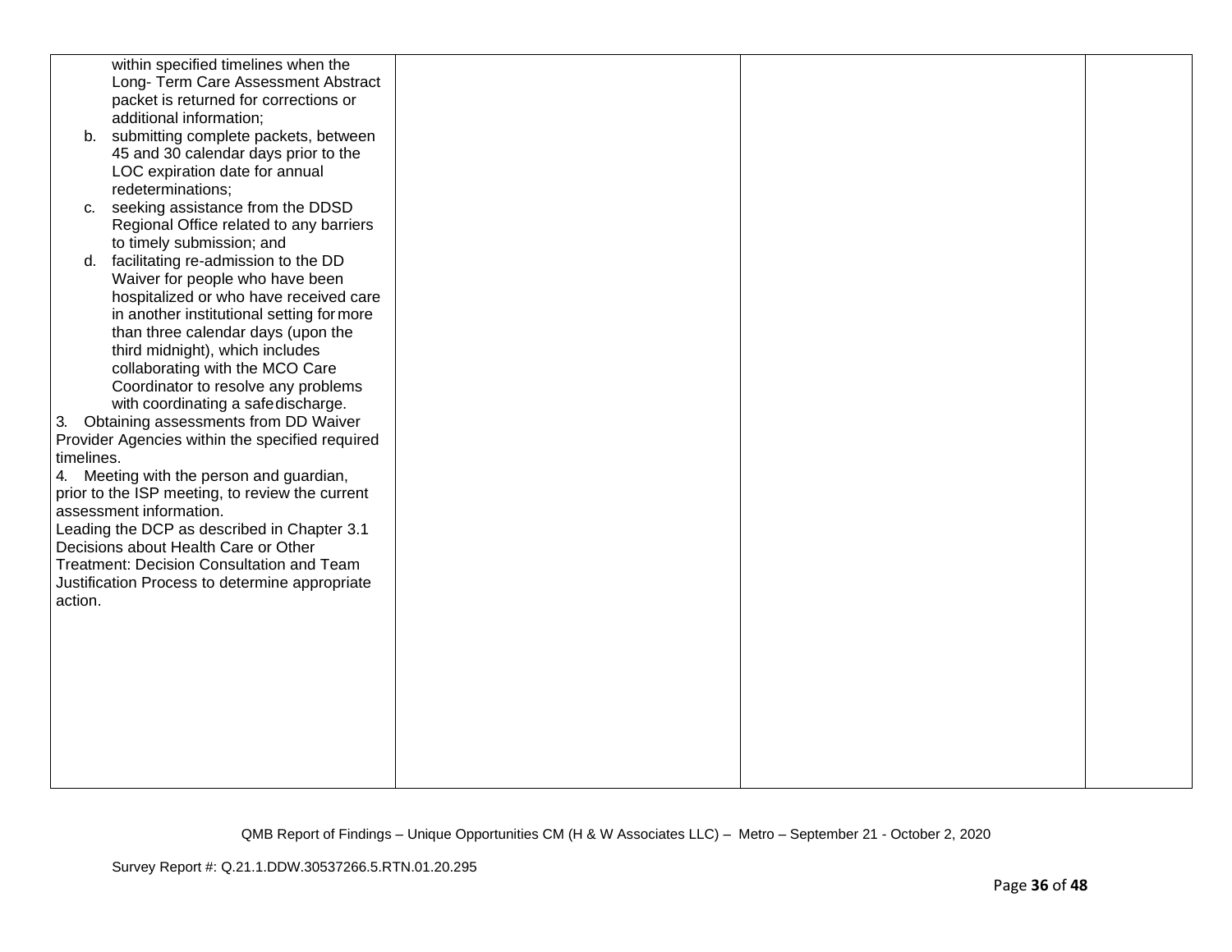| | | | |
|---|---|---|---|
| within specified timelines when the Long- Term Care Assessment Abstract packet is returned for corrections or additional information;<br>b. submitting complete packets, between 45 and 30 calendar days prior to the LOC expiration date for annual redeterminations;<br>c. seeking assistance from the DDSD Regional Office related to any barriers to timely submission; and<br>d. facilitating re-admission to the DD Waiver for people who have been hospitalized or who have received care in another institutional setting for more than three calendar days (upon the third midnight), which includes collaborating with the MCO Care Coordinator to resolve any problems with coordinating a safe discharge.<br>3. Obtaining assessments from DD Waiver Provider Agencies within the specified required timelines.<br>4. Meeting with the person and guardian, prior to the ISP meeting, to review the current assessment information.<br>Leading the DCP as described in Chapter 3.1 Decisions about Health Care or Other Treatment: Decision Consultation and Team Justification Process to determine appropriate action. | | | |

QMB Report of Findings – Unique Opportunities CM (H & W Associates LLC) – Metro – September 21 - October 2, 2020

Survey Report #: Q.21.1.DDW.30537266.5.RTN.01.20.295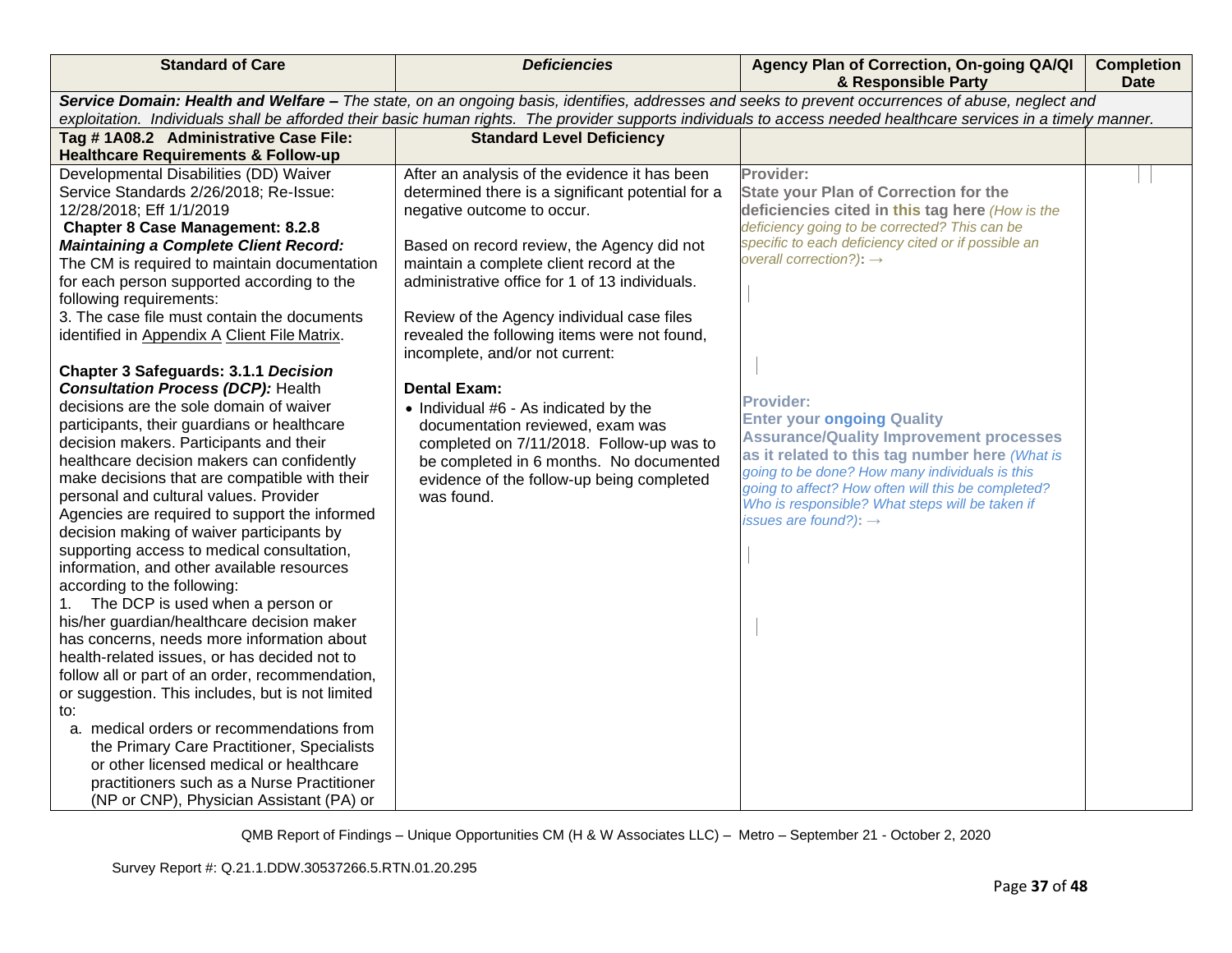| Standard of Care | *Deficiencies* | Agency Plan of Correction, On-going QA/QI & Responsible Party | Completion Date |
|---|---|---|---|
| ***Service Domain: Health and Welfare –** The state, on an ongoing basis, identifies, addresses and seeks to prevent occurrences of abuse, neglect and exploitation. Individuals shall be afforded their basic human rights. The provider supports individuals to access needed healthcare services in a timely manner.* | | | |
| **Tag # 1A08.2 Administrative Case File: Healthcare Requirements & Follow-up** | **Standard Level Deficiency** | | |
| Developmental Disabilities (DD) Waiver Service Standards 2/26/2018; Re-Issue: 12/28/2018; Eff 1/1/2019<br>**Chapter 8 Case Management: 8.2.8 *Maintaining a Complete Client Record:*** The CM is required to maintain documentation for each person supported according to the following requirements:<br>3. The case file must contain the documents identified in Appendix A Client File Matrix.<br><br>**Chapter 3 Safeguards: 3.1.1 *Decision Consultation Process (DCP):*** Health decisions are the sole domain of waiver participants, their guardians or healthcare decision makers. Participants and their healthcare decision makers can confidently make decisions that are compatible with their personal and cultural values. Provider Agencies are required to support the informed decision making of waiver participants by supporting access to medical consultation, information, and other available resources according to the following:<br>1. The DCP is used when a person or his/her guardian/healthcare decision maker has concerns, needs more information about health-related issues, or has decided not to follow all or part of an order, recommendation, or suggestion. This includes, but is not limited to:<br>a. medical orders or recommendations from the Primary Care Practitioner, Specialists or other licensed medical or healthcare practitioners such as a Nurse Practitioner (NP or CNP), Physician Assistant (PA) or | After an analysis of the evidence it has been determined there is a significant potential for a negative outcome to occur.<br><br>Based on record review, the Agency did not maintain a complete client record at the administrative office for 1 of 13 individuals.<br><br>Review of the Agency individual case files revealed the following items were not found, incomplete, and/or not current:<br><br>**Dental Exam:**<br>• Individual #6 - As indicated by the documentation reviewed, exam was completed on 7/11/2018. Follow-up was to be completed in 6 months. No documented evidence of the follow-up being completed was found. | **Provider:**<br>**State your Plan of Correction for the deficiencies cited in this tag here** *(How is the deficiency going to be corrected? This can be specific to each deficiency cited or if possible an overall correction?):* →<br><br><br>**Provider:**<br>**Enter your ongoing Quality Assurance/Quality Improvement processes as it related to this tag number here** *(What is going to be done? How many individuals is this going to affect? How often will this be completed? Who is responsible? What steps will be taken if issues are found?):* → | |

QMB Report of Findings – Unique Opportunities CM (H & W Associates LLC) – Metro – September 21 - October 2, 2020

Survey Report #: Q.21.1.DDW.30537266.5.RTN.01.20.295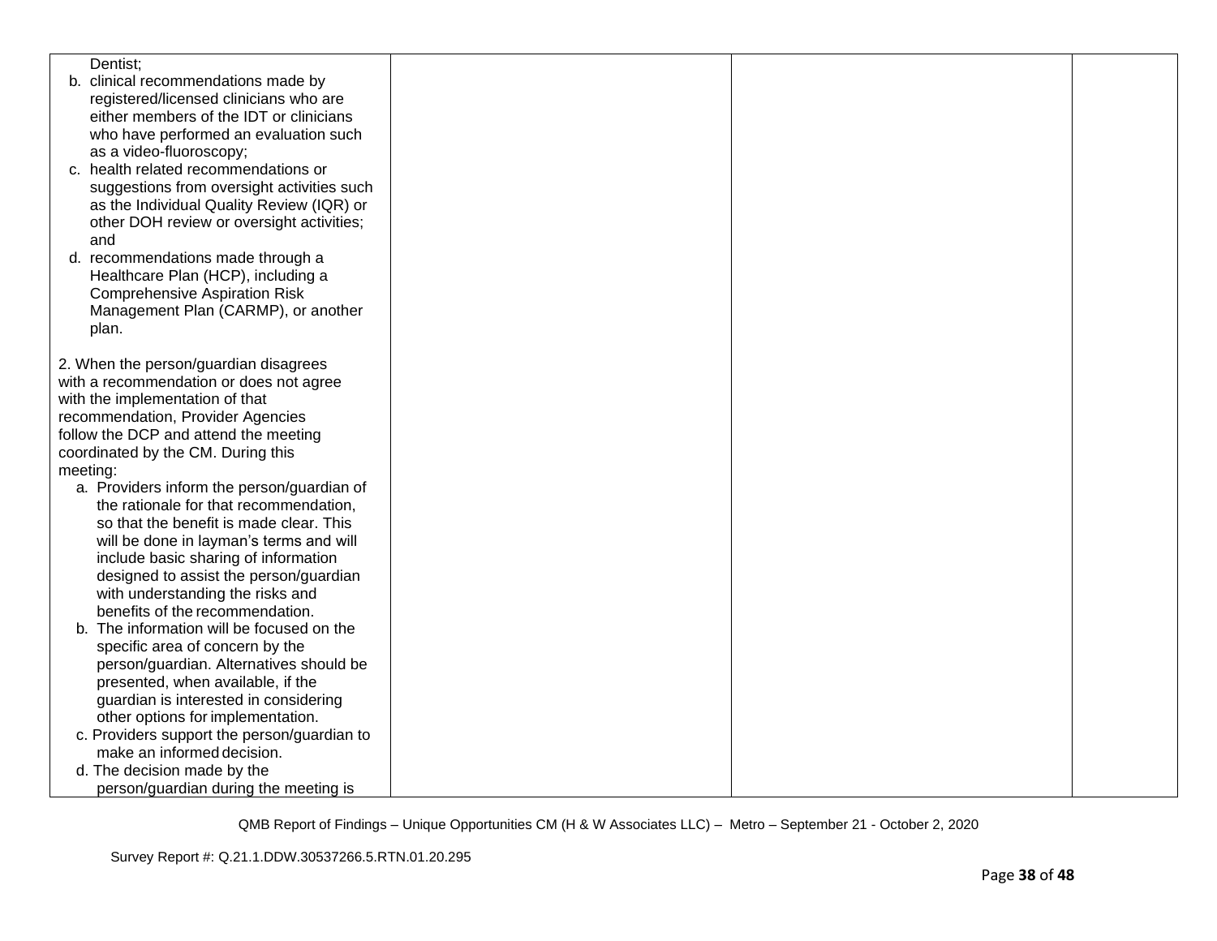| | | | |
|---|---|---|---|
| Dentist;<br>b. clinical recommendations made by registered/licensed clinicians who are either members of the IDT or clinicians who have performed an evaluation such as a video-fluoroscopy;<br>c. health related recommendations or suggestions from oversight activities such as the Individual Quality Review (IQR) or other DOH review or oversight activities; and<br>d. recommendations made through a Healthcare Plan (HCP), including a Comprehensive Aspiration Risk Management Plan (CARMP), or another plan.<br><br>2. When the person/guardian disagrees with a recommendation or does not agree with the implementation of that recommendation, Provider Agencies follow the DCP and attend the meeting coordinated by the CM. During this meeting:<br>a. Providers inform the person/guardian of the rationale for that recommendation, so that the benefit is made clear. This will be done in layman's terms and will include basic sharing of information designed to assist the person/guardian with understanding the risks and benefits of the recommendation.<br>b. The information will be focused on the specific area of concern by the person/guardian. Alternatives should be presented, when available, if the guardian is interested in considering other options for implementation.<br>c. Providers support the person/guardian to make an informed decision.<br>d. The decision made by the person/guardian during the meeting is | | | |

QMB Report of Findings – Unique Opportunities CM (H & W Associates LLC) – Metro – September 21 - October 2, 2020

Survey Report #: Q.21.1.DDW.30537266.5.RTN.01.20.295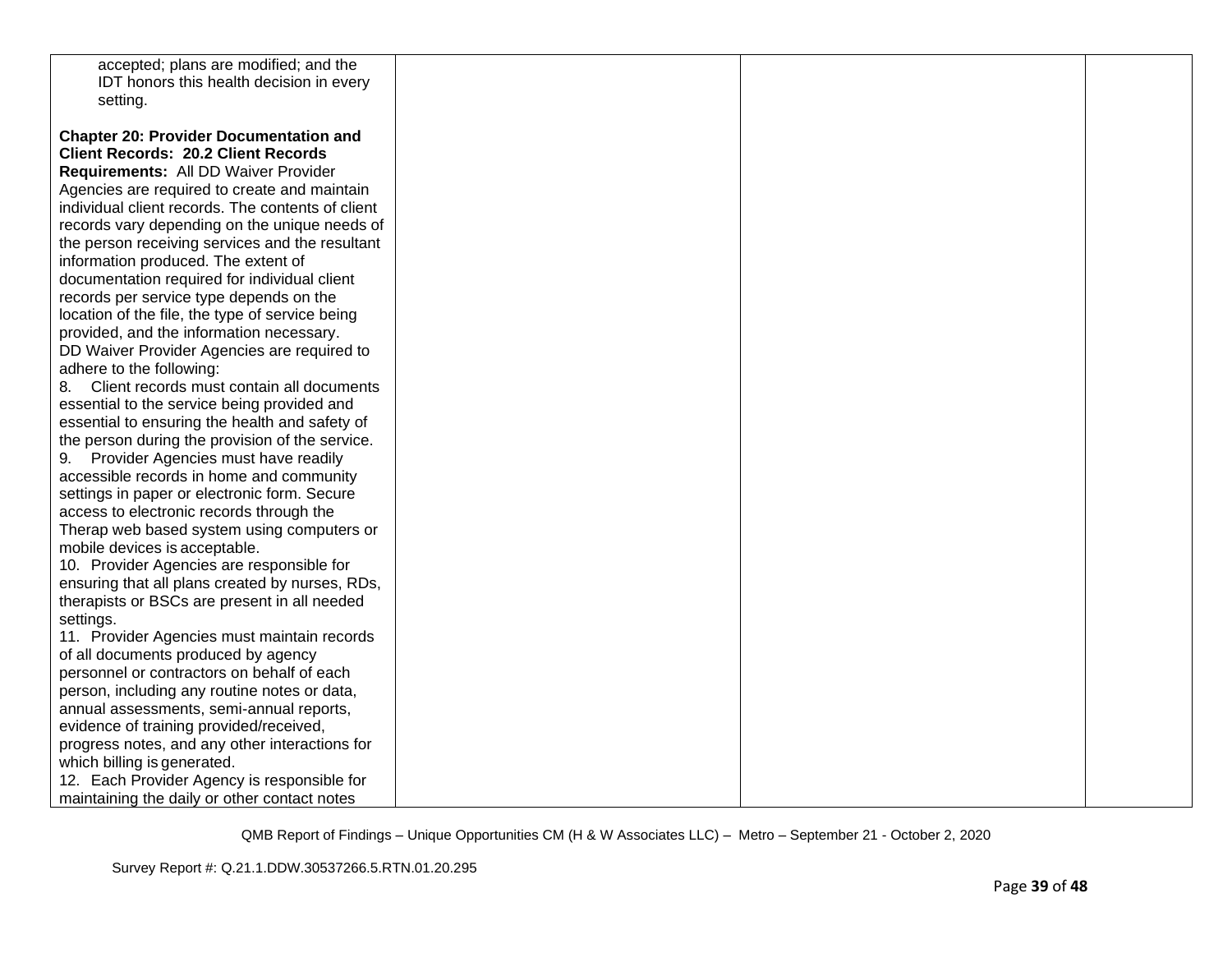| | | | |
|---|---|---|---|
| accepted; plans are modified; and the IDT honors this health decision in every setting.<br><br>**Chapter 20: Provider Documentation and Client Records: 20.2 Client Records Requirements:** All DD Waiver Provider Agencies are required to create and maintain individual client records. The contents of client records vary depending on the unique needs of the person receiving services and the resultant information produced. The extent of documentation required for individual client records per service type depends on the location of the file, the type of service being provided, and the information necessary.<br>DD Waiver Provider Agencies are required to adhere to the following:<br>8. Client records must contain all documents essential to the service being provided and essential to ensuring the health and safety of the person during the provision of the service.<br>9. Provider Agencies must have readily accessible records in home and community settings in paper or electronic form. Secure access to electronic records through the Therap web based system using computers or mobile devices is acceptable.<br>10. Provider Agencies are responsible for ensuring that all plans created by nurses, RDs, therapists or BSCs are present in all needed settings.<br>11. Provider Agencies must maintain records of all documents produced by agency personnel or contractors on behalf of each person, including any routine notes or data, annual assessments, semi-annual reports, evidence of training provided/received, progress notes, and any other interactions for which billing is generated.<br>12. Each Provider Agency is responsible for maintaining the daily or other contact notes | | | |

QMB Report of Findings – Unique Opportunities CM (H & W Associates LLC) – Metro – September 21 - October 2, 2020

Survey Report #: Q.21.1.DDW.30537266.5.RTN.01.20.295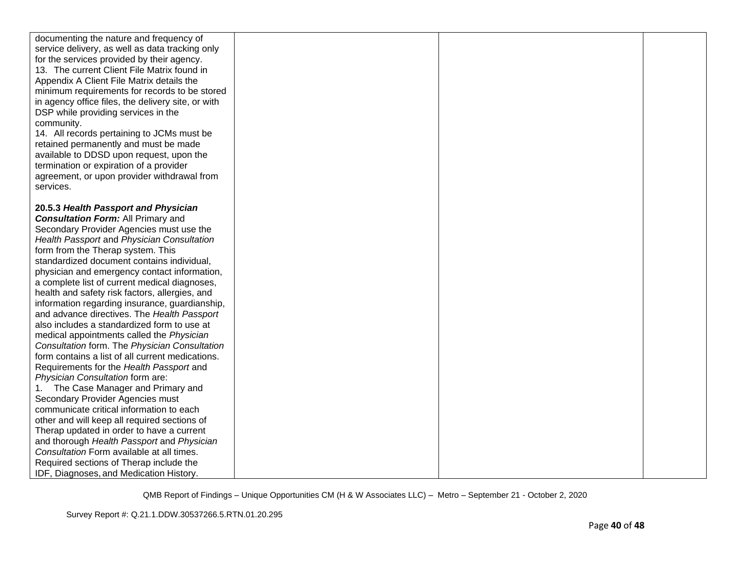| | | | |
|---|---|---|---|
| documenting the nature and frequency of service delivery, as well as data tracking only for the services provided by their agency.<br>13. The current Client File Matrix found in Appendix A Client File Matrix details the minimum requirements for records to be stored in agency office files, the delivery site, or with DSP while providing services in the community.<br>14. All records pertaining to JCMs must be retained permanently and must be made available to DDSD upon request, upon the termination or expiration of a provider agreement, or upon provider withdrawal from services.<br><br>**20.5.3 *Health Passport and Physician Consultation Form:*** All Primary and Secondary Provider Agencies must use the *Health Passport* and *Physician Consultation* form from the Therap system. This standardized document contains individual, physician and emergency contact information, a complete list of current medical diagnoses, health and safety risk factors, allergies, and information regarding insurance, guardianship, and advance directives. The *Health Passport* also includes a standardized form to use at medical appointments called the *Physician Consultation* form. The *Physician Consultation* form contains a list of all current medications. Requirements for the *Health Passport* and *Physician Consultation* form are:<br>1. The Case Manager and Primary and Secondary Provider Agencies must communicate critical information to each other and will keep all required sections of Therap updated in order to have a current and thorough *Health Passport* and *Physician Consultation* Form available at all times. Required sections of Therap include the IDF, Diagnoses, and Medication History. | | | |

QMB Report of Findings – Unique Opportunities CM (H & W Associates LLC) – Metro – September 21 - October 2, 2020

Survey Report #: Q.21.1.DDW.30537266.5.RTN.01.20.295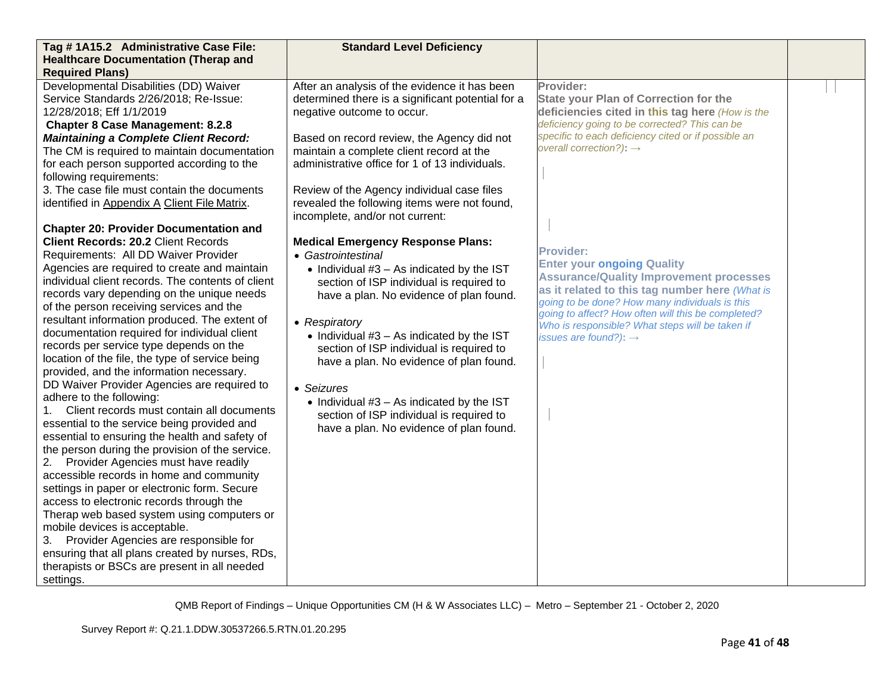| Tag # 1A15.2 Administrative Case File: Healthcare Documentation (Therap and Required Plans) | Standard Level Deficiency | | |
|---|---|---|---|
| Developmental Disabilities (DD) Waiver Service Standards 2/26/2018; Re-Issue: 12/28/2018; Eff 1/1/2019<br>**Chapter 8 Case Management: 8.2.8 *Maintaining a Complete Client Record:*** The CM is required to maintain documentation for each person supported according to the following requirements:<br>3. The case file must contain the documents identified in Appendix A Client File Matrix.<br><br>**Chapter 20: Provider Documentation and Client Records: 20.2** Client Records Requirements: All DD Waiver Provider Agencies are required to create and maintain individual client records. The contents of client records vary depending on the unique needs of the person receiving services and the resultant information produced. The extent of documentation required for individual client records per service type depends on the location of the file, the type of service being provided, and the information necessary.<br>DD Waiver Provider Agencies are required to adhere to the following:<br>1. Client records must contain all documents essential to the service being provided and essential to ensuring the health and safety of the person during the provision of the service.<br>2. Provider Agencies must have readily accessible records in home and community settings in paper or electronic form. Secure access to electronic records through the Therap web based system using computers or mobile devices is acceptable.<br>3. Provider Agencies are responsible for ensuring that all plans created by nurses, RDs, therapists or BSCs are present in all needed settings. | After an analysis of the evidence it has been determined there is a significant potential for a negative outcome to occur.<br><br>Based on record review, the Agency did not maintain a complete client record at the administrative office for 1 of 13 individuals.<br><br>Review of the Agency individual case files revealed the following items were not found, incomplete, and/or not current:<br><br>**Medical Emergency Response Plans:**<br>• *Gastrointestinal*<br>&nbsp;&nbsp;• Individual #3 – As indicated by the IST section of ISP individual is required to have a plan. No evidence of plan found.<br><br>• *Respiratory*<br>&nbsp;&nbsp;• Individual #3 – As indicated by the IST section of ISP individual is required to have a plan. No evidence of plan found.<br><br>• *Seizures*<br>&nbsp;&nbsp;• Individual #3 – As indicated by the IST section of ISP individual is required to have a plan. No evidence of plan found. | **Provider:**<br>**State your Plan of Correction for the deficiencies cited in this tag here** *(How is the deficiency going to be corrected? This can be specific to each deficiency cited or if possible an overall correction?)*: →<br><br><br>**Provider:**<br>**Enter your ongoing Quality Assurance/Quality Improvement processes as it related to this tag number here** *(What is going to be done? How many individuals is this going to affect? How often will this be completed? Who is responsible? What steps will be taken if issues are found?)*: → | |

QMB Report of Findings – Unique Opportunities CM (H & W Associates LLC) – Metro – September 21 - October 2, 2020

Survey Report #: Q.21.1.DDW.30537266.5.RTN.01.20.295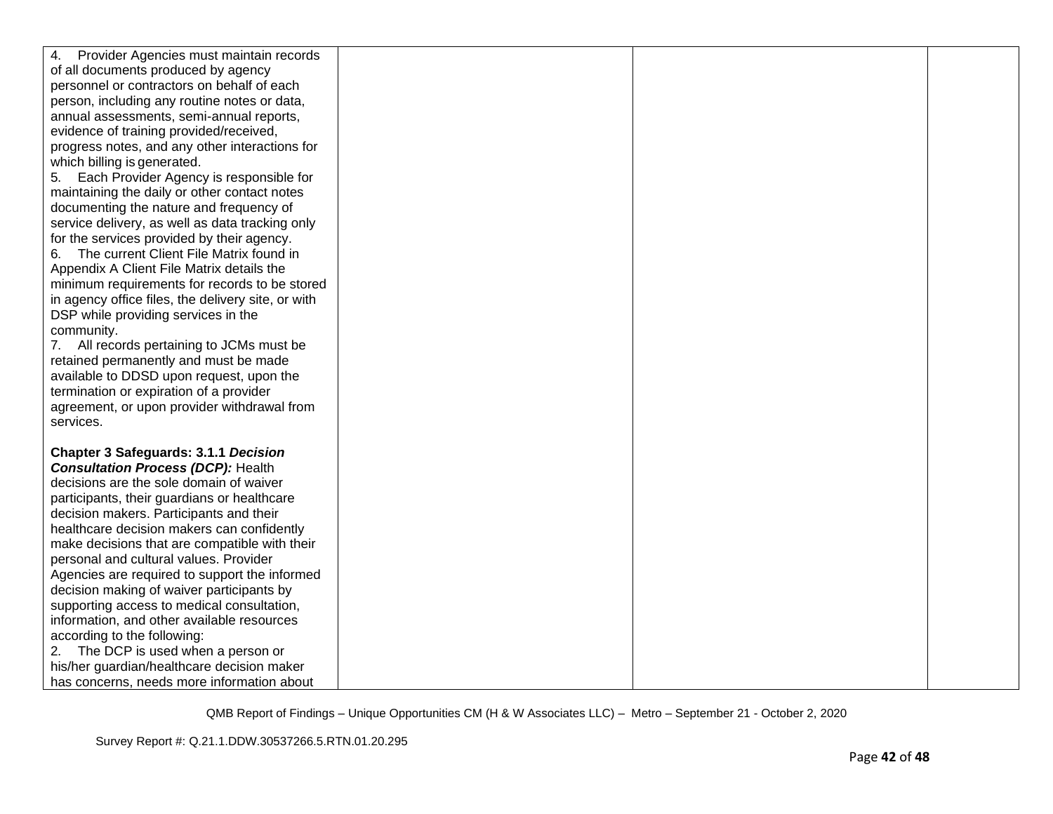| | | | |
|---|---|---|---|
| 4. Provider Agencies must maintain records of all documents produced by agency personnel or contractors on behalf of each person, including any routine notes or data, annual assessments, semi-annual reports, evidence of training provided/received, progress notes, and any other interactions for which billing is generated.<br>5. Each Provider Agency is responsible for maintaining the daily or other contact notes documenting the nature and frequency of service delivery, as well as data tracking only for the services provided by their agency.<br>6. The current Client File Matrix found in Appendix A Client File Matrix details the minimum requirements for records to be stored in agency office files, the delivery site, or with DSP while providing services in the community.<br>7. All records pertaining to JCMs must be retained permanently and must be made available to DDSD upon request, upon the termination or expiration of a provider agreement, or upon provider withdrawal from services.<br><br>**Chapter 3 Safeguards: 3.1.1 *Decision Consultation Process (DCP):*** Health decisions are the sole domain of waiver participants, their guardians or healthcare decision makers. Participants and their healthcare decision makers can confidently make decisions that are compatible with their personal and cultural values. Provider Agencies are required to support the informed decision making of waiver participants by supporting access to medical consultation, information, and other available resources according to the following:<br>2. The DCP is used when a person or his/her guardian/healthcare decision maker has concerns, needs more information about | | | |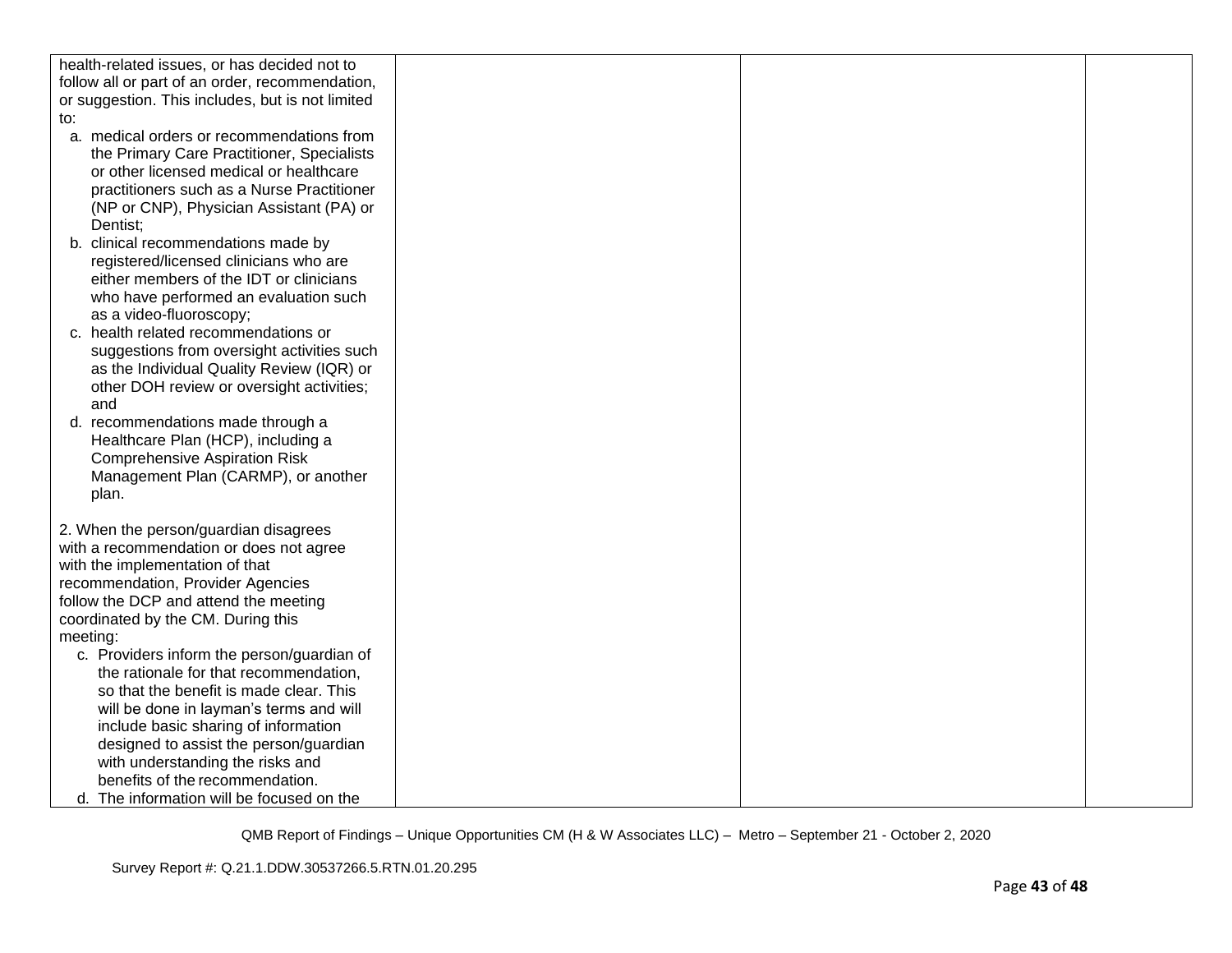| | | | |
|---|---|---|---|
| health-related issues, or has decided not to follow all or part of an order, recommendation, or suggestion. This includes, but is not limited to:<br>a. medical orders or recommendations from the Primary Care Practitioner, Specialists or other licensed medical or healthcare practitioners such as a Nurse Practitioner (NP or CNP), Physician Assistant (PA) or Dentist;<br>b. clinical recommendations made by registered/licensed clinicians who are either members of the IDT or clinicians who have performed an evaluation such as a video-fluoroscopy;<br>c. health related recommendations or suggestions from oversight activities such as the Individual Quality Review (IQR) or other DOH review or oversight activities; and<br>d. recommendations made through a Healthcare Plan (HCP), including a Comprehensive Aspiration Risk Management Plan (CARMP), or another plan.<br><br>2. When the person/guardian disagrees with a recommendation or does not agree with the implementation of that recommendation, Provider Agencies follow the DCP and attend the meeting coordinated by the CM. During this meeting:<br>c. Providers inform the person/guardian of the rationale for that recommendation, so that the benefit is made clear. This will be done in layman's terms and will include basic sharing of information designed to assist the person/guardian with understanding the risks and benefits of the recommendation.<br>d. The information will be focused on the | | | |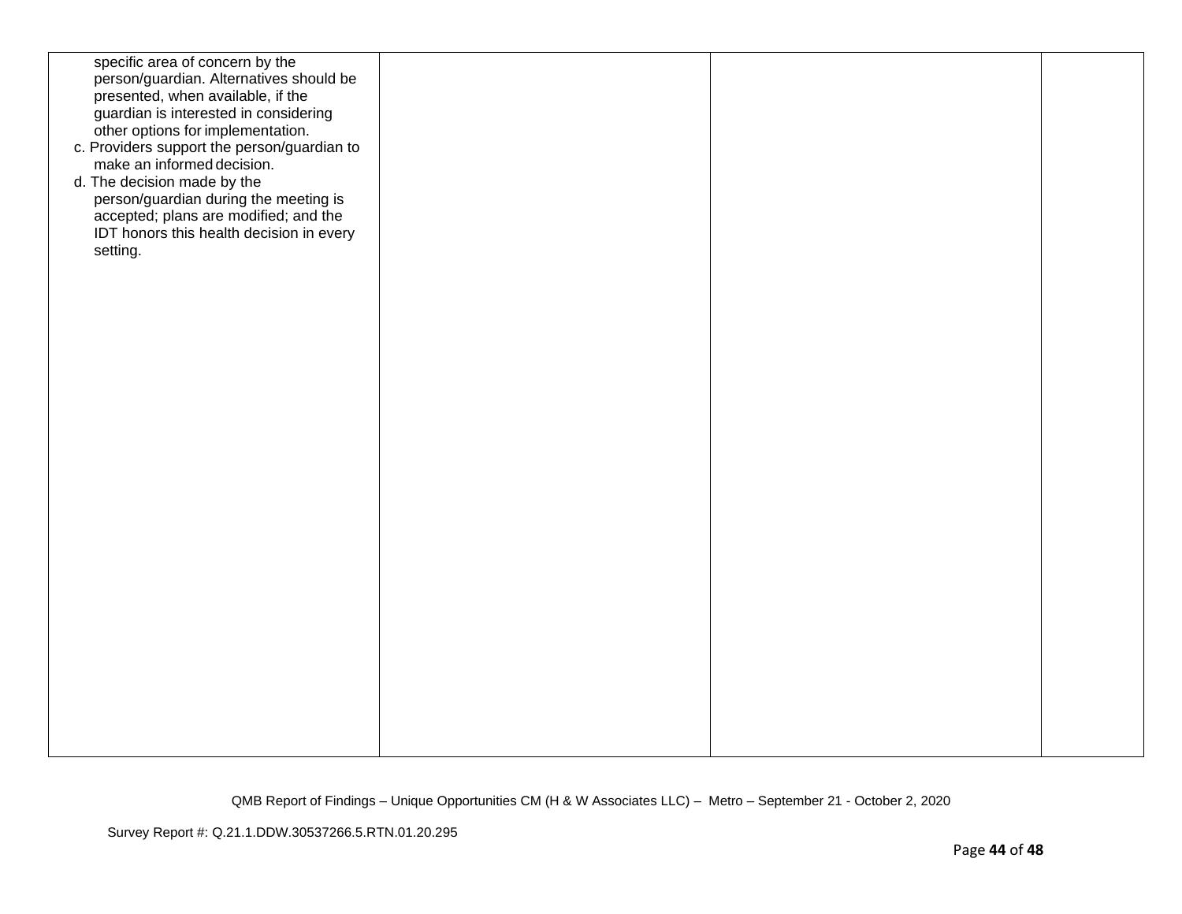| | | | |
|---|---|---|---|
| specific area of concern by the person/guardian. Alternatives should be presented, when available, if the guardian is interested in considering other options for implementation.<br>c. Providers support the person/guardian to make an informed decision.<br>d. The decision made by the person/guardian during the meeting is accepted; plans are modified; and the IDT honors this health decision in every setting. | | | |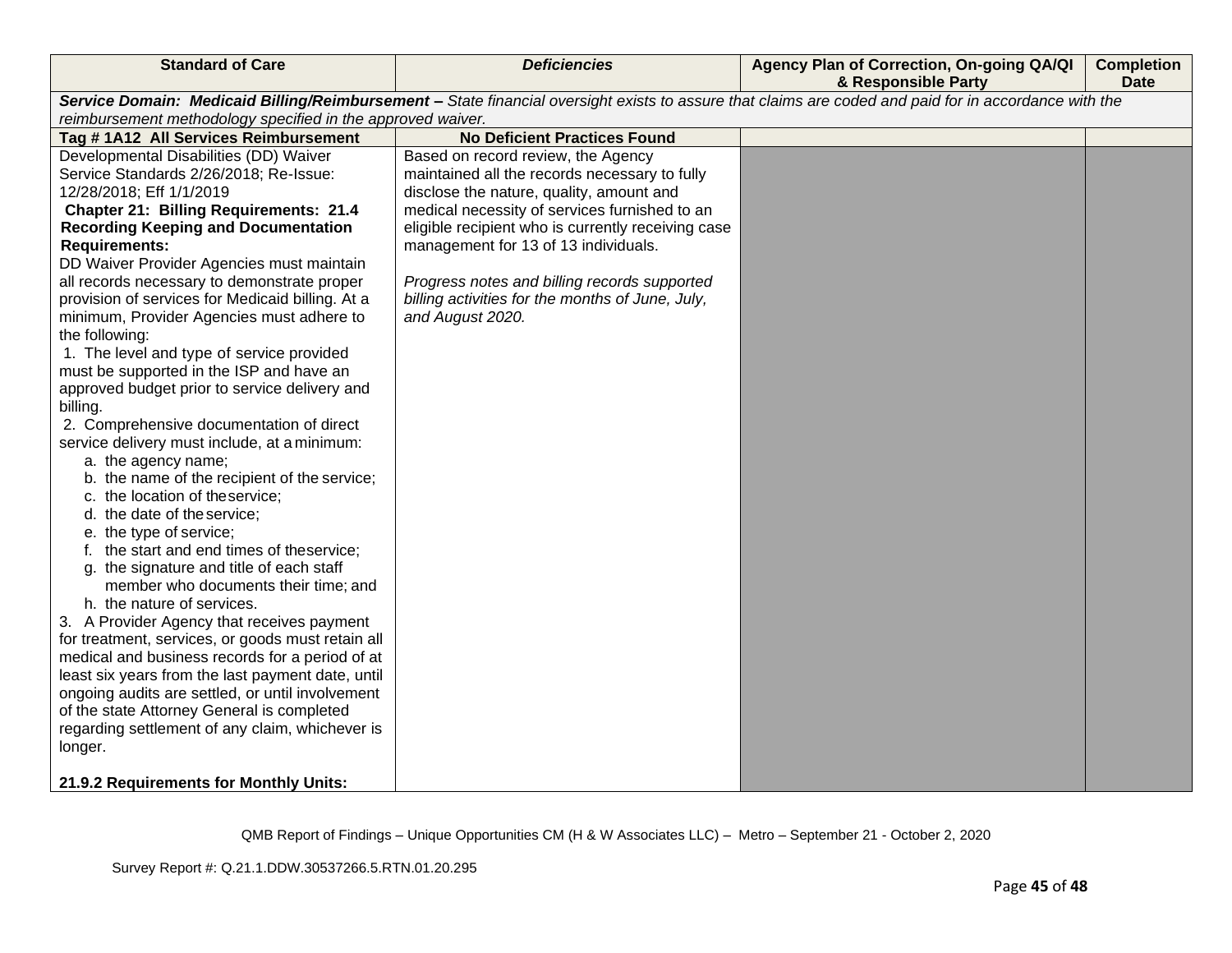| Standard of Care | *Deficiencies* | Agency Plan of Correction, On-going QA/QI & Responsible Party | Completion Date |
|---|---|---|---|
| ***Service Domain: Medicaid Billing/Reimbursement –** State financial oversight exists to assure that claims are coded and paid for in accordance with the reimbursement methodology specified in the approved waiver.* | | | |
| **Tag # 1A12 All Services Reimbursement** | **No Deficient Practices Found** | | |
| Developmental Disabilities (DD) Waiver Service Standards 2/26/2018; Re-Issue: 12/28/2018; Eff 1/1/2019<br>**Chapter 21: Billing Requirements: 21.4 Recording Keeping and Documentation Requirements:**<br>DD Waiver Provider Agencies must maintain all records necessary to demonstrate proper provision of services for Medicaid billing. At a minimum, Provider Agencies must adhere to the following:<br>1. The level and type of service provided must be supported in the ISP and have an approved budget prior to service delivery and billing.<br>2. Comprehensive documentation of direct service delivery must include, at a minimum:<br>a. the agency name;<br>b. the name of the recipient of the service;<br>c. the location of the service;<br>d. the date of the service;<br>e. the type of service;<br>f. the start and end times of the service;<br>g. the signature and title of each staff member who documents their time; and<br>h. the nature of services.<br>3. A Provider Agency that receives payment for treatment, services, or goods must retain all medical and business records for a period of at least six years from the last payment date, until ongoing audits are settled, or until involvement of the state Attorney General is completed regarding settlement of any claim, whichever is longer.<br><br>**21.9.2 Requirements for Monthly Units:** | Based on record review, the Agency maintained all the records necessary to fully disclose the nature, quality, amount and medical necessity of services furnished to an eligible recipient who is currently receiving case management for 13 of 13 individuals.<br><br>*Progress notes and billing records supported billing activities for the months of June, July, and August 2020.* | | |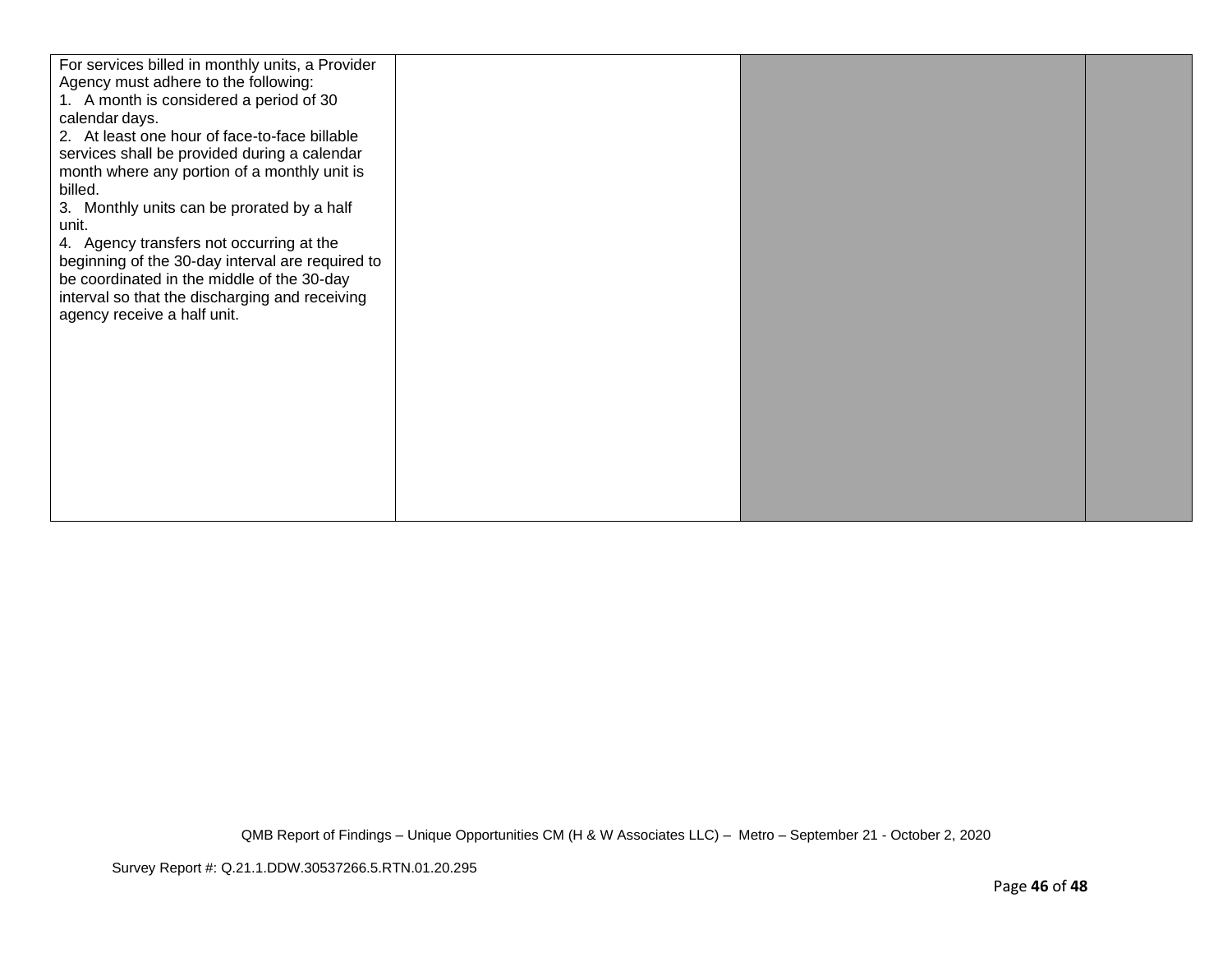| | | | |
|---|---|---|---|
| For services billed in monthly units, a Provider Agency must adhere to the following:<br>1. A month is considered a period of 30 calendar days.<br>2. At least one hour of face-to-face billable services shall be provided during a calendar month where any portion of a monthly unit is billed.<br>3. Monthly units can be prorated by a half unit.<br>4. Agency transfers not occurring at the beginning of the 30-day interval are required to be coordinated in the middle of the 30-day interval so that the discharging and receiving agency receive a half unit. | | | |

QMB Report of Findings – Unique Opportunities CM (H & W Associates LLC) – Metro – September 21 - October 2, 2020

Survey Report #: Q.21.1.DDW.30537266.5.RTN.01.20.295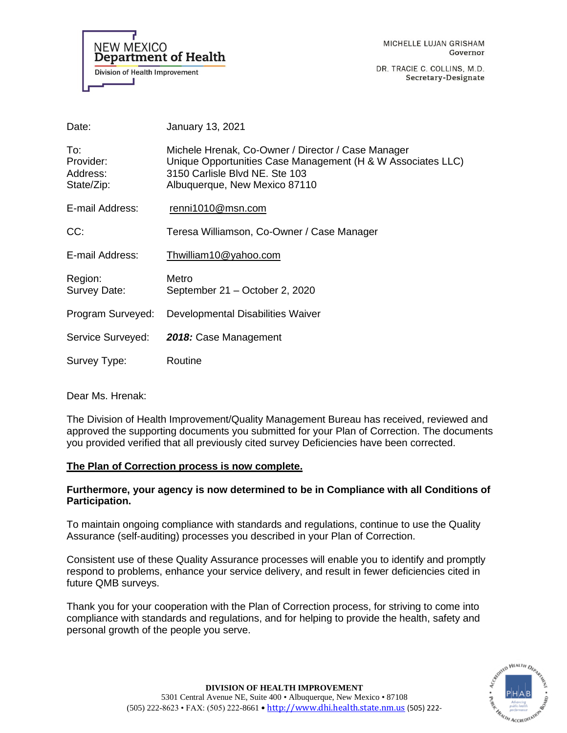NEW MEXICO
**Department of Health**
Division of Health Improvement

MICHELLE LUJAN GRISHAM
Governor

DR. TRACIE C. COLLINS, M.D.
Secretary-Designate

| | |
|---|---|
| Date: | January 13, 2021 |
| To: | Michele Hrenak, Co-Owner / Director / Case Manager |
| Provider: | Unique Opportunities Case Management (H & W Associates LLC) |
| Address: | 3150 Carlisle Blvd NE. Ste 103 |
| State/Zip: | Albuquerque, New Mexico 87110 |
| E-mail Address: | renni1010@msn.com |
| CC: | Teresa Williamson, Co-Owner / Case Manager |
| E-mail Address: | Thwilliam10@yahoo.com |
| Region: | Metro |
| Survey Date: | September 21 – October 2, 2020 |
| Program Surveyed: | Developmental Disabilities Waiver |
| Service Surveyed: | ***2018:*** Case Management |
| Survey Type: | Routine |

Dear Ms. Hrenak:

The Division of Health Improvement/Quality Management Bureau has received, reviewed and approved the supporting documents you submitted for your Plan of Correction. The documents you provided verified that all previously cited survey Deficiencies have been corrected.

**The Plan of Correction process is now complete.**

**Furthermore, your agency is now determined to be in Compliance with all Conditions of Participation.**

To maintain ongoing compliance with standards and regulations, continue to use the Quality Assurance (self-auditing) processes you described in your Plan of Correction.

Consistent use of these Quality Assurance processes will enable you to identify and promptly respond to problems, enhance your service delivery, and result in fewer deficiencies cited in future QMB surveys.

Thank you for your cooperation with the Plan of Correction process, for striving to come into compliance with standards and regulations, and for helping to provide the health, safety and personal growth of the people you serve.

**DIVISION OF HEALTH IMPROVEMENT**
5301 Central Avenue NE, Suite 400 • Albuquerque, New Mexico • 87108
(505) 222-8623 • FAX: (505) 222-8661 • http://www.dhi.health.state.nm.us (505) 222-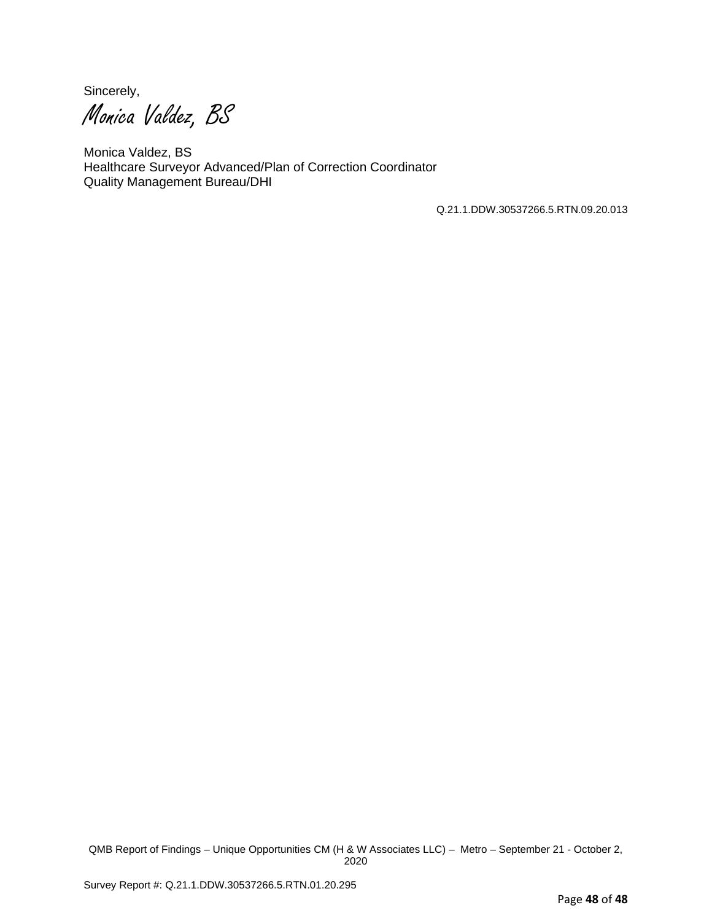Sincerely,

*Monica Valdez, BS*

Monica Valdez, BS
Healthcare Surveyor Advanced/Plan of Correction Coordinator
Quality Management Bureau/DHI

Q.21.1.DDW.30537266.5.RTN.09.20.013